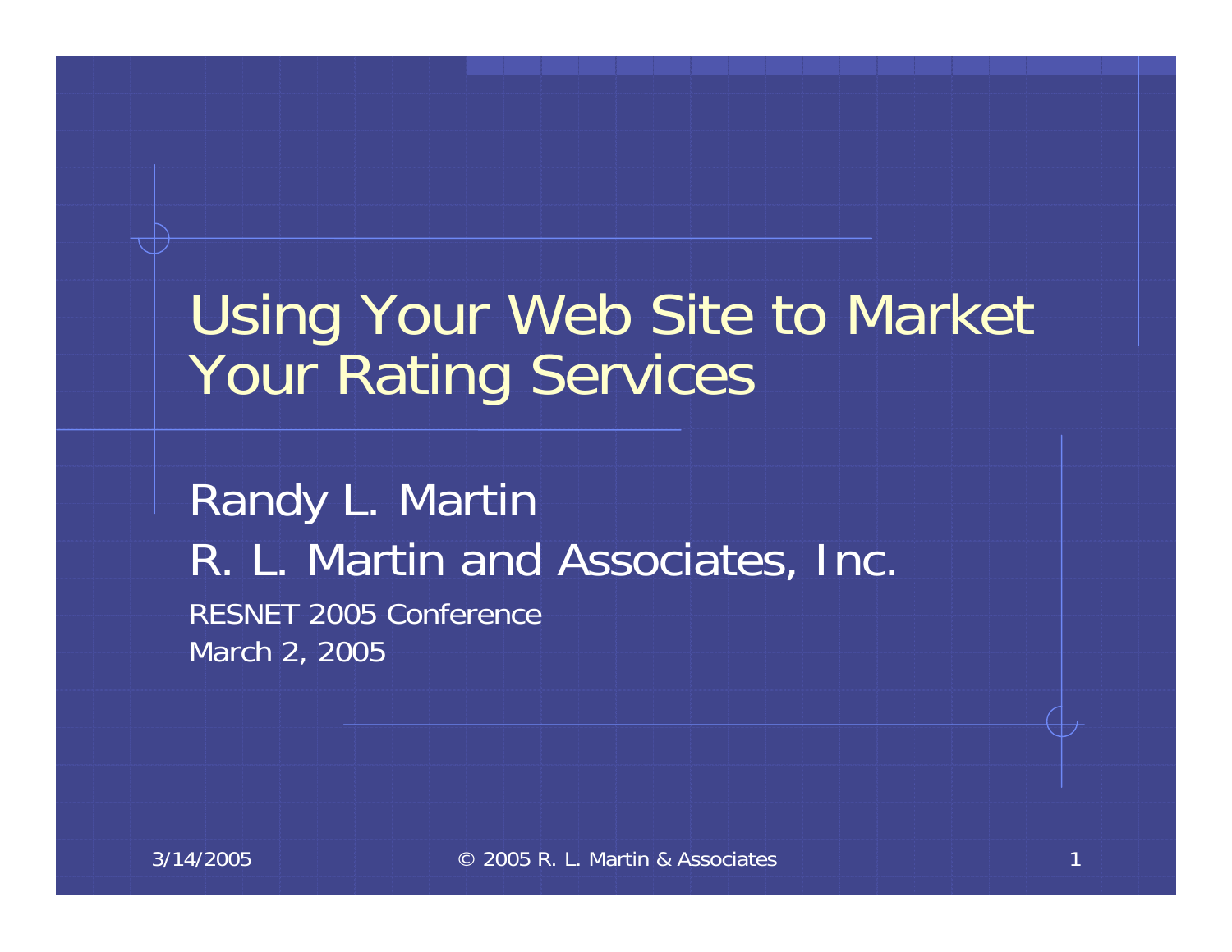# Using Your Web Site to Market Your Rating Services

Randy L. Martin

R. L. Martin and Associates, Inc.

RESNET 2005 Conference

March 2, 2005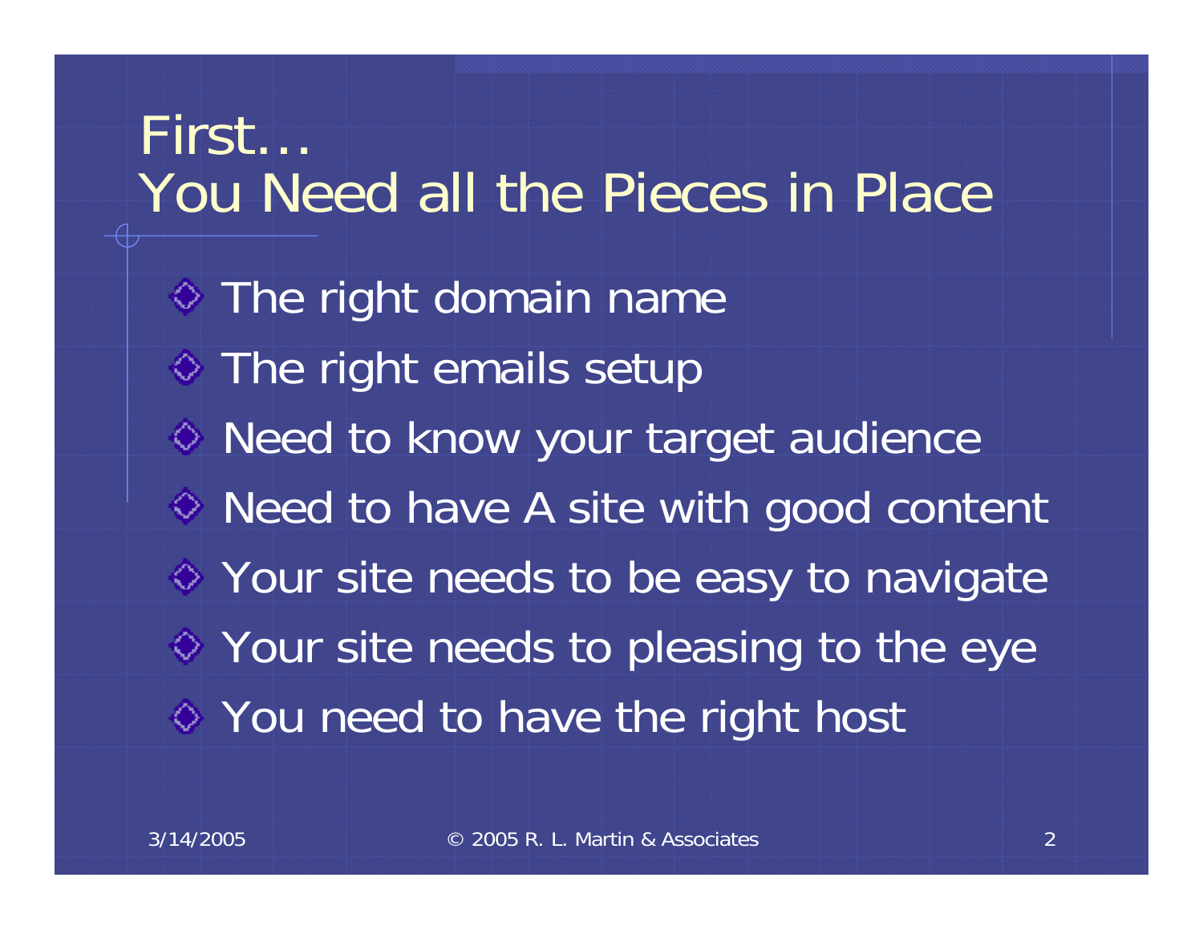# First…
# You Need all the Pieces in Place

- The right domain name
- The right emails setup
- Need to know your target audience
- Need to have A site with good content
- Your site needs to be easy to navigate
- Your site needs to pleasing to the eye
- You need to have the right host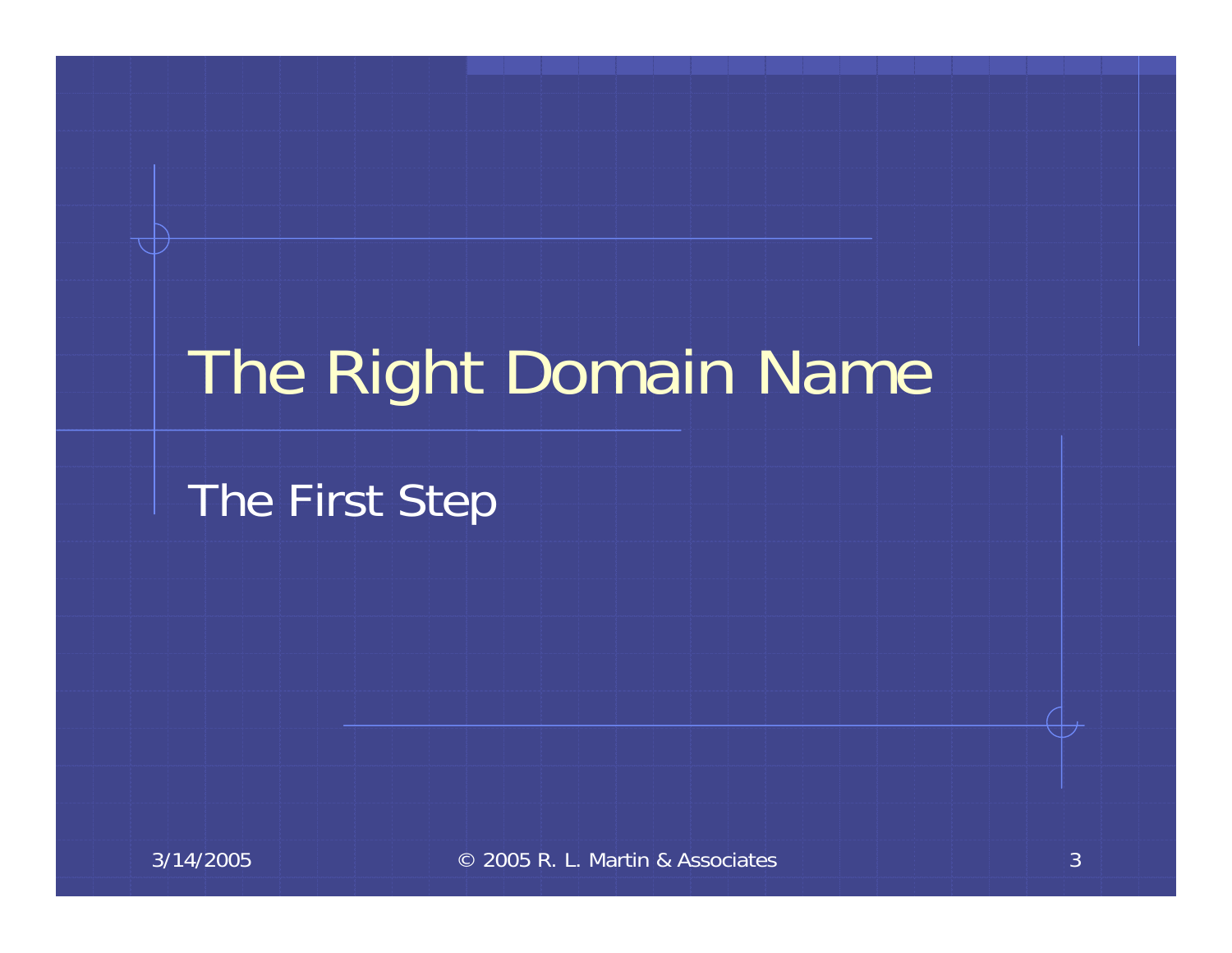# The Right Domain Name

The First Step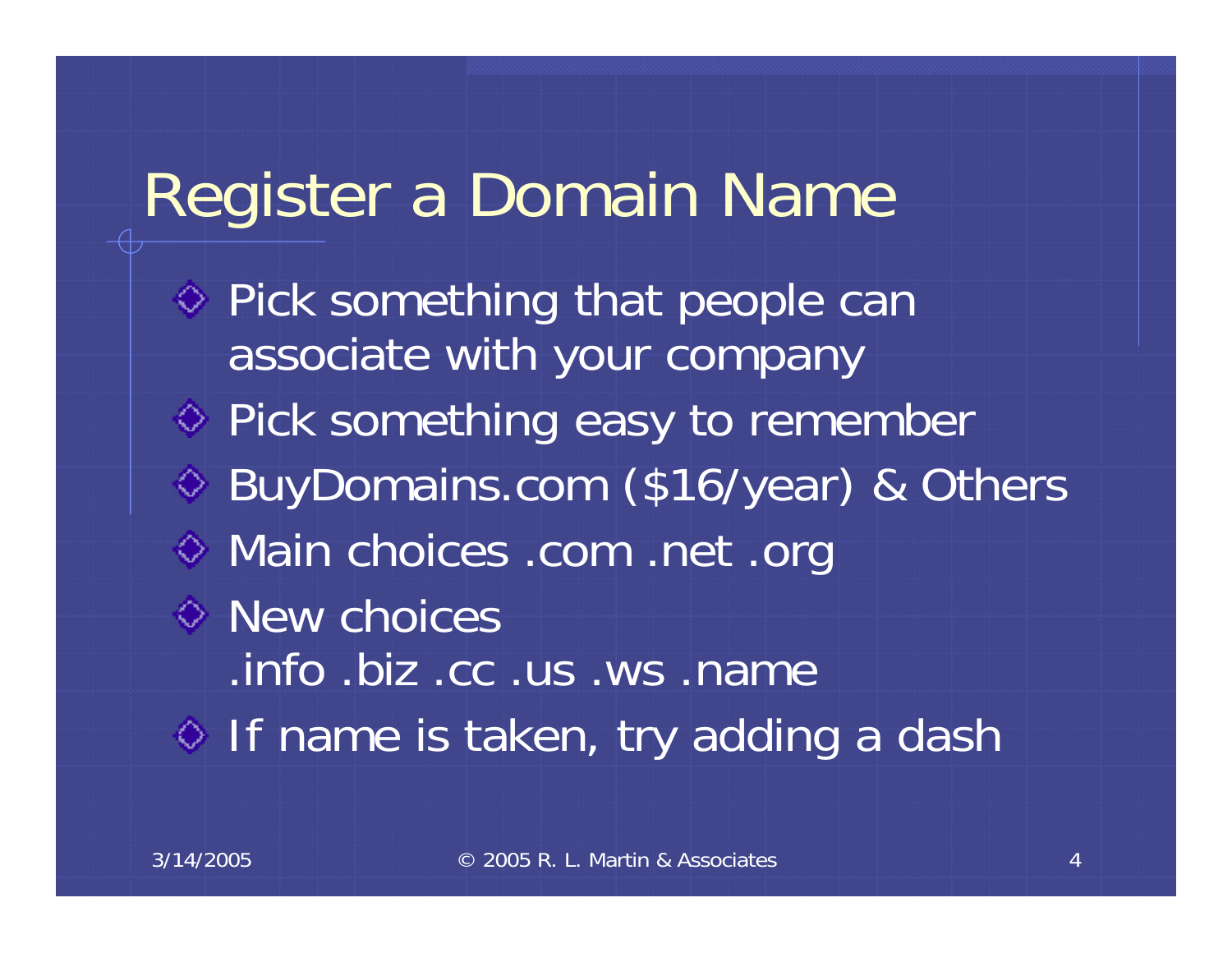# Register a Domain Name

- Pick something that people can associate with your company
- Pick something easy to remember
- BuyDomains.com ($16/year) & Others
- Main choices .com .net .org
- New choices
  .info .biz .cc .us .ws .name
- If name is taken, try adding a dash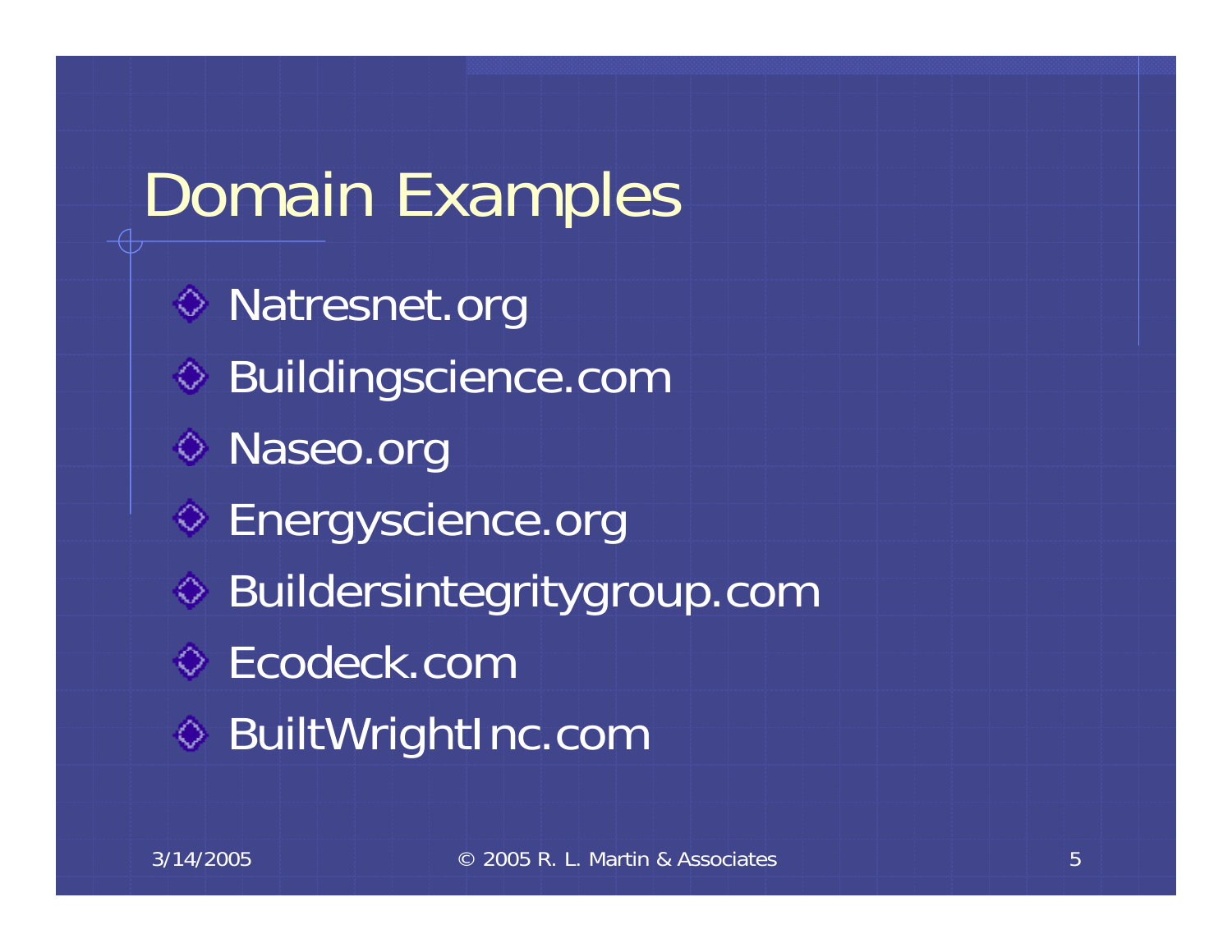# Domain Examples

- Natresnet.org
- Buildingscience.com
- Naseo.org
- Energyscience.org
- Buildersintegritygroup.com
- Ecodeck.com
- BuiltWrightInc.com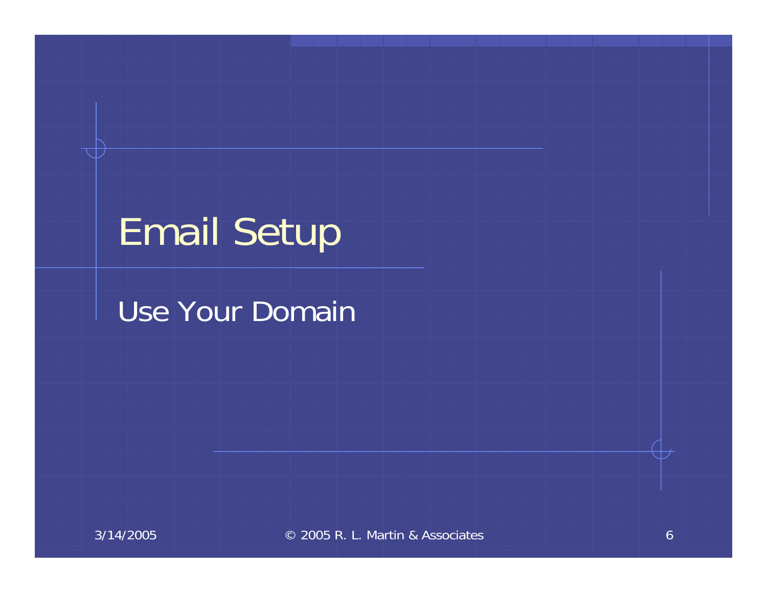# Email Setup

Use Your Domain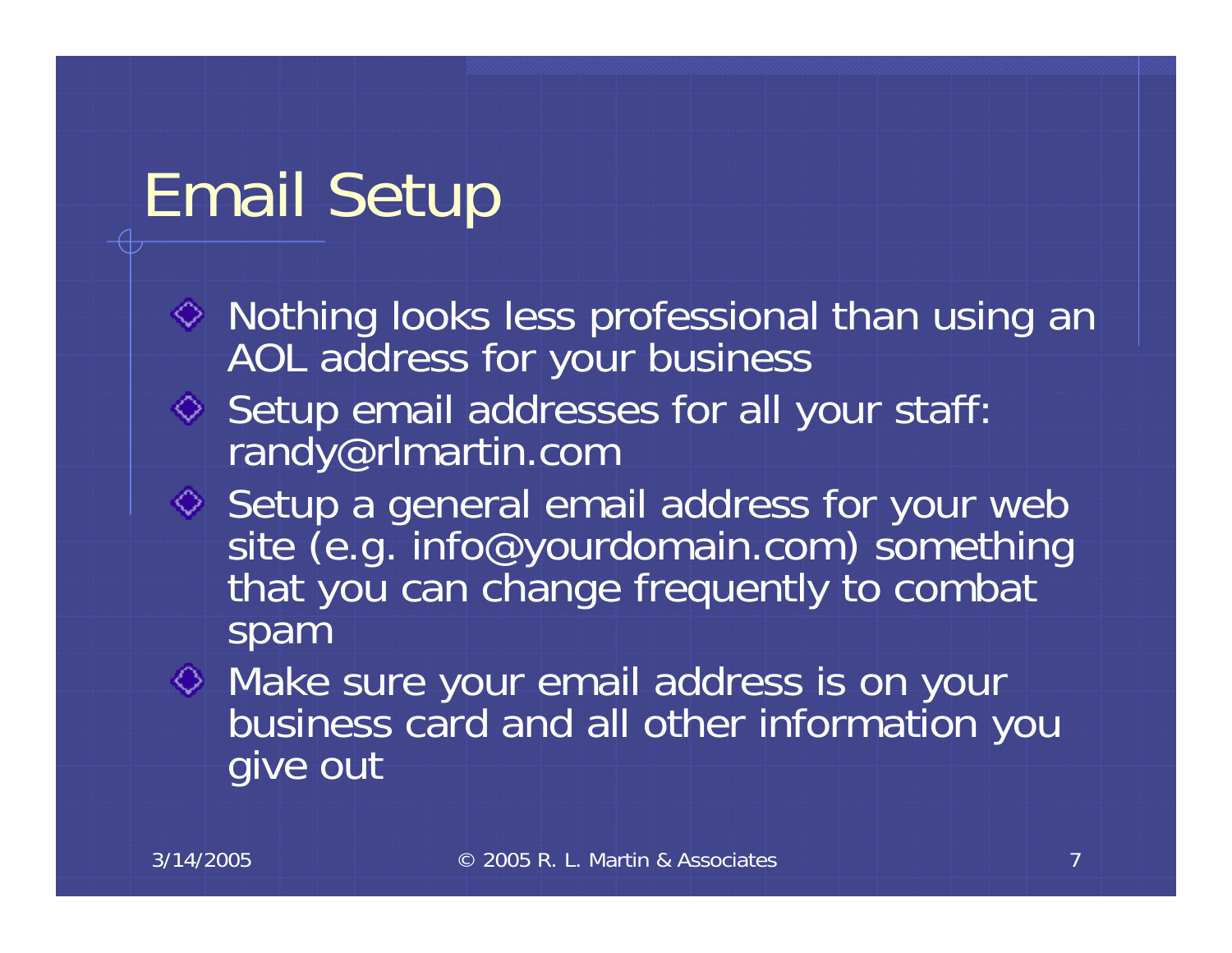# Email Setup

- Nothing looks less professional than using an AOL address for your business
- Setup email addresses for all your staff: randy@rlmartin.com
- Setup a general email address for your web site (e.g. info@yourdomain.com) something that you can change frequently to combat spam
- Make sure your email address is on your business card and all other information you give out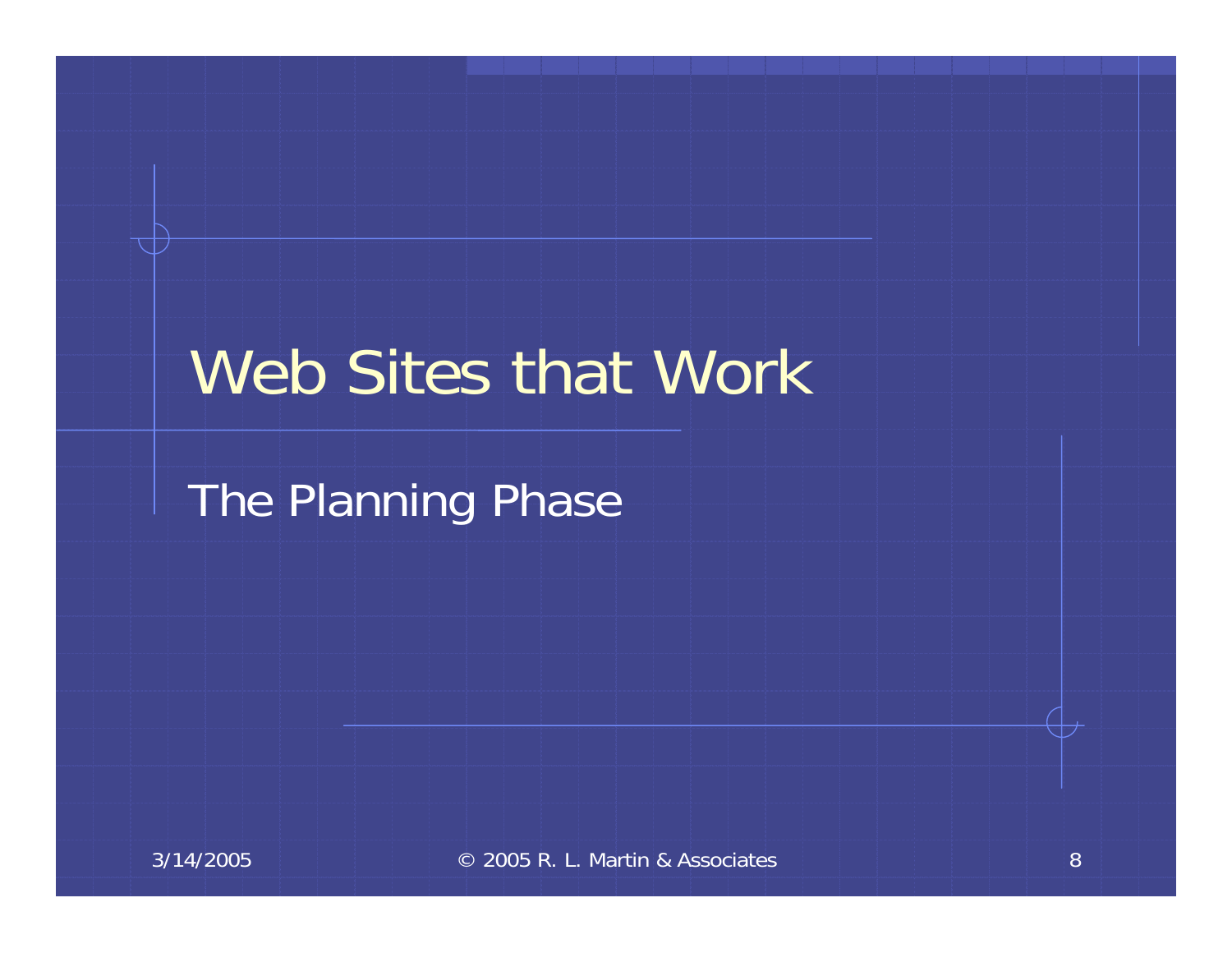# Web Sites that Work

## The Planning Phase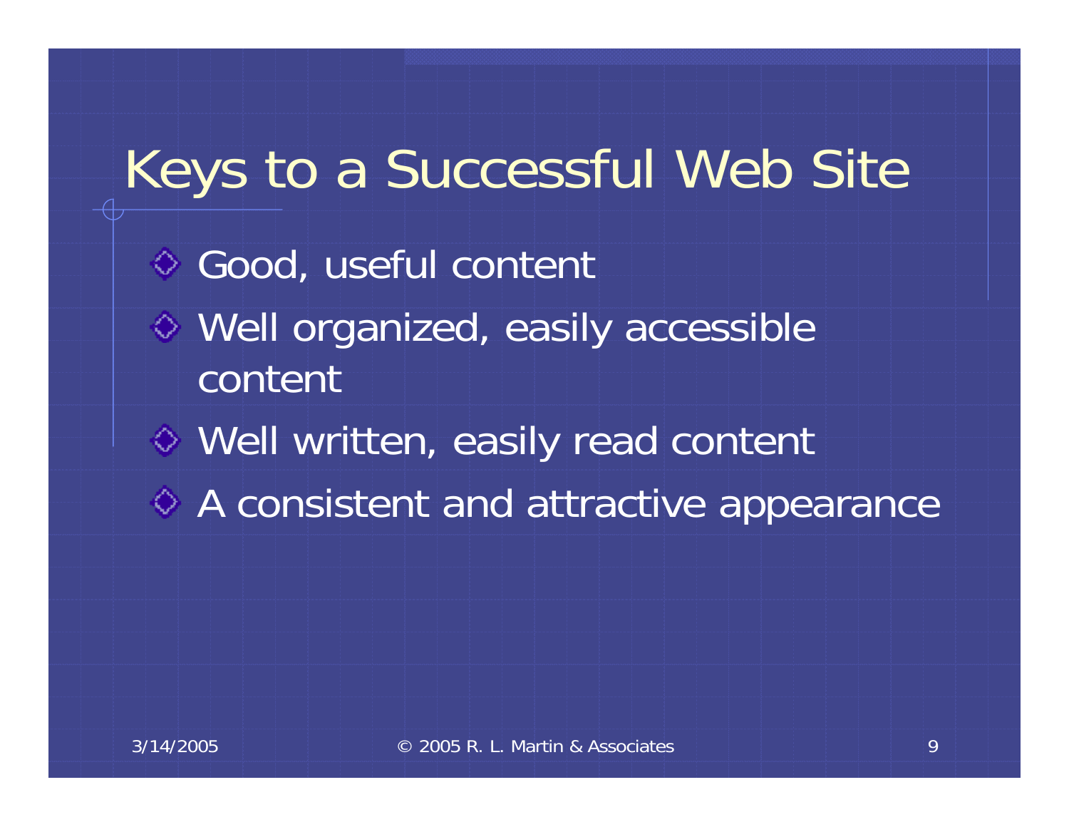# Keys to a Successful Web Site

- Good, useful content
- Well organized, easily accessible content
- Well written, easily read content
- A consistent and attractive appearance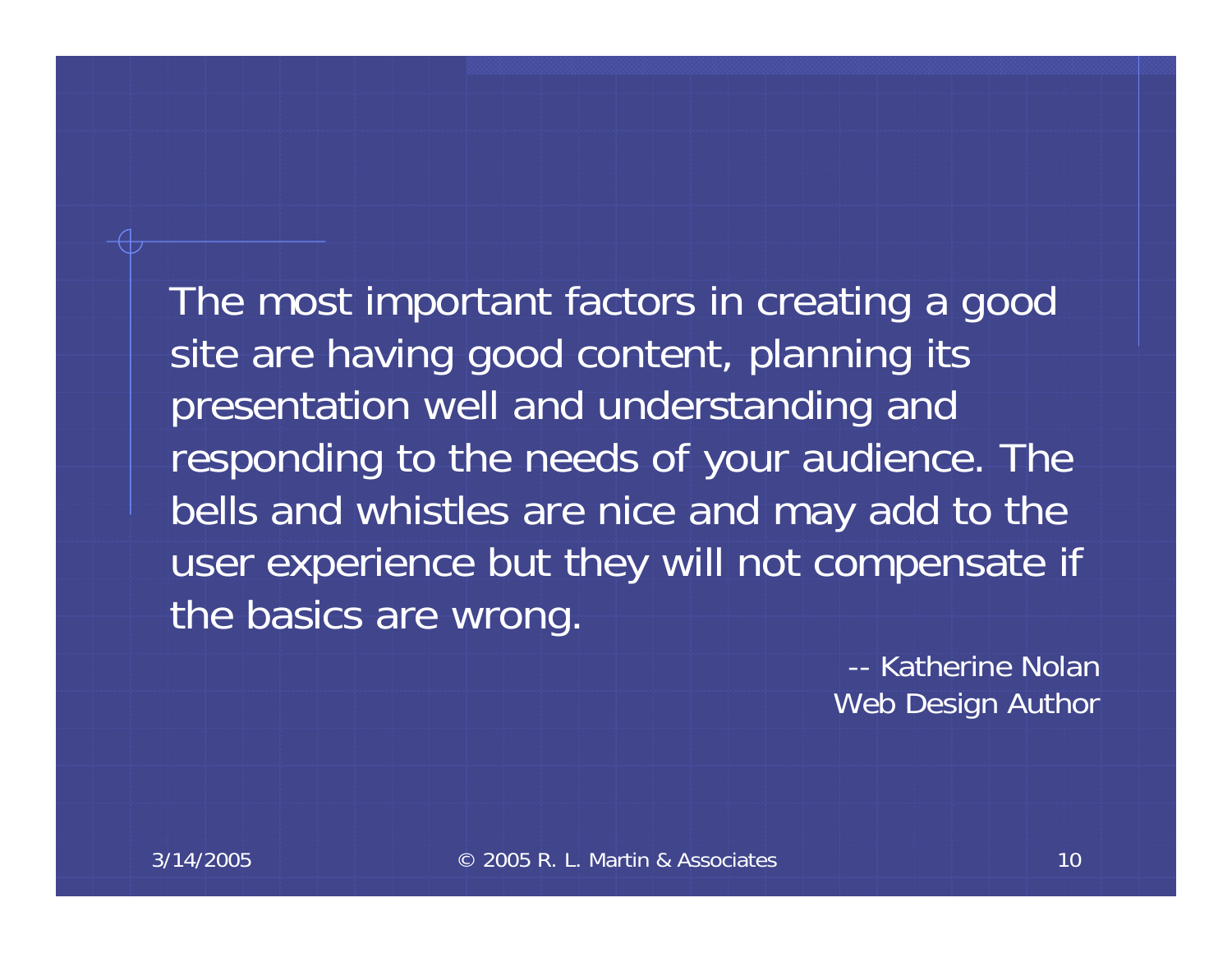The most important factors in creating a good site are having good content, planning its presentation well and understanding and responding to the needs of your audience. The bells and whistles are nice and may add to the user experience but they will not compensate if the basics are wrong.

-- Katherine Nolan
Web Design Author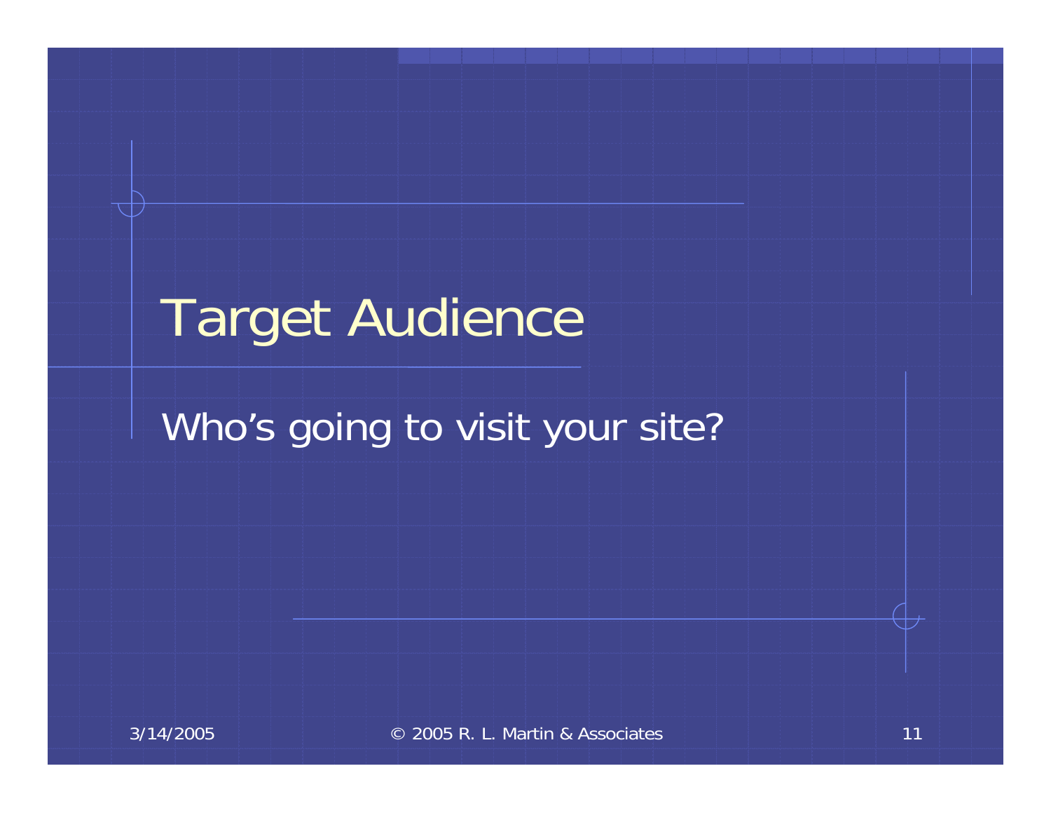# Target Audience

Who’s going to visit your site?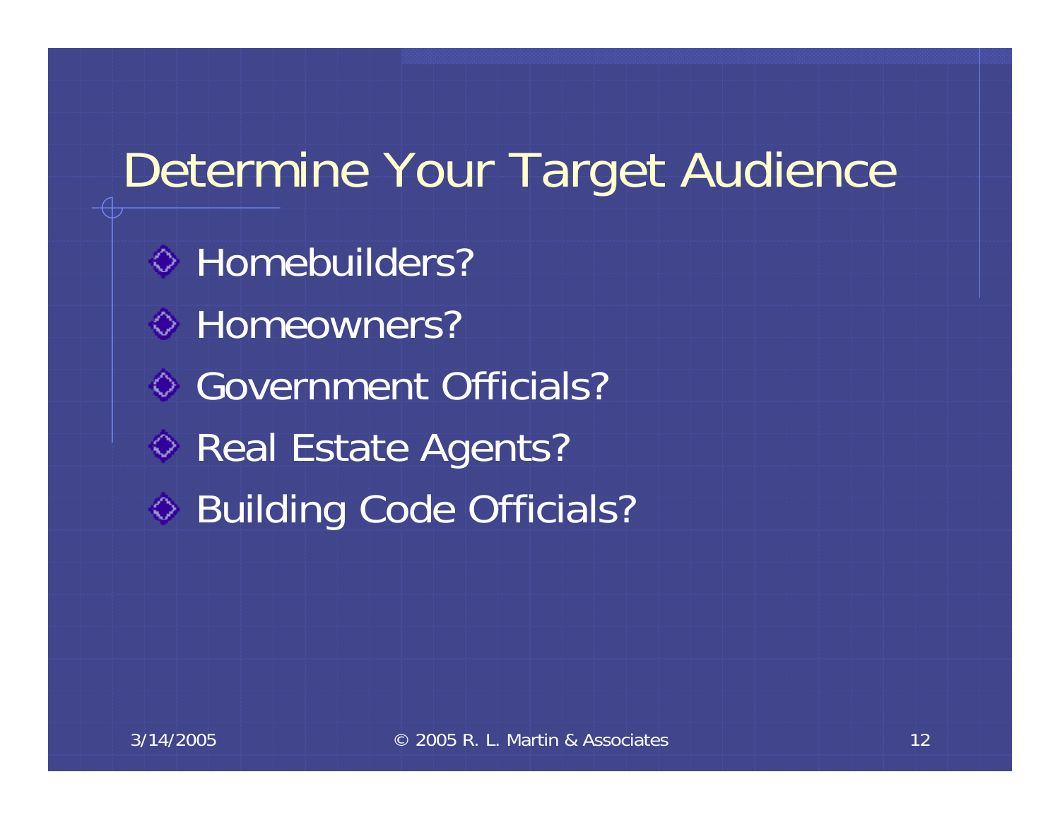# Determine Your Target Audience

- Homebuilders?
- Homeowners?
- Government Officials?
- Real Estate Agents?
- Building Code Officials?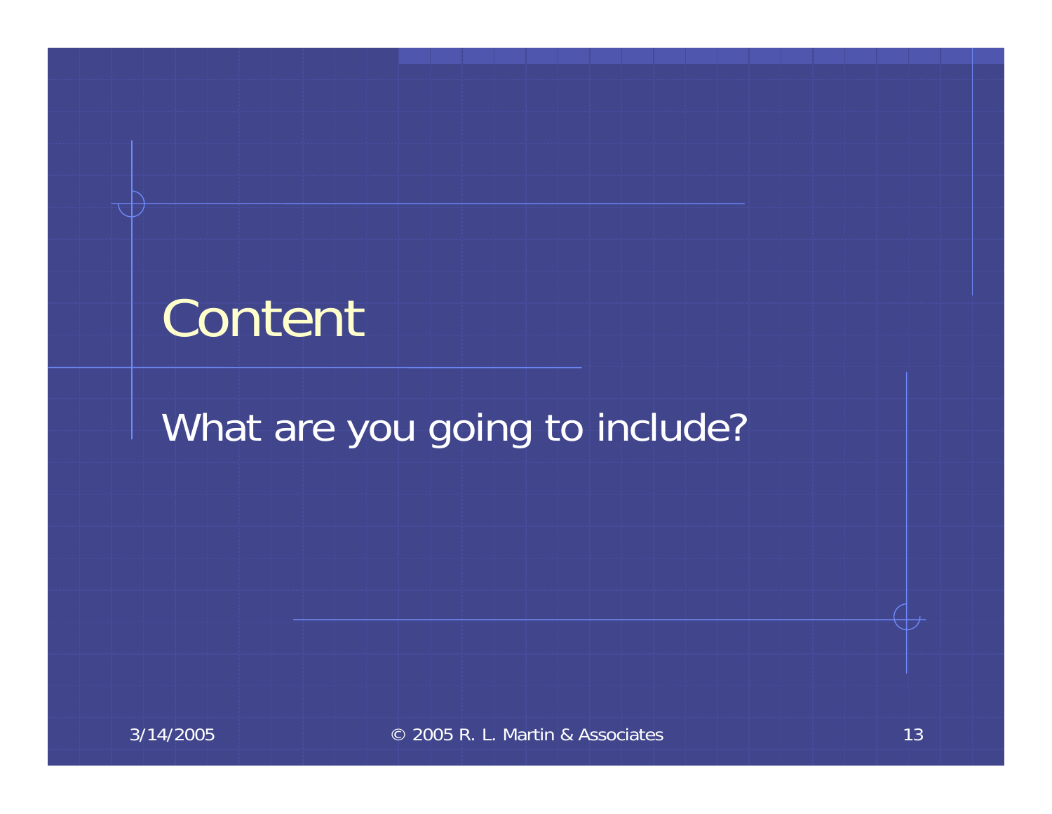# Content

What are you going to include?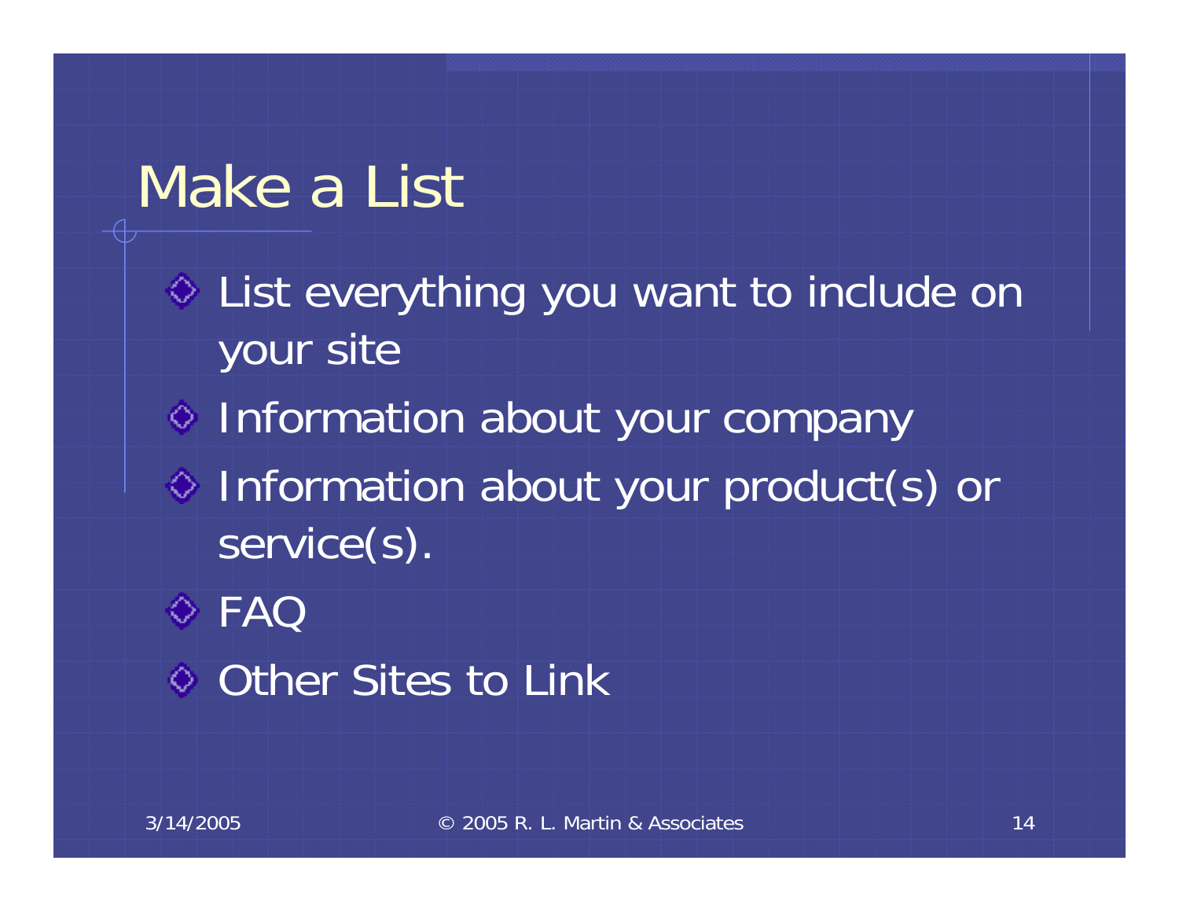# Make a List

- List everything you want to include on your site
- Information about your company
- Information about your product(s) or service(s).
- FAQ
- Other Sites to Link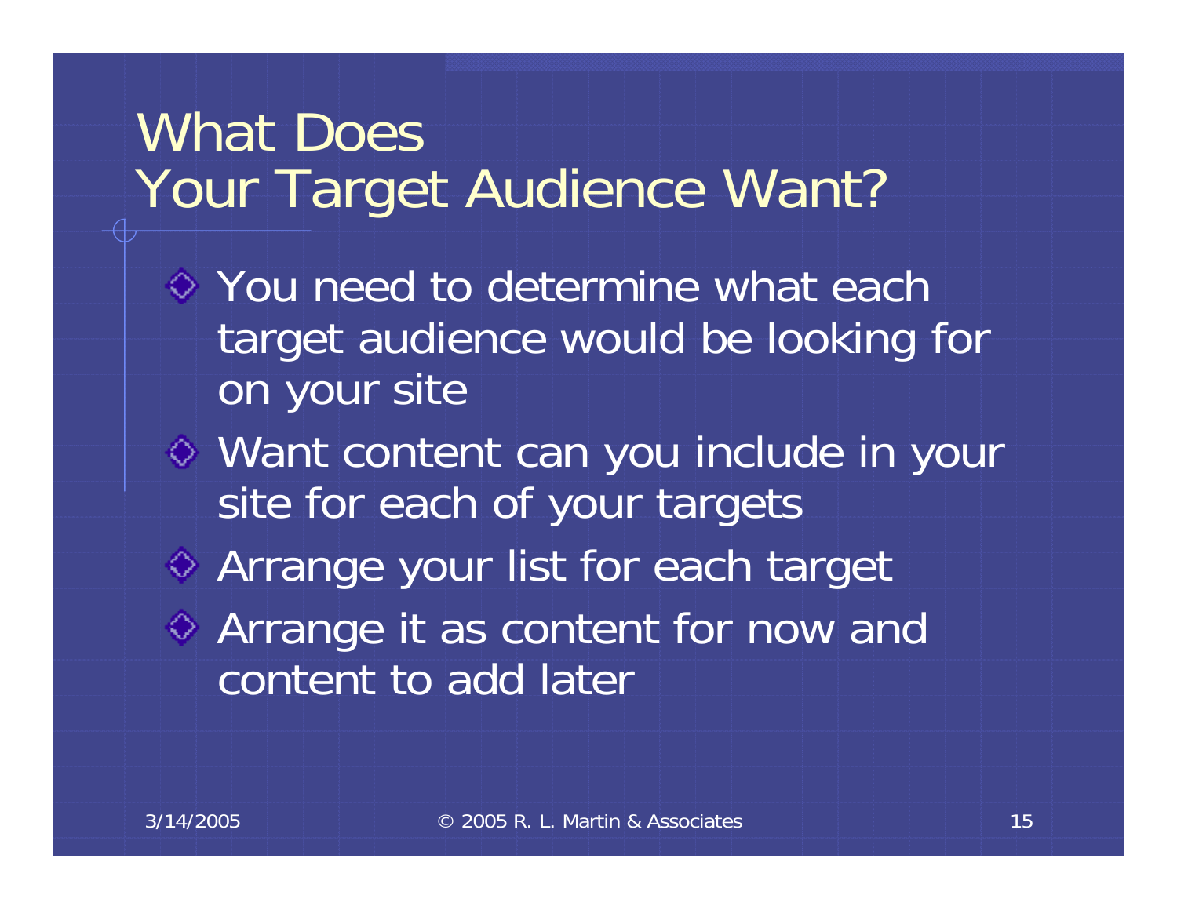# What Does Your Target Audience Want?

- You need to determine what each target audience would be looking for on your site
- Want content can you include in your site for each of your targets
- Arrange your list for each target
- Arrange it as content for now and content to add later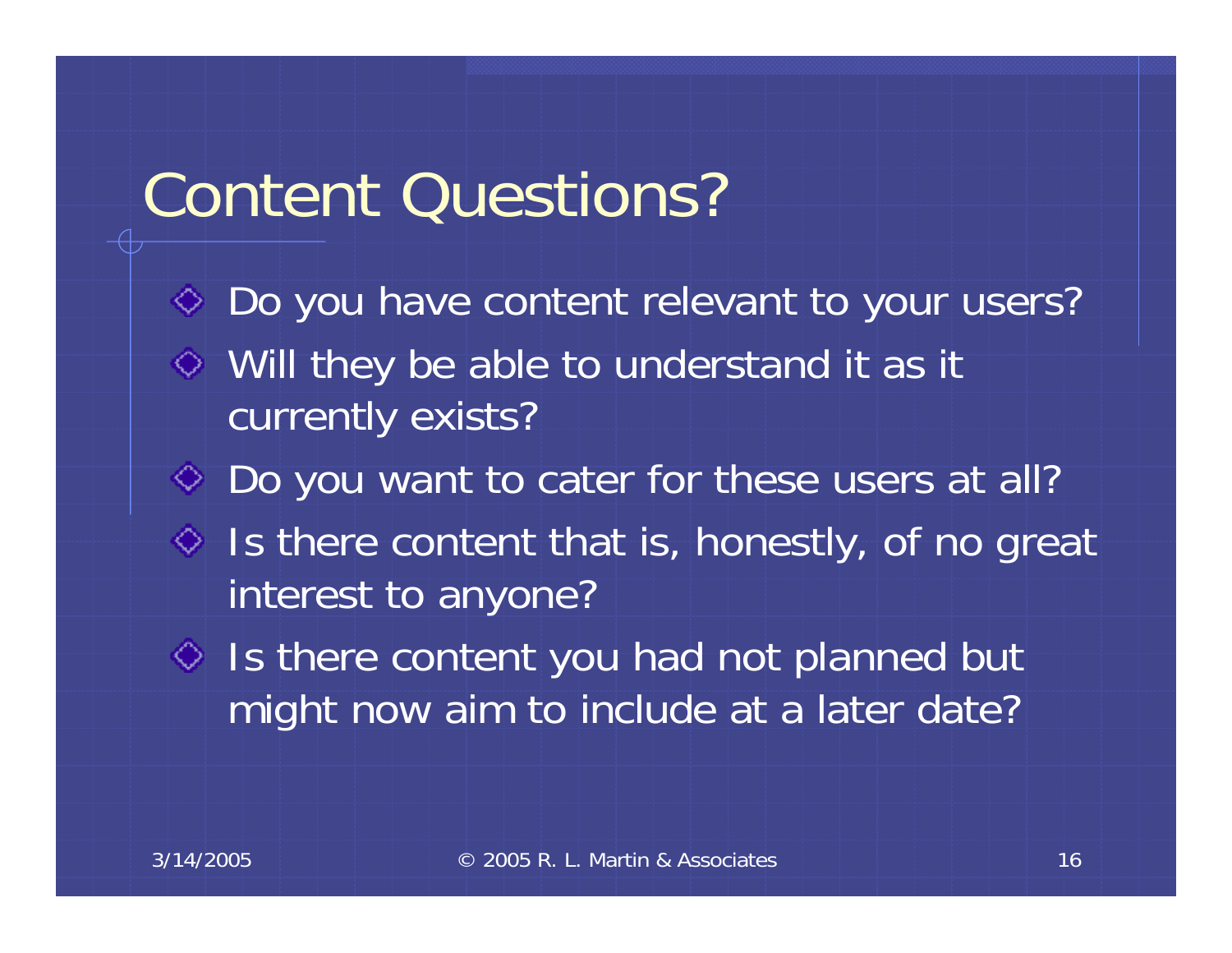# Content Questions?

- Do you have content relevant to your users?
- Will they be able to understand it as it currently exists?
- Do you want to cater for these users at all?
- Is there content that is, honestly, of no great interest to anyone?
- Is there content you had not planned but might now aim to include at a later date?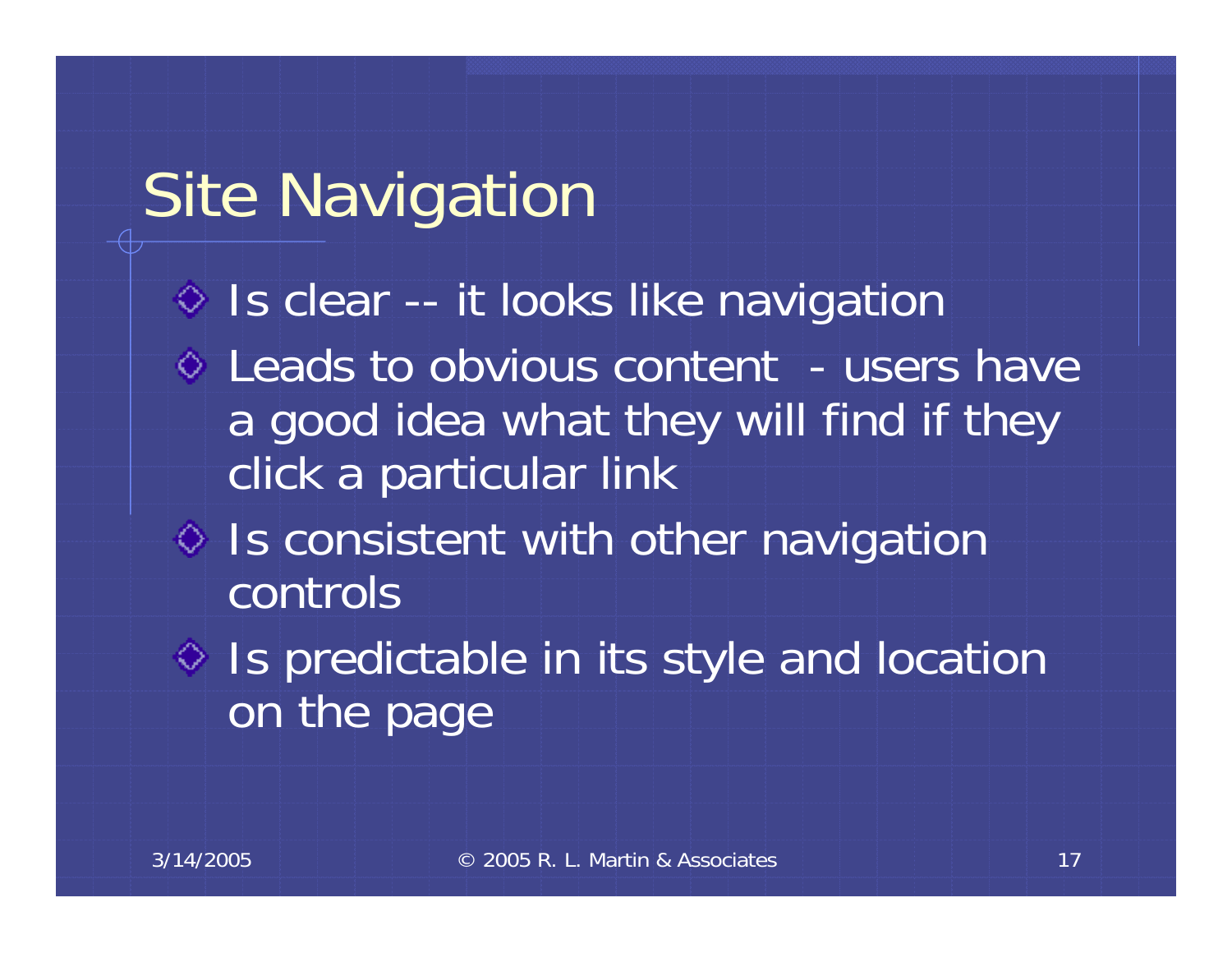# Site Navigation

- Is clear -- it looks like navigation
- Leads to obvious content - users have a good idea what they will find if they click a particular link
- Is consistent with other navigation controls
- Is predictable in its style and location on the page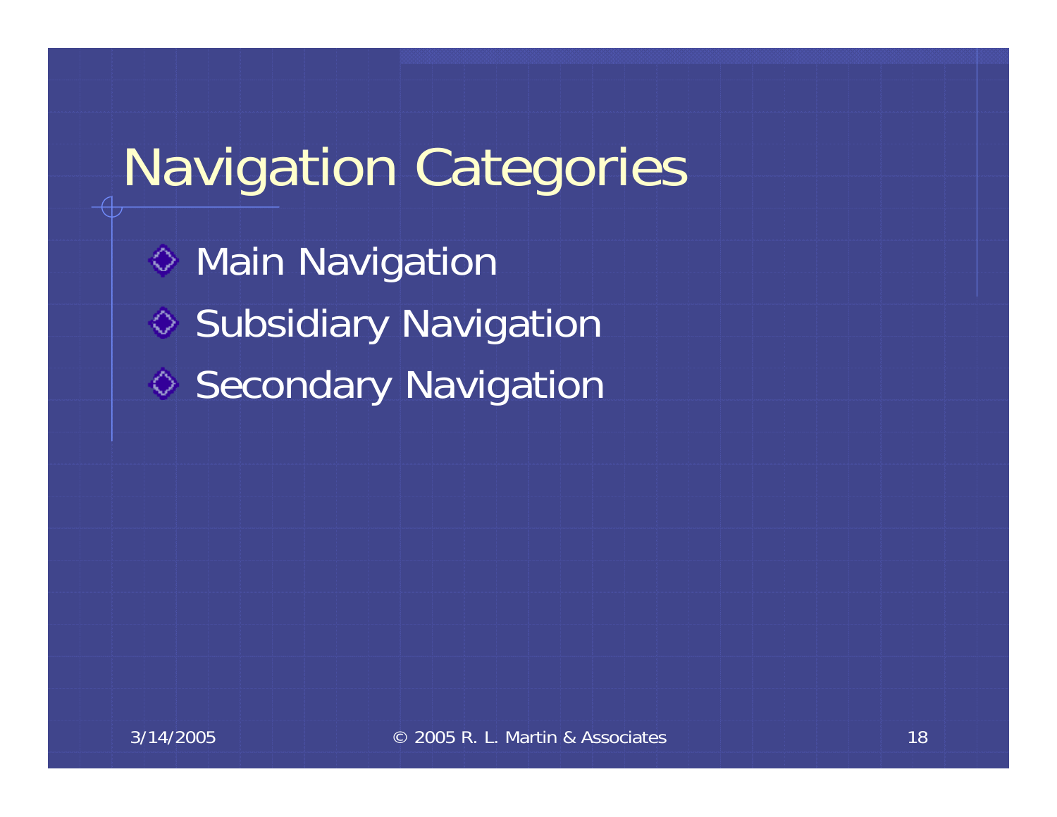# Navigation Categories

- Main Navigation
- Subsidiary Navigation
- Secondary Navigation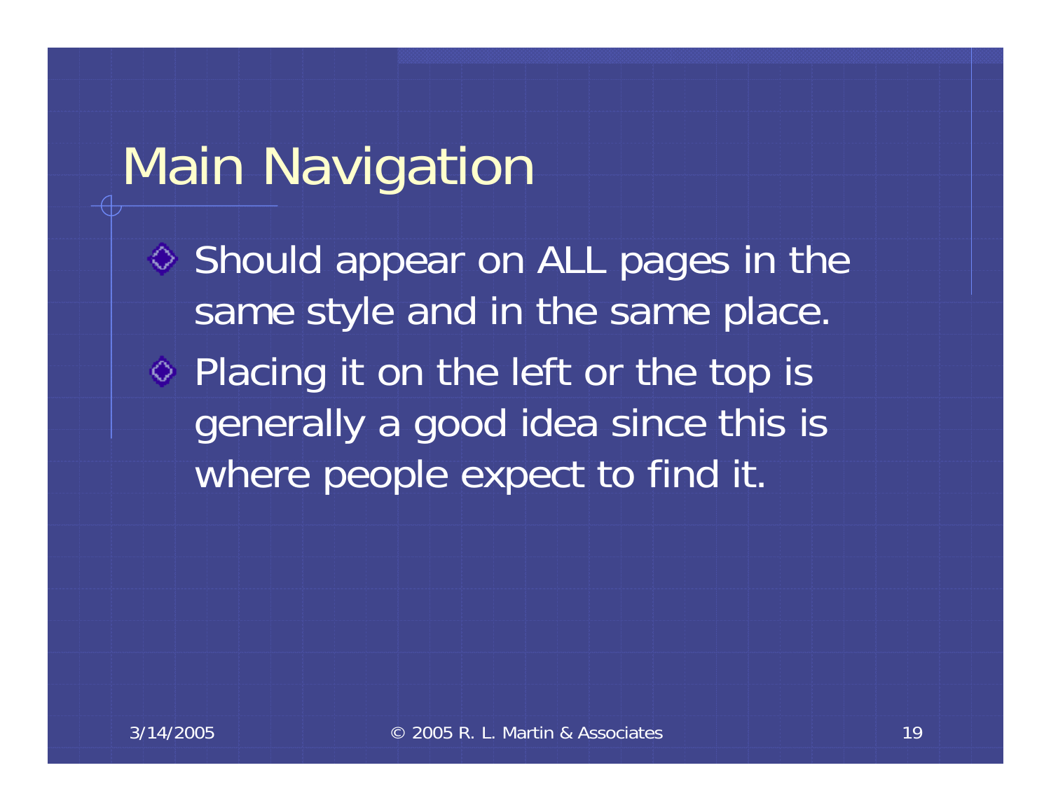# Main Navigation

- Should appear on ALL pages in the same style and in the same place.
- Placing it on the left or the top is generally a good idea since this is where people expect to find it.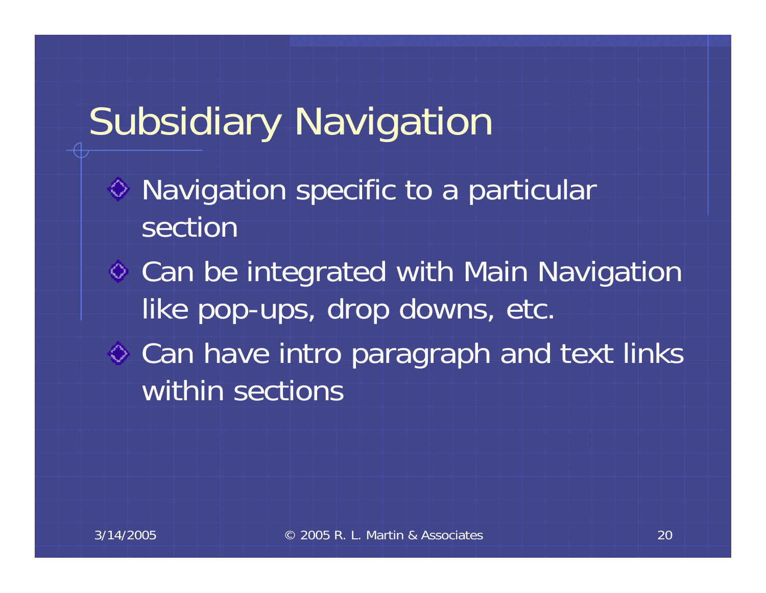# Subsidiary Navigation

- Navigation specific to a particular section
- Can be integrated with Main Navigation like pop-ups, drop downs, etc.
- Can have intro paragraph and text links within sections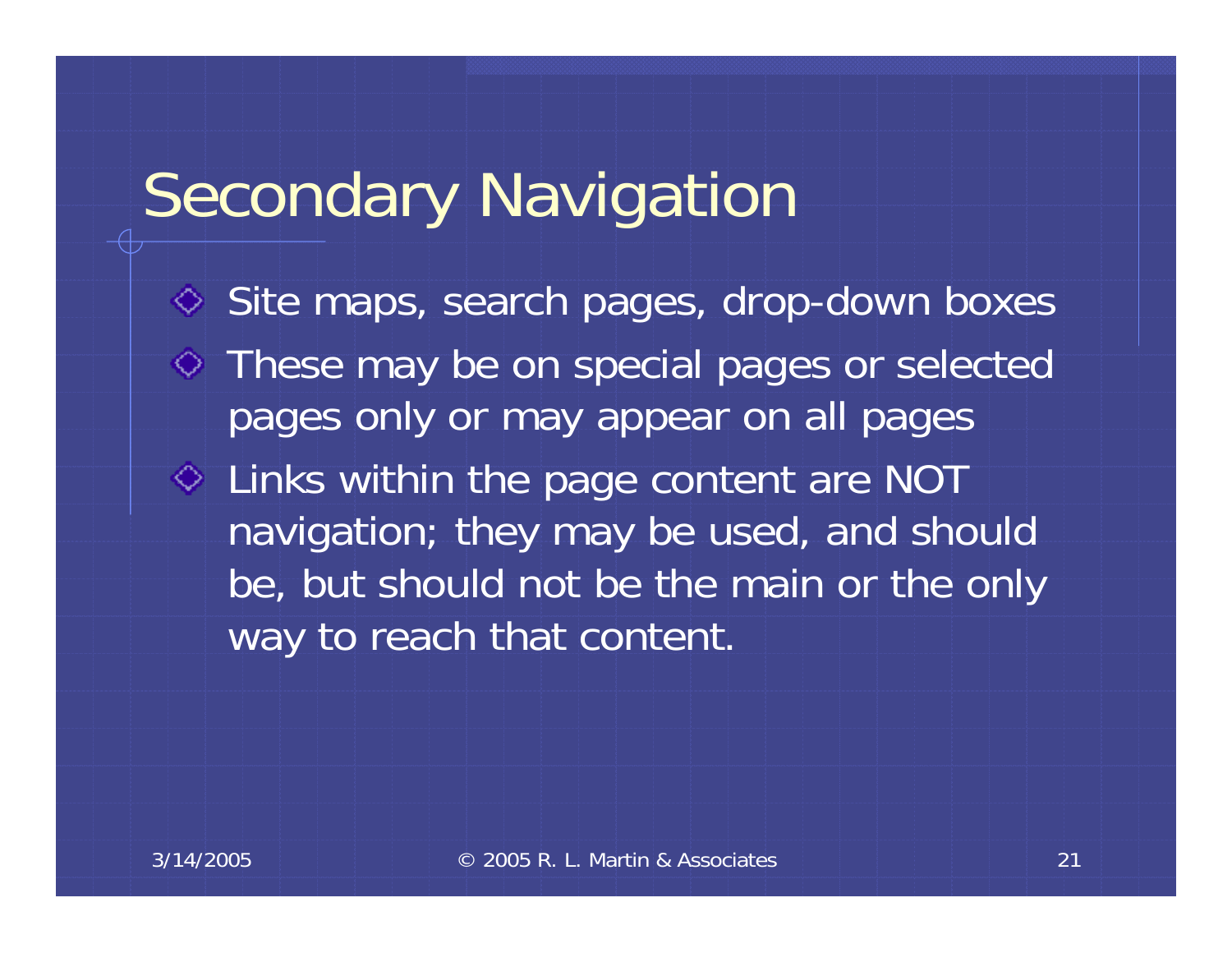# Secondary Navigation

- Site maps, search pages, drop-down boxes
- These may be on special pages or selected pages only or may appear on all pages
- Links within the page content are NOT navigation; they may be used, and should be, but should not be the main or the only way to reach that content.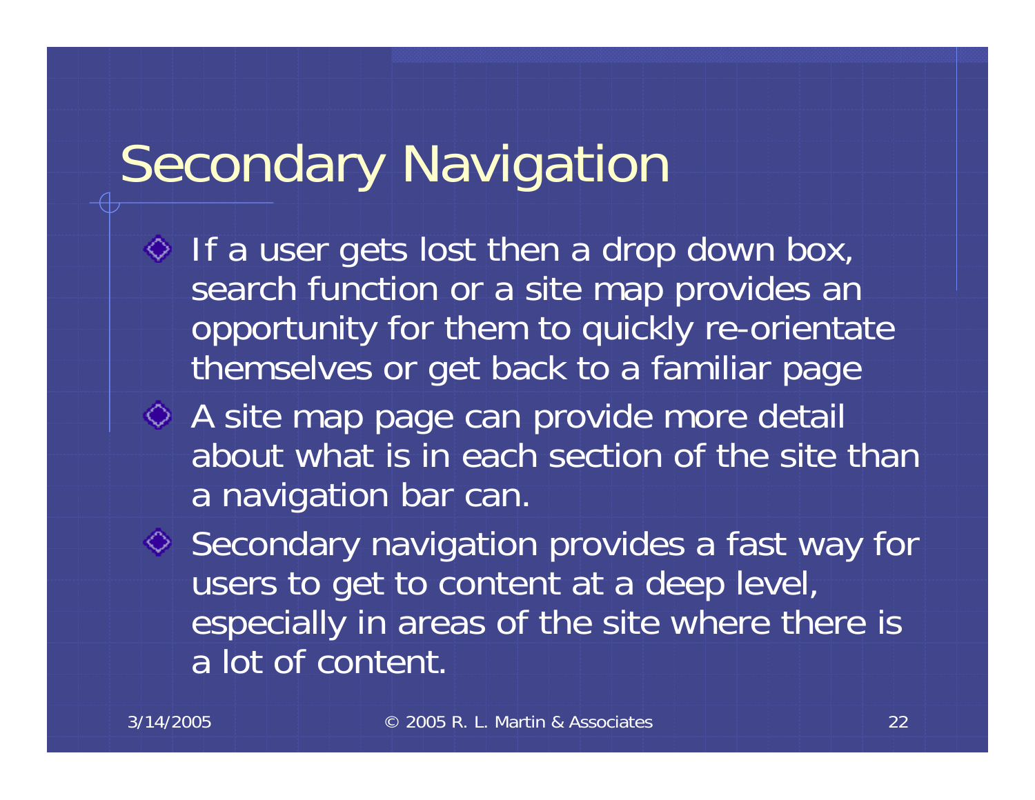# Secondary Navigation

- If a user gets lost then a drop down box, search function or a site map provides an opportunity for them to quickly re-orientate themselves or get back to a familiar page
- A site map page can provide more detail about what is in each section of the site than a navigation bar can.
- Secondary navigation provides a fast way for users to get to content at a deep level, especially in areas of the site where there is a lot of content.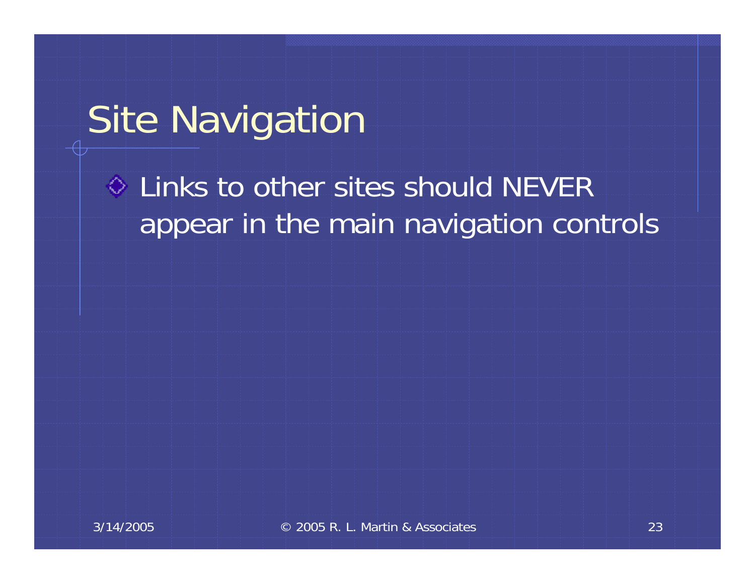# Site Navigation

- Links to other sites should NEVER appear in the main navigation controls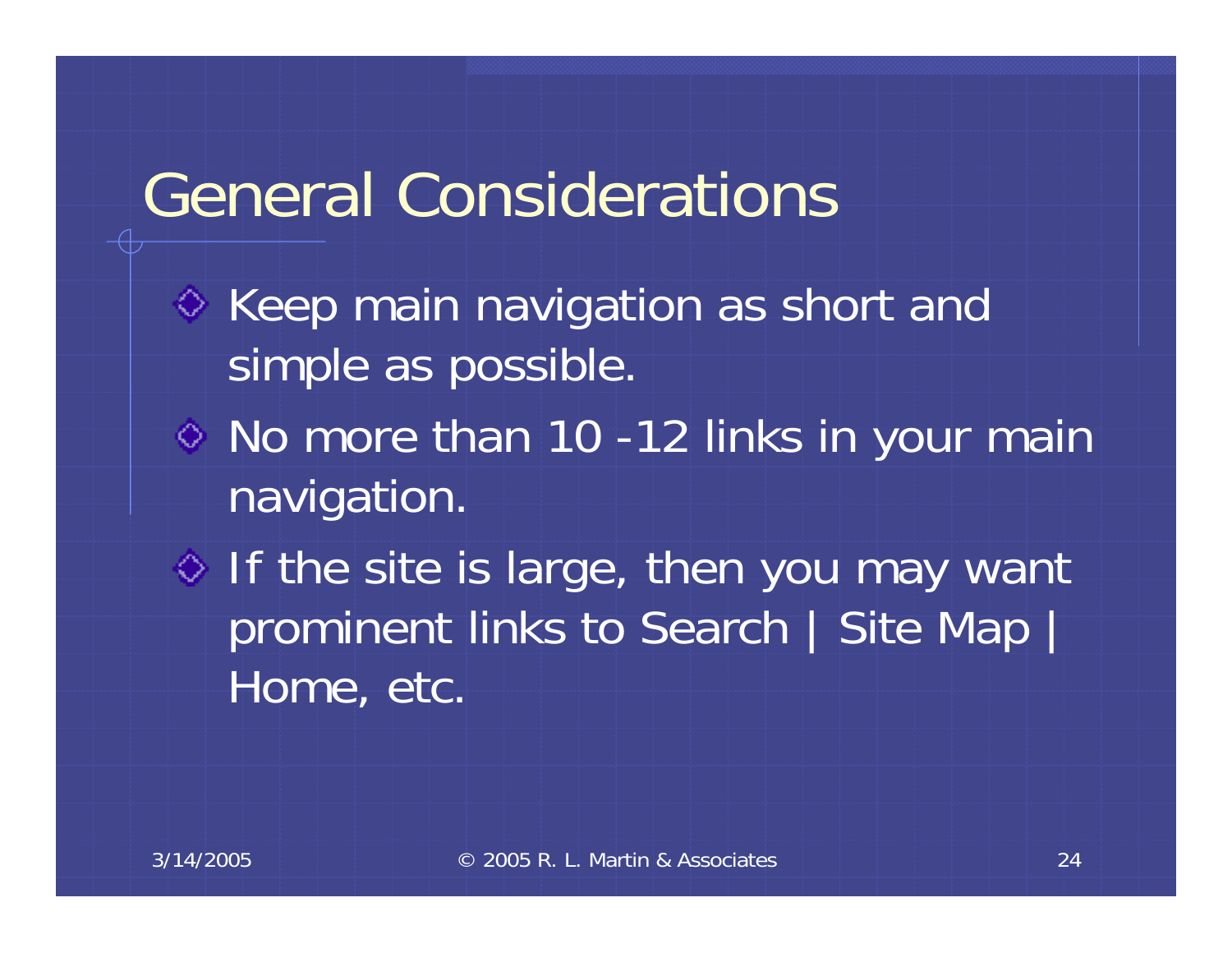# General Considerations

- Keep main navigation as short and simple as possible.
- No more than 10 -12 links in your main navigation.
- If the site is large, then you may want prominent links to Search | Site Map | Home, etc.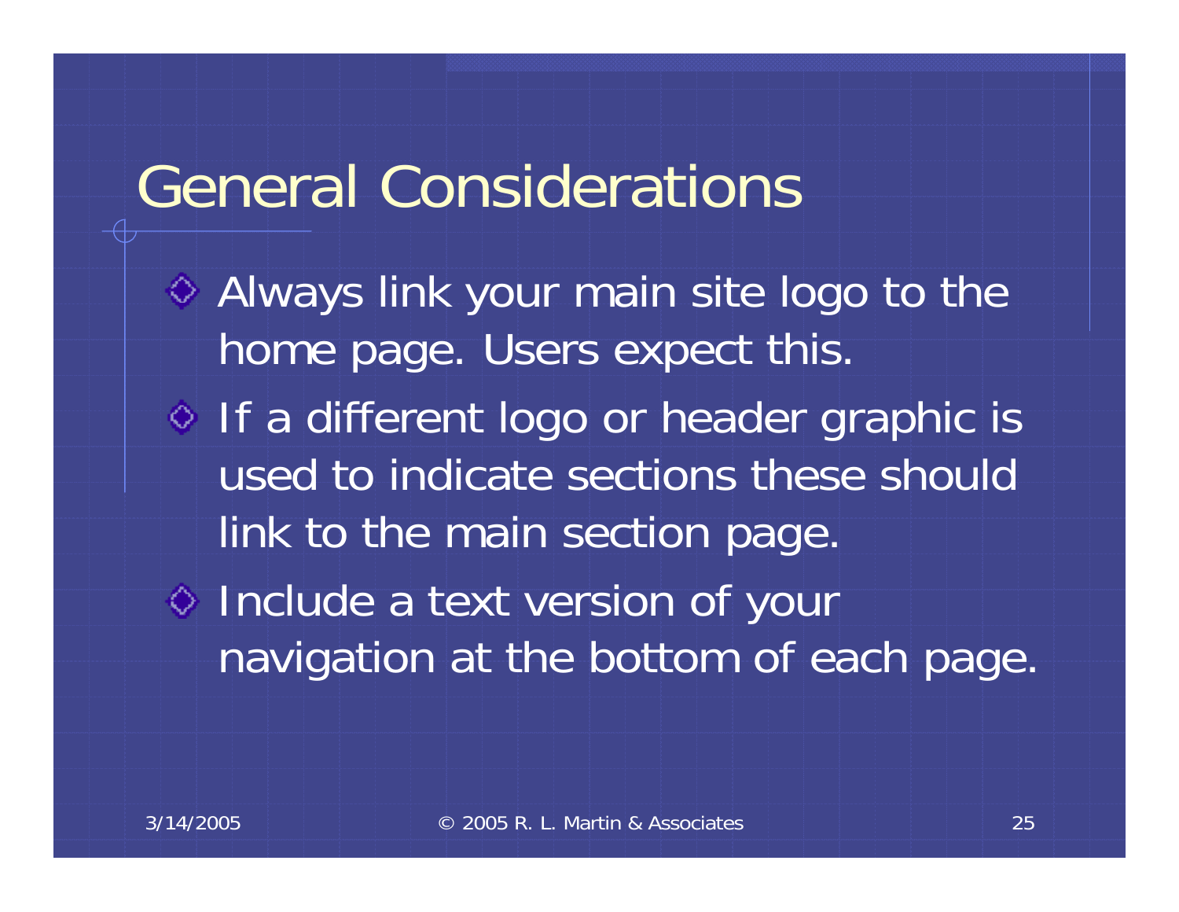# General Considerations

- Always link your main site logo to the home page. Users expect this.
- If a different logo or header graphic is used to indicate sections these should link to the main section page.
- Include a text version of your navigation at the bottom of each page.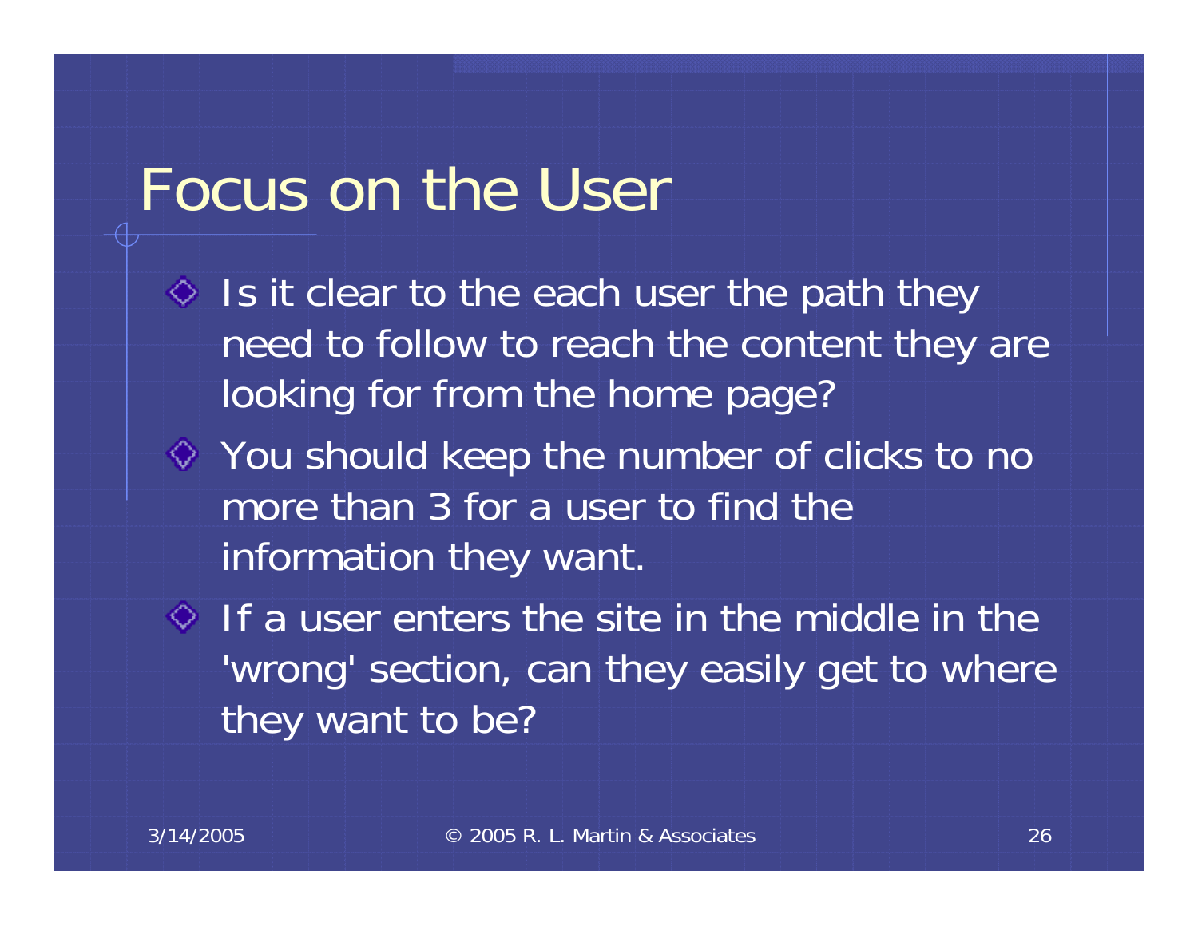# Focus on the User

- Is it clear to the each user the path they need to follow to reach the content they are looking for from the home page?
- You should keep the number of clicks to no more than 3 for a user to find the information they want.
- If a user enters the site in the middle in the 'wrong' section, can they easily get to where they want to be?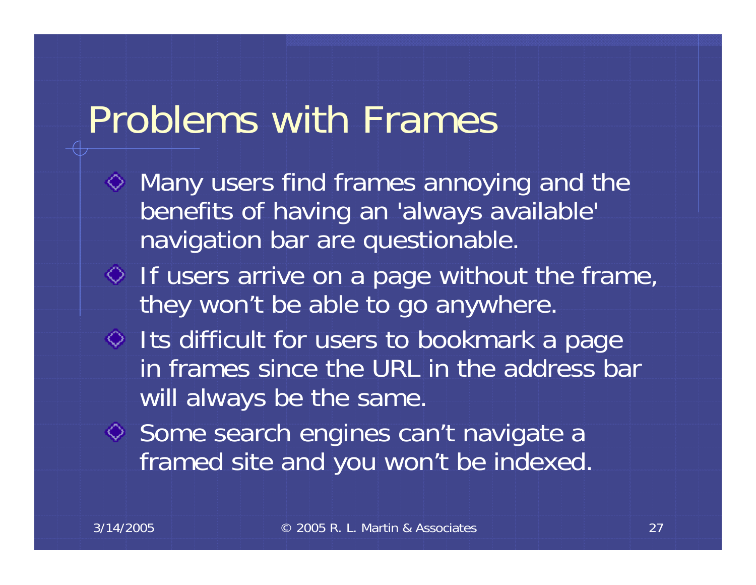# Problems with Frames

- Many users find frames annoying and the benefits of having an 'always available' navigation bar are questionable.
- If users arrive on a page without the frame, they won't be able to go anywhere.
- Its difficult for users to bookmark a page in frames since the URL in the address bar will always be the same.
- Some search engines can't navigate a framed site and you won't be indexed.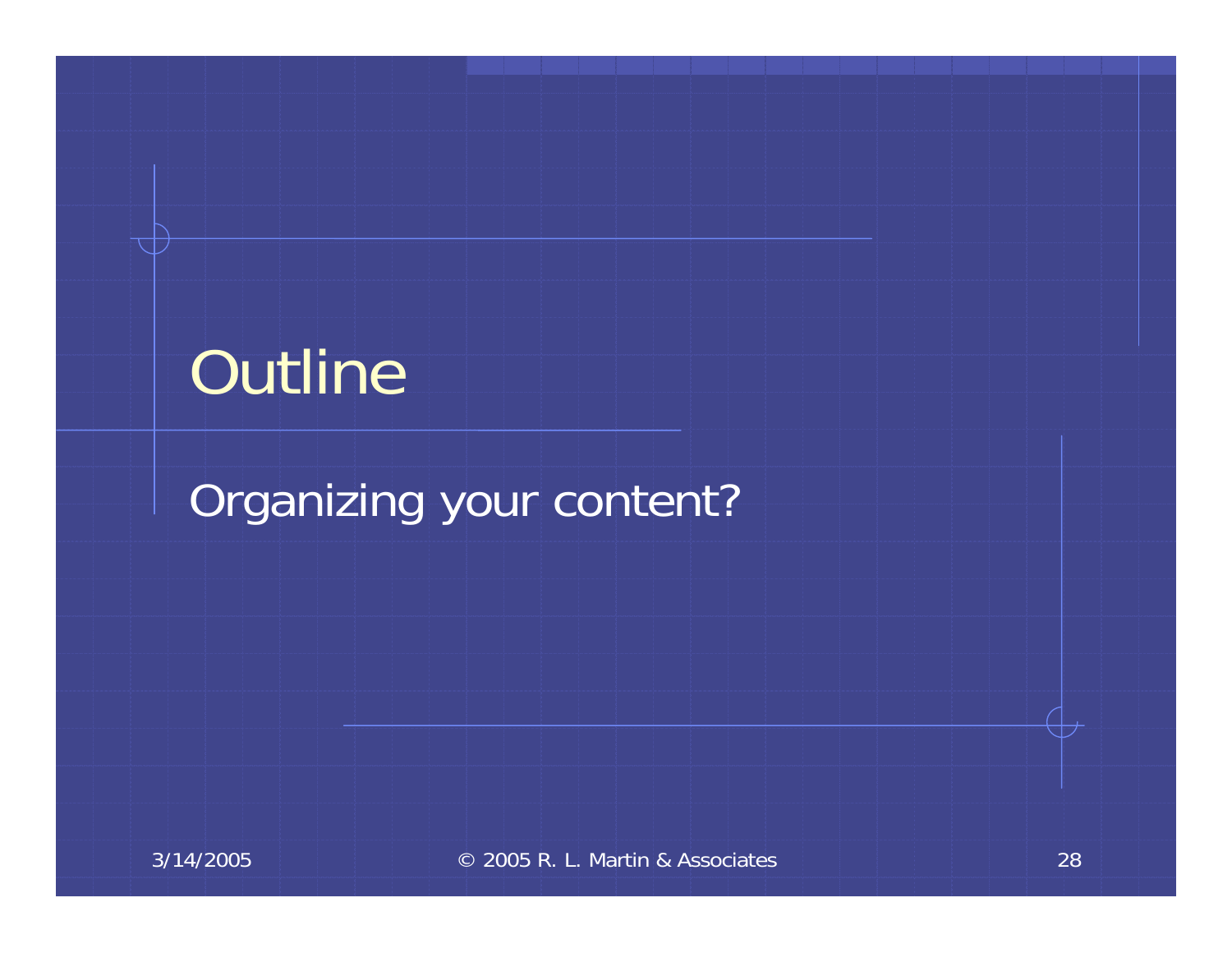# Outline

Organizing your content?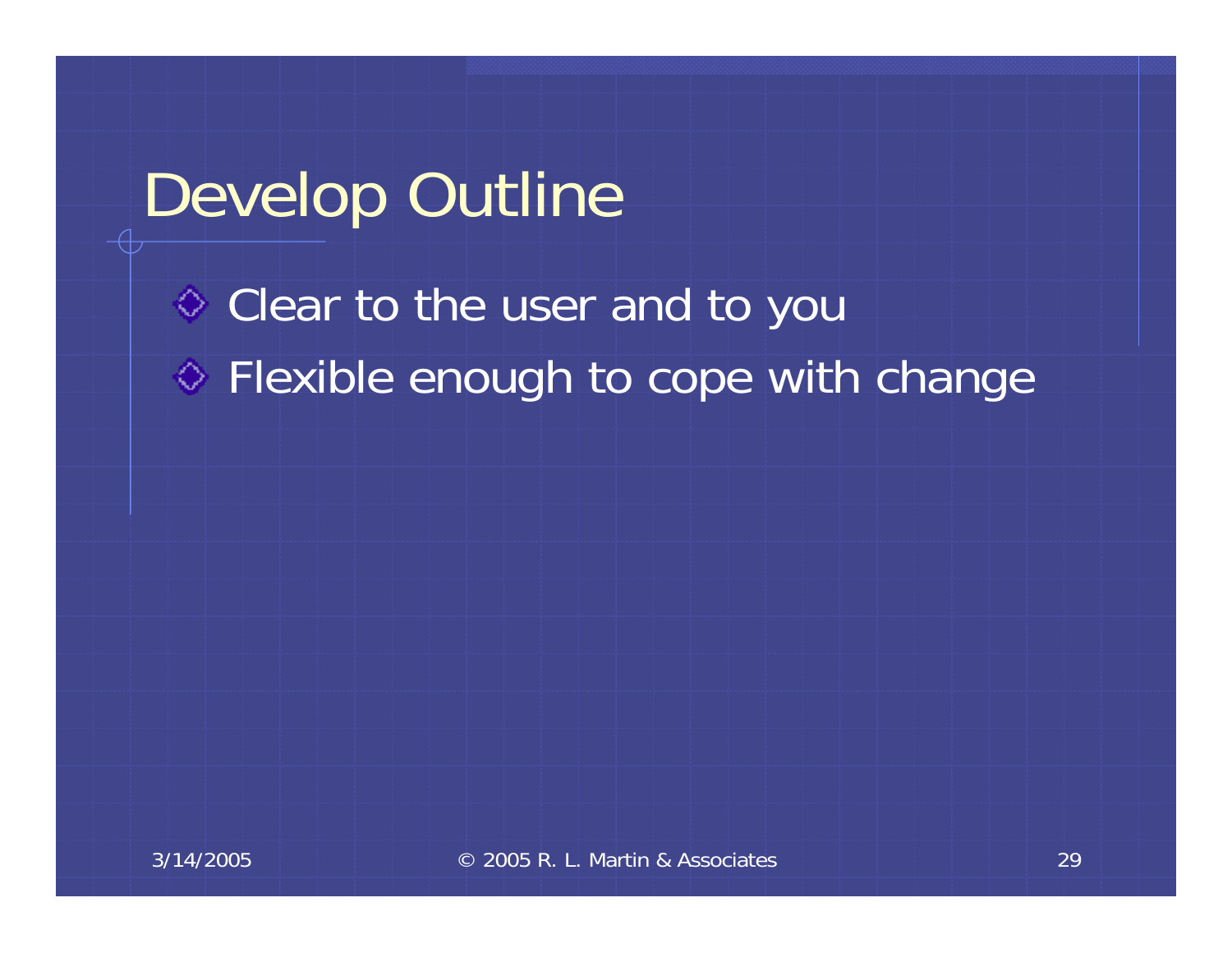# Develop Outline

- Clear to the user and to you
- Flexible enough to cope with change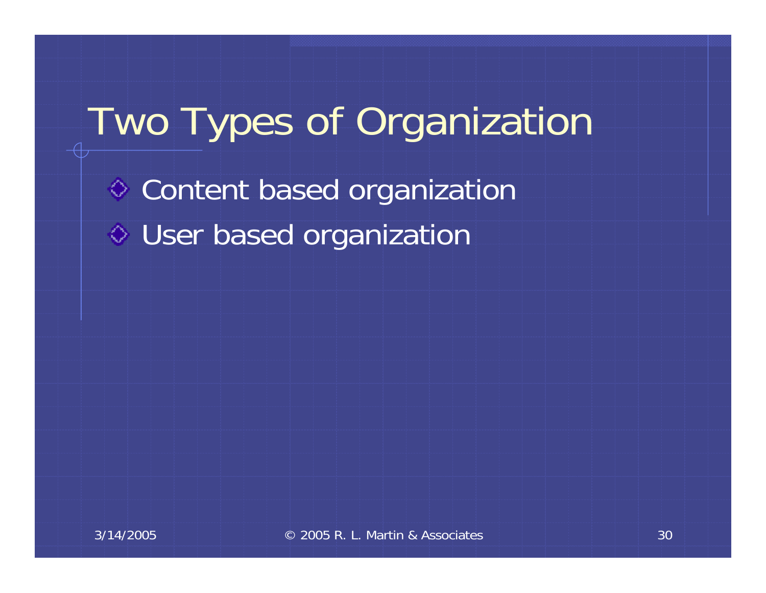# Two Types of Organization

- Content based organization
- User based organization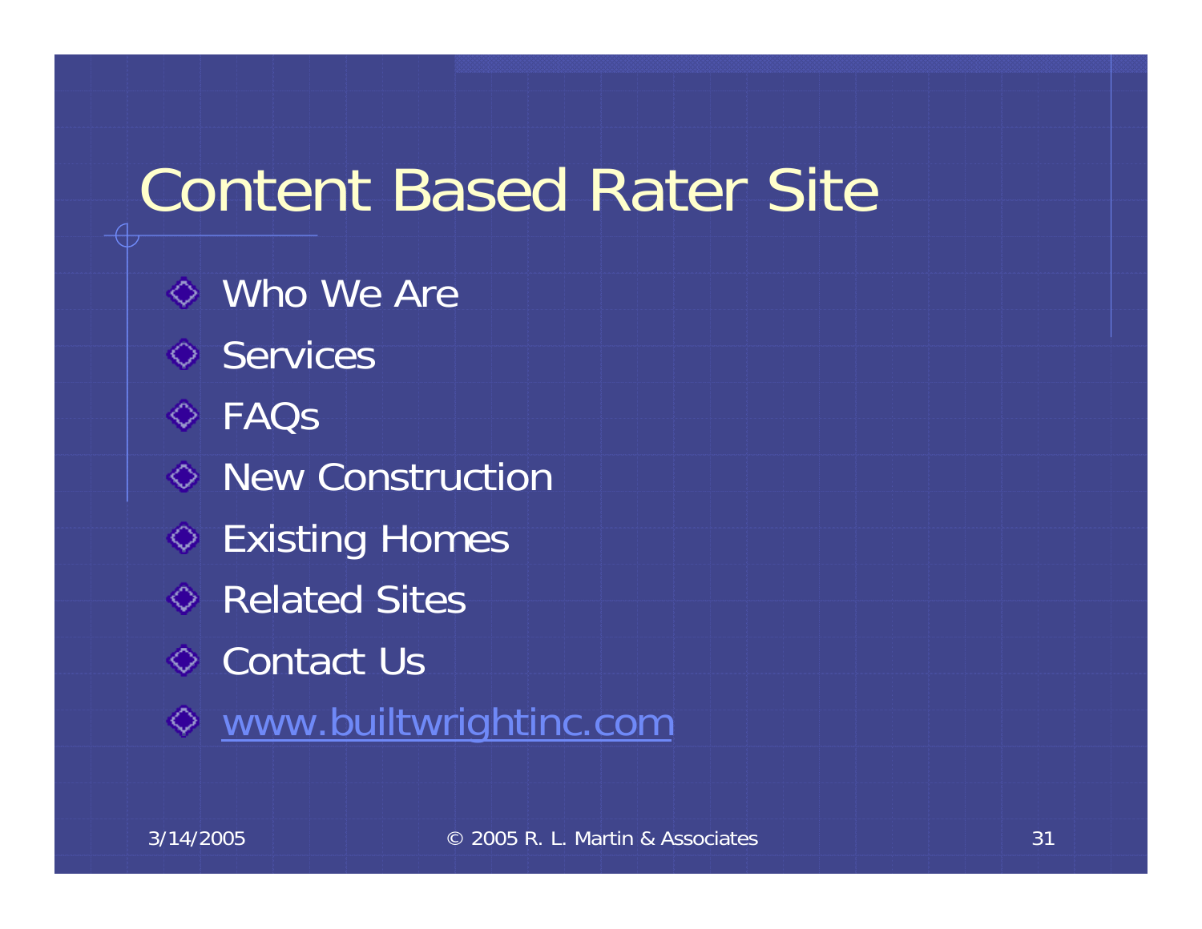# Content Based Rater Site

- Who We Are
- Services
- FAQs
- New Construction
- Existing Homes
- Related Sites
- Contact Us
- www.builtwrightinc.com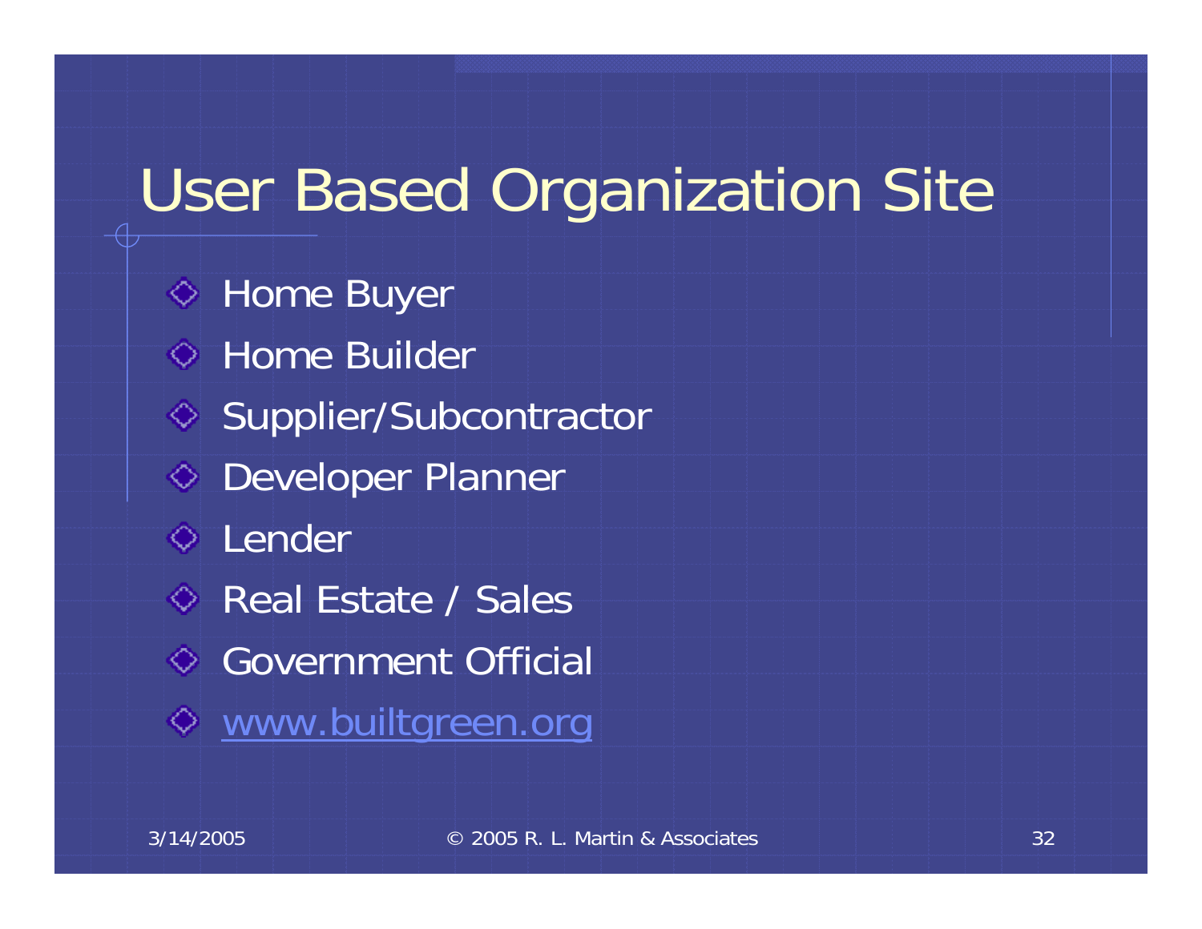# User Based Organization Site

- Home Buyer
- Home Builder
- Supplier/Subcontractor
- Developer Planner
- Lender
- Real Estate / Sales
- Government Official
- [www.builtgreen.org](http://www.builtgreen.org)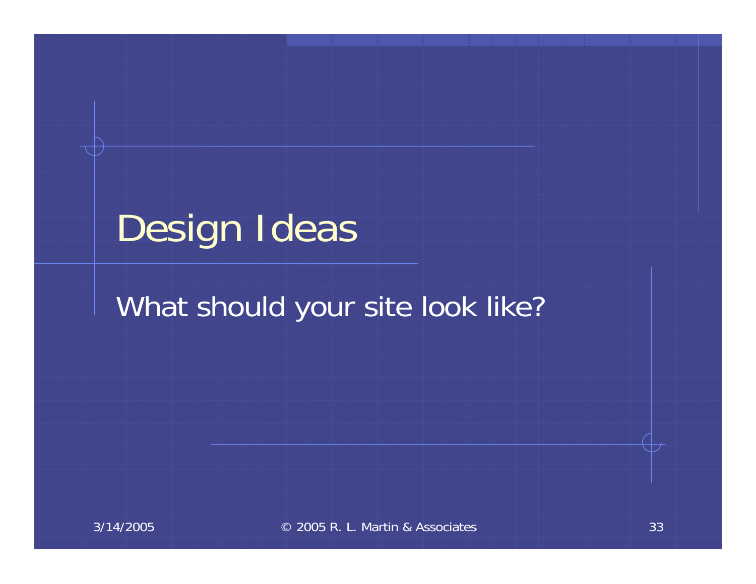# Design Ideas

What should your site look like?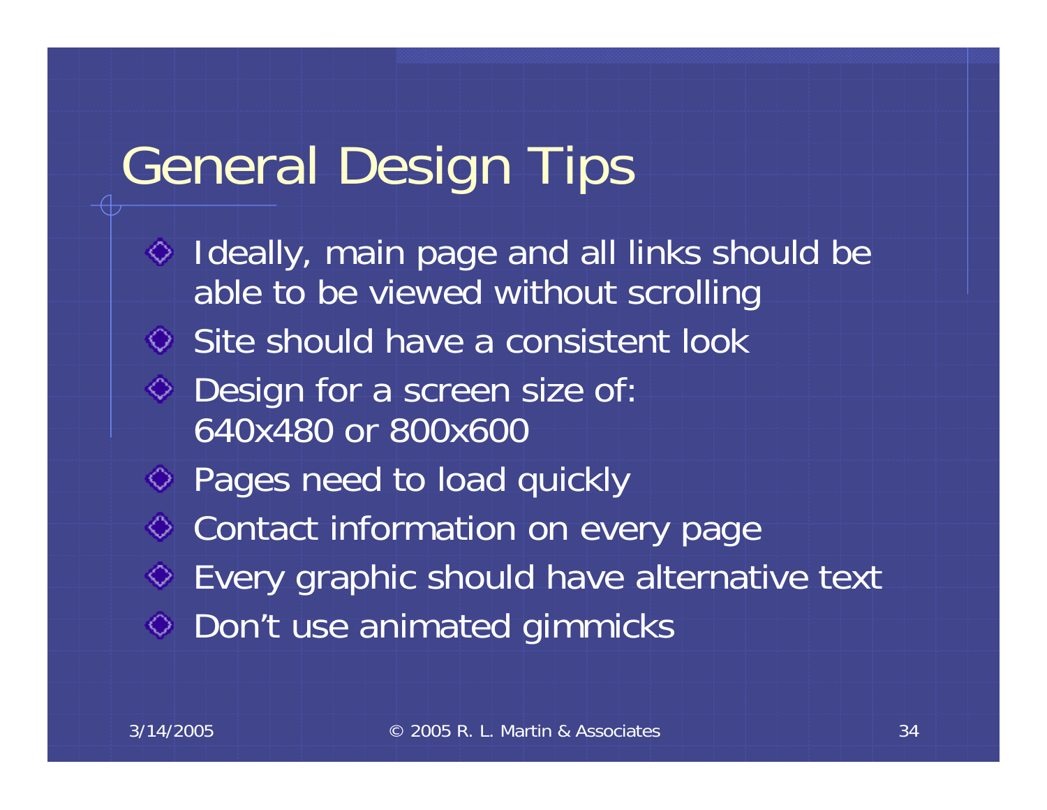# General Design Tips

- Ideally, main page and all links should be able to be viewed without scrolling
- Site should have a consistent look
- Design for a screen size of: 640x480 or 800x600
- Pages need to load quickly
- Contact information on every page
- Every graphic should have alternative text
- Don't use animated gimmicks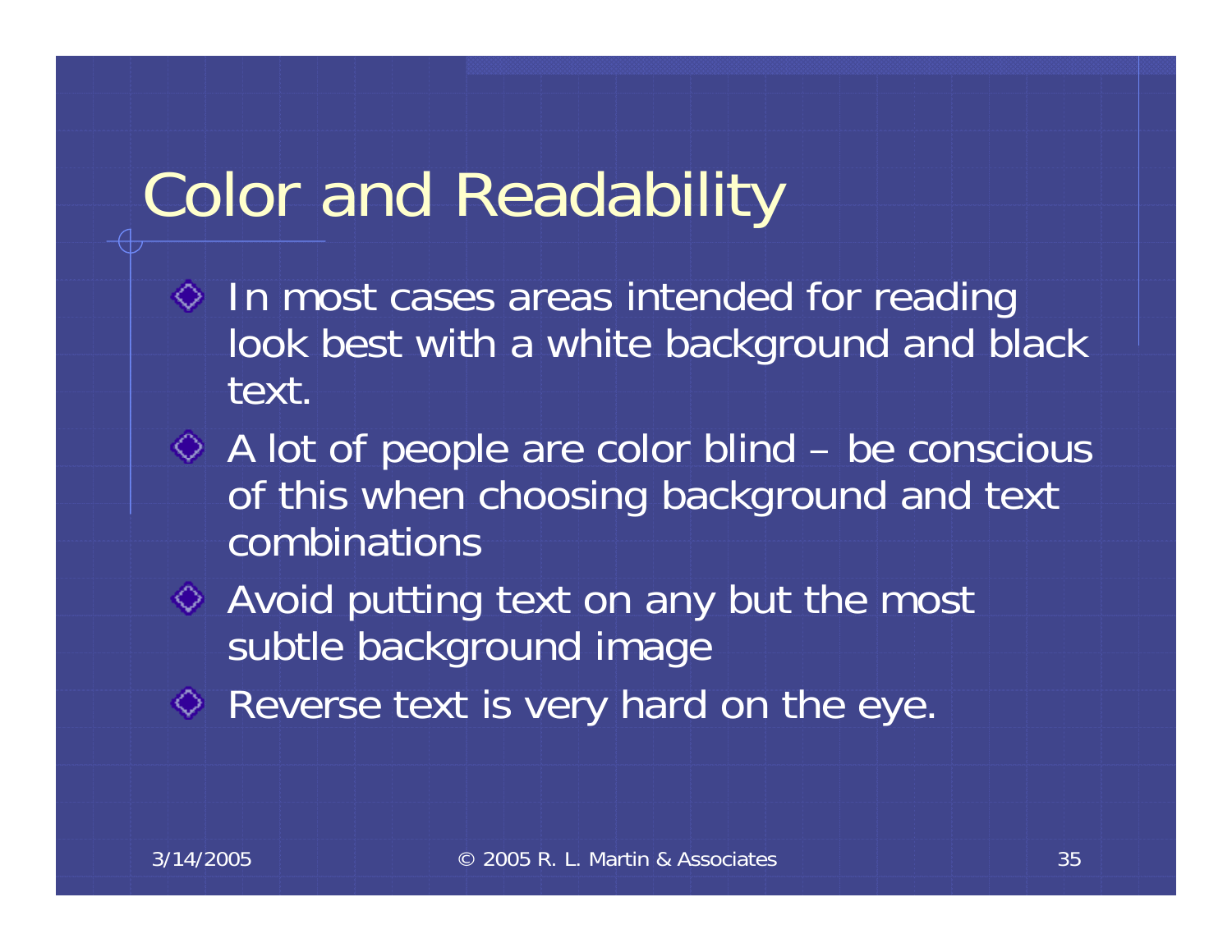# Color and Readability

- In most cases areas intended for reading look best with a white background and black text.
- A lot of people are color blind – be conscious of this when choosing background and text combinations
- Avoid putting text on any but the most subtle background image
- Reverse text is very hard on the eye.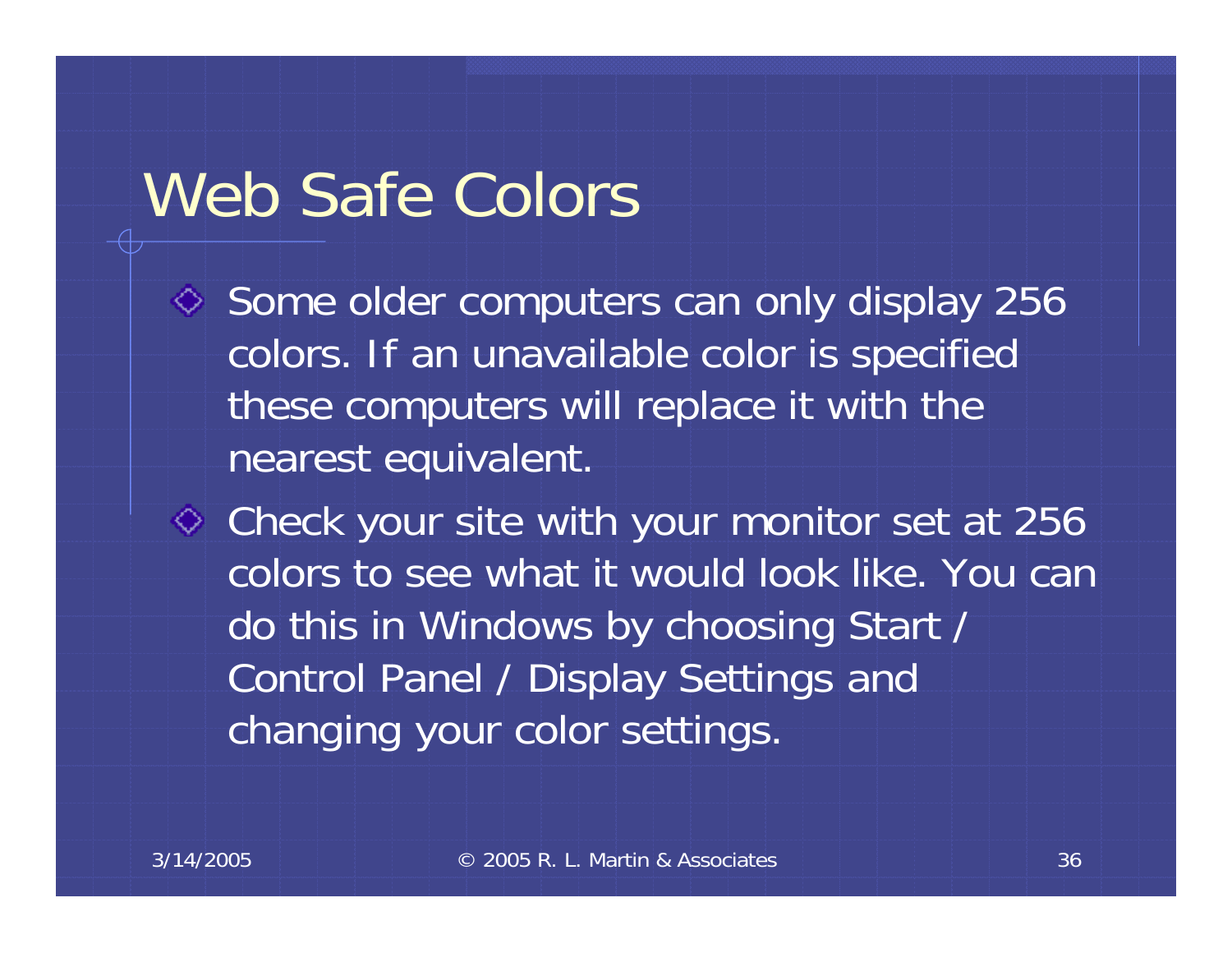# Web Safe Colors

- Some older computers can only display 256 colors. If an unavailable color is specified these computers will replace it with the nearest equivalent.
- Check your site with your monitor set at 256 colors to see what it would look like. You can do this in Windows by choosing Start / Control Panel / Display Settings and changing your color settings.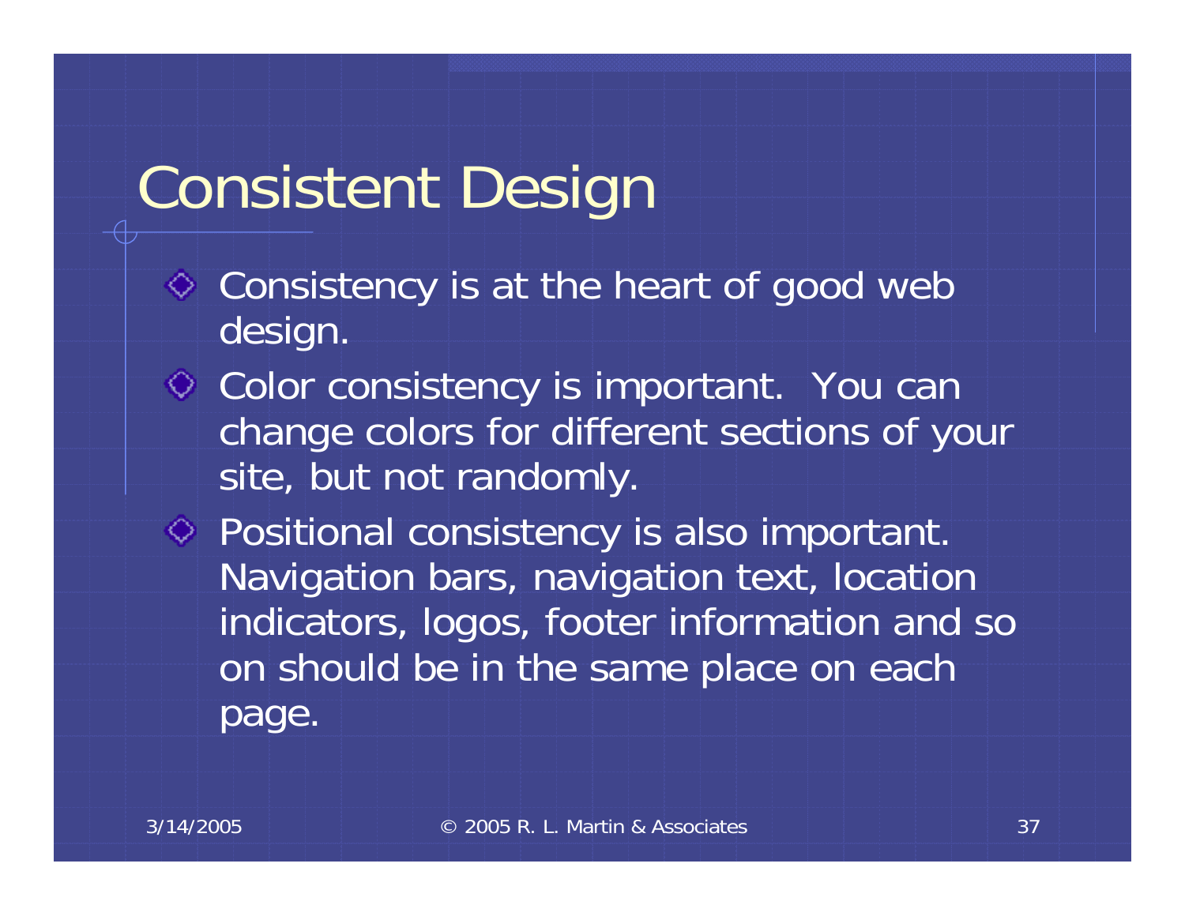# Consistent Design

- Consistency is at the heart of good web design.
- Color consistency is important. You can change colors for different sections of your site, but not randomly.
- Positional consistency is also important. Navigation bars, navigation text, location indicators, logos, footer information and so on should be in the same place on each page.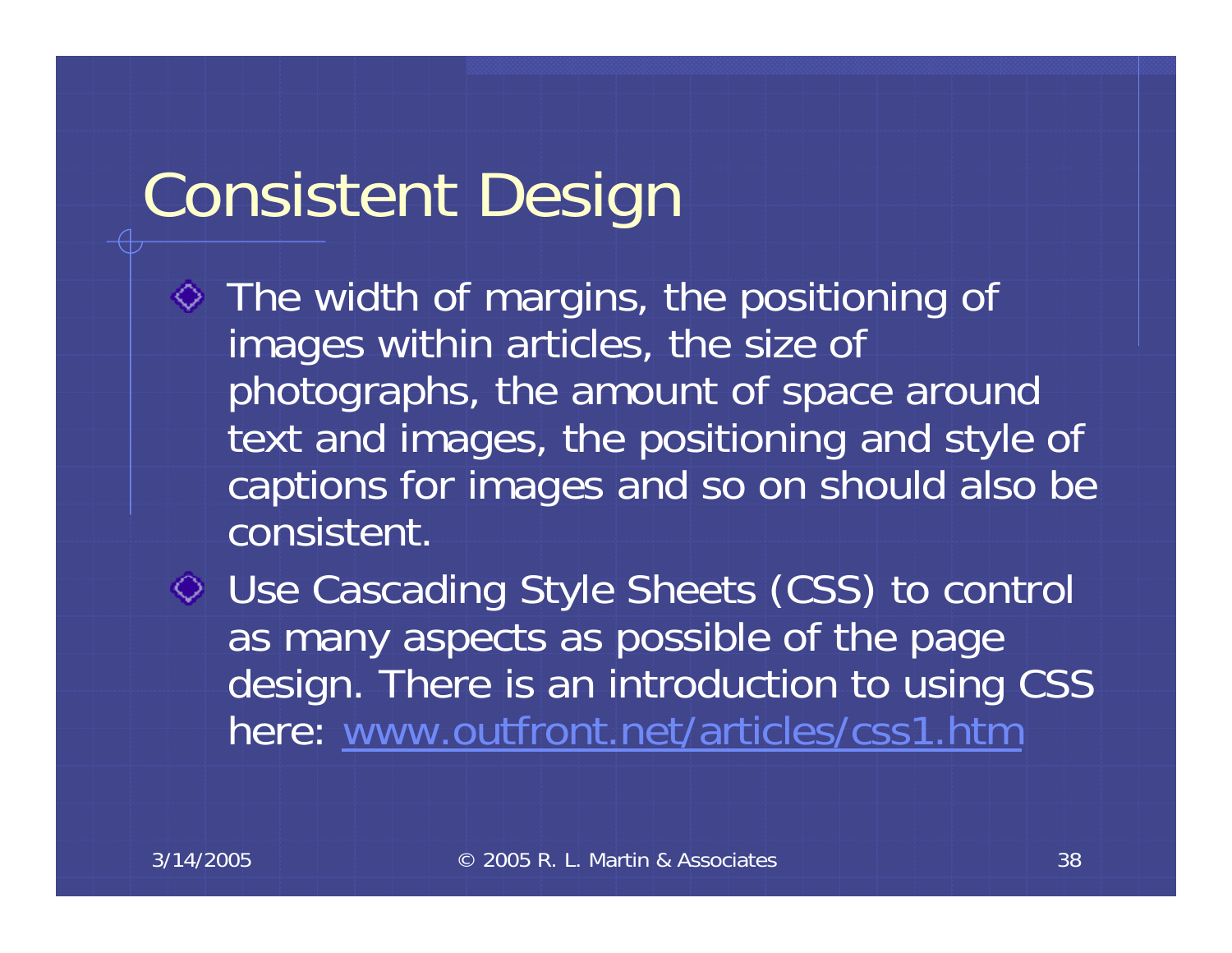# Consistent Design

- The width of margins, the positioning of images within articles, the size of photographs, the amount of space around text and images, the positioning and style of captions for images and so on should also be consistent.
- Use Cascading Style Sheets (CSS) to control as many aspects as possible of the page design. There is an introduction to using CSS here: www.outfront.net/articles/css1.htm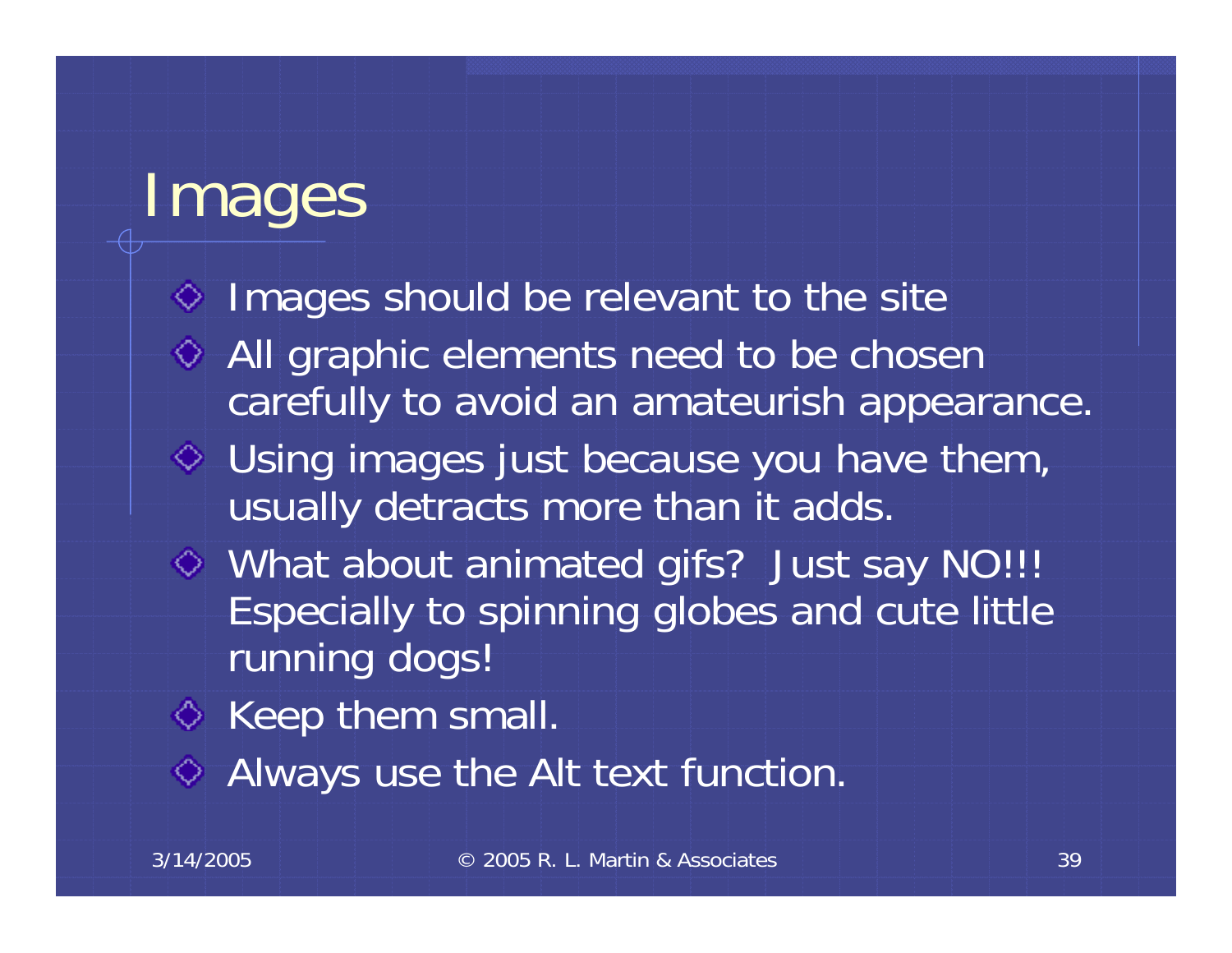# Images

- Images should be relevant to the site
- All graphic elements need to be chosen carefully to avoid an amateurish appearance.
- Using images just because you have them, usually detracts more than it adds.
- What about animated gifs? Just say NO!!! Especially to spinning globes and cute little running dogs!
- Keep them small.
- Always use the Alt text function.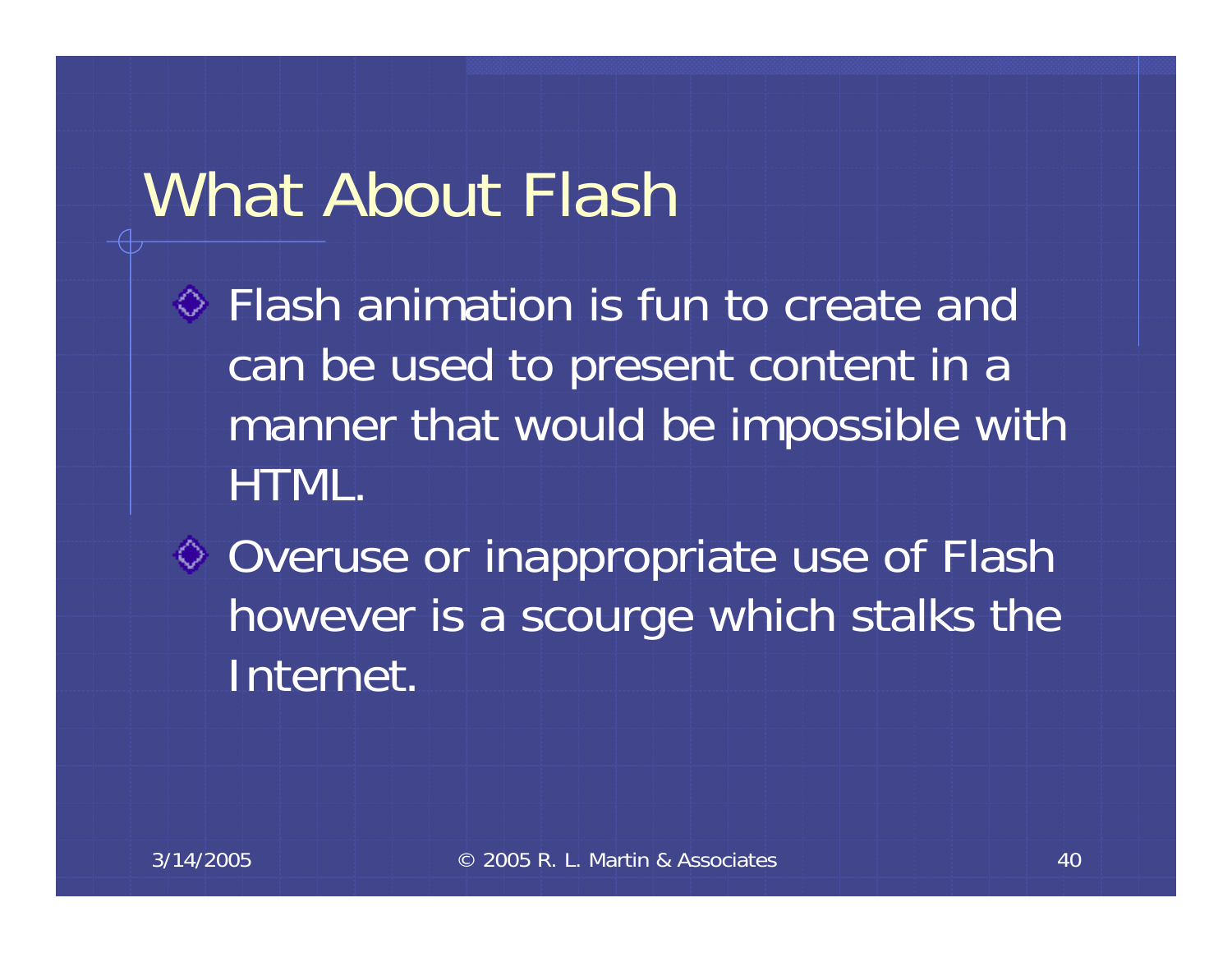# What About Flash

- Flash animation is fun to create and can be used to present content in a manner that would be impossible with HTML.
- Overuse or inappropriate use of Flash however is a scourge which stalks the Internet.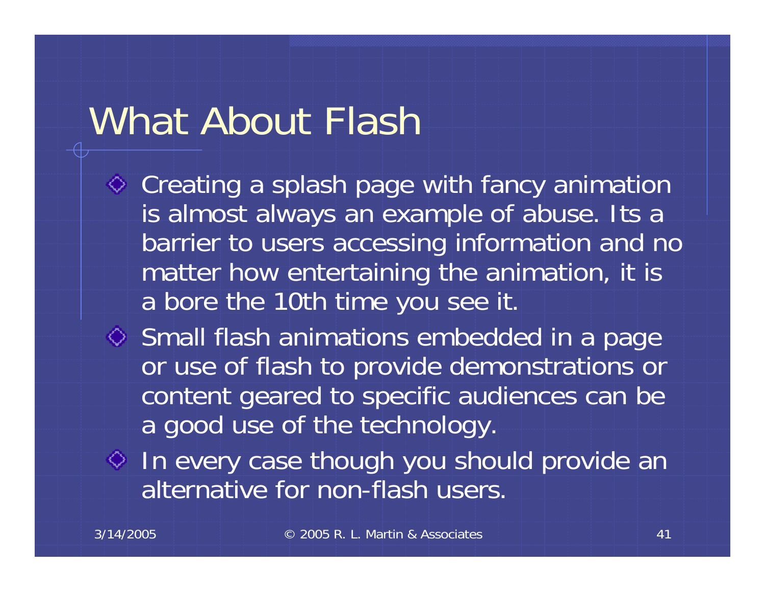# What About Flash

- Creating a splash page with fancy animation is almost always an example of abuse. Its a barrier to users accessing information and no matter how entertaining the animation, it is a bore the 10th time you see it.
- Small flash animations embedded in a page or use of flash to provide demonstrations or content geared to specific audiences can be a good use of the technology.
- In every case though you should provide an alternative for non-flash users.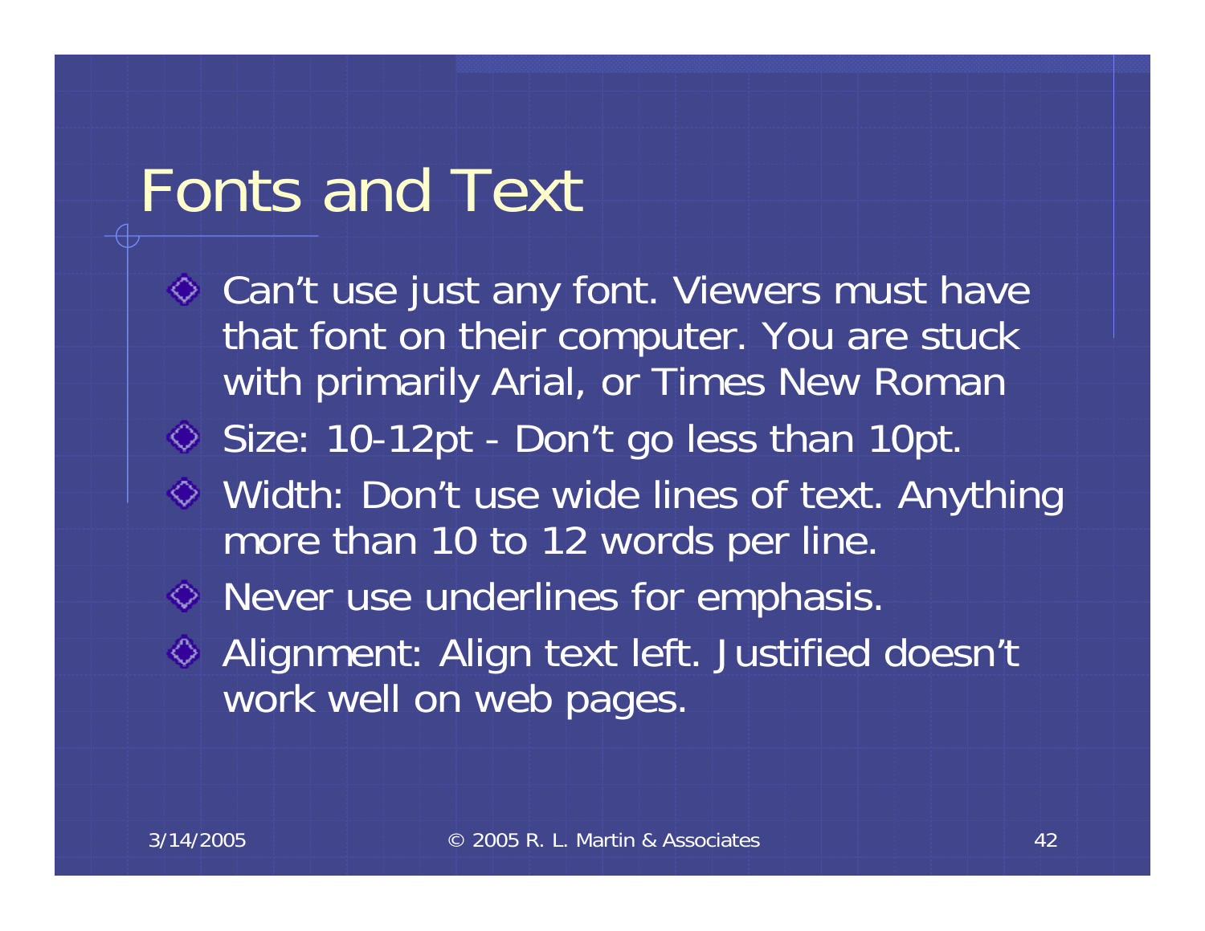# Fonts and Text

- Can't use just any font. Viewers must have that font on their computer. You are stuck with primarily Arial, or Times New Roman
- Size: 10-12pt - Don't go less than 10pt.
- Width: Don't use wide lines of text. Anything more than 10 to 12 words per line.
- Never use underlines for emphasis.
- Alignment: Align text left. Justified doesn't work well on web pages.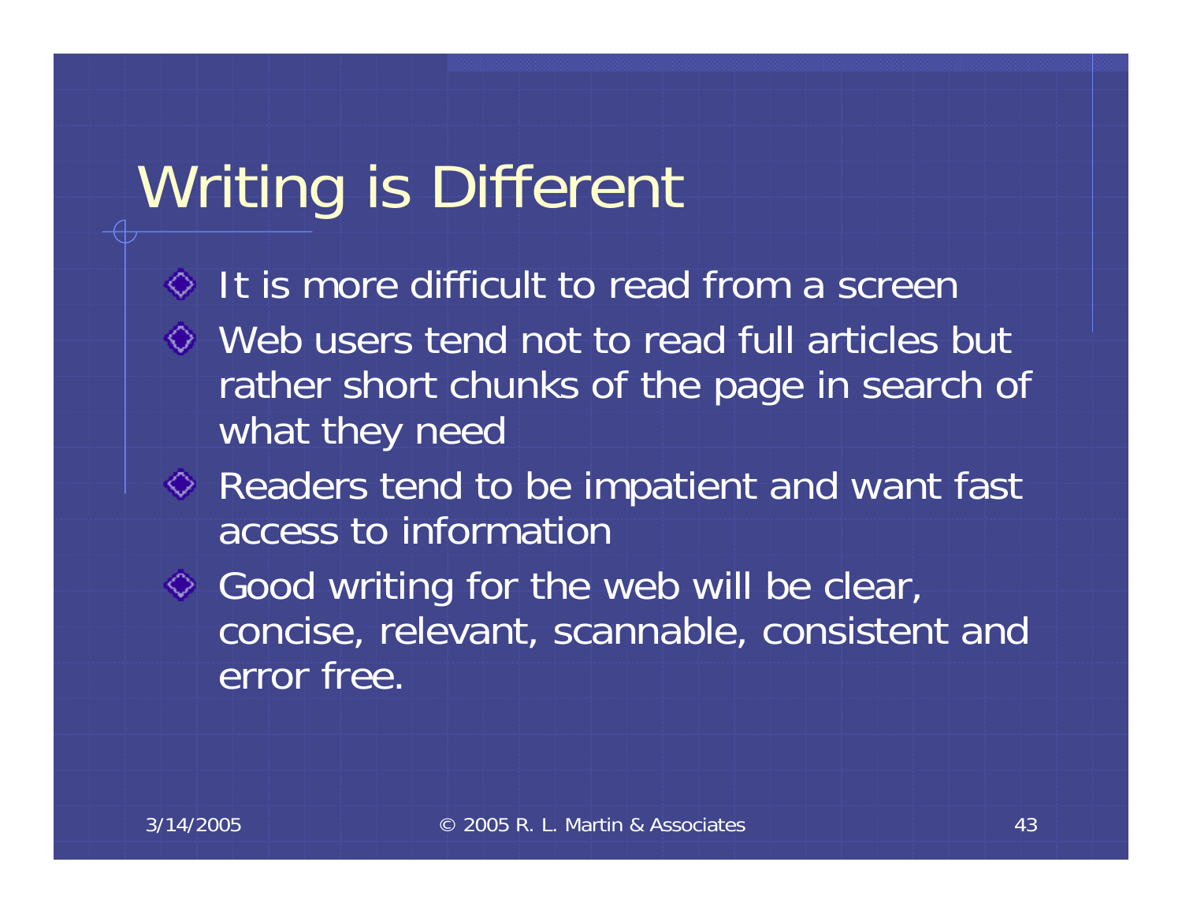# Writing is Different

- It is more difficult to read from a screen
- Web users tend not to read full articles but rather short chunks of the page in search of what they need
- Readers tend to be impatient and want fast access to information
- Good writing for the web will be clear, concise, relevant, scannable, consistent and error free.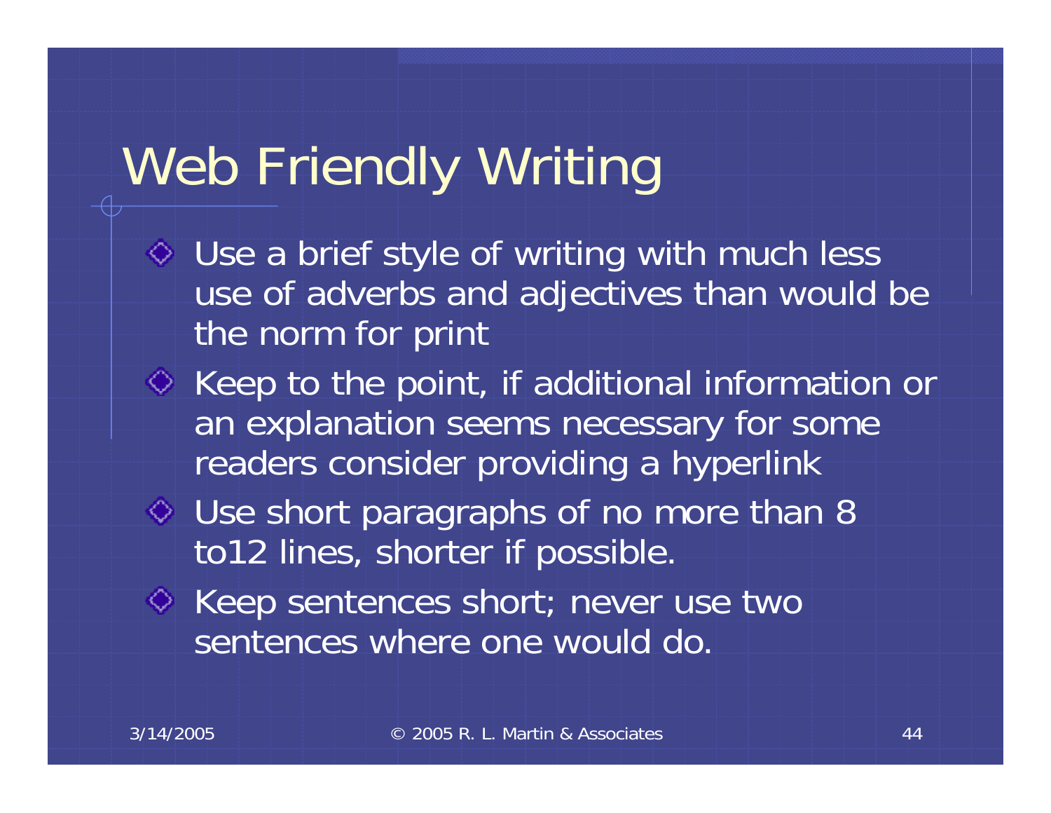# Web Friendly Writing

- Use a brief style of writing with much less use of adverbs and adjectives than would be the norm for print
- Keep to the point, if additional information or an explanation seems necessary for some readers consider providing a hyperlink
- Use short paragraphs of no more than 8 to12 lines, shorter if possible.
- Keep sentences short; never use two sentences where one would do.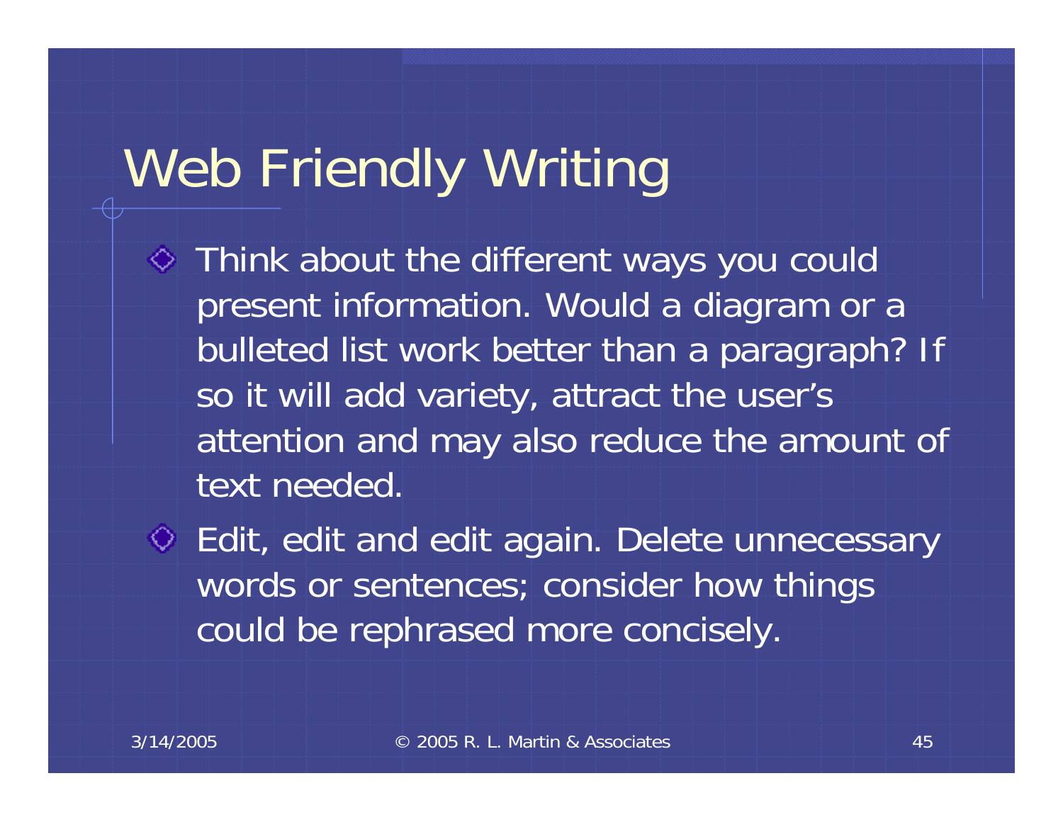# Web Friendly Writing

- Think about the different ways you could present information. Would a diagram or a bulleted list work better than a paragraph? If so it will add variety, attract the user's attention and may also reduce the amount of text needed.
- Edit, edit and edit again. Delete unnecessary words or sentences; consider how things could be rephrased more concisely.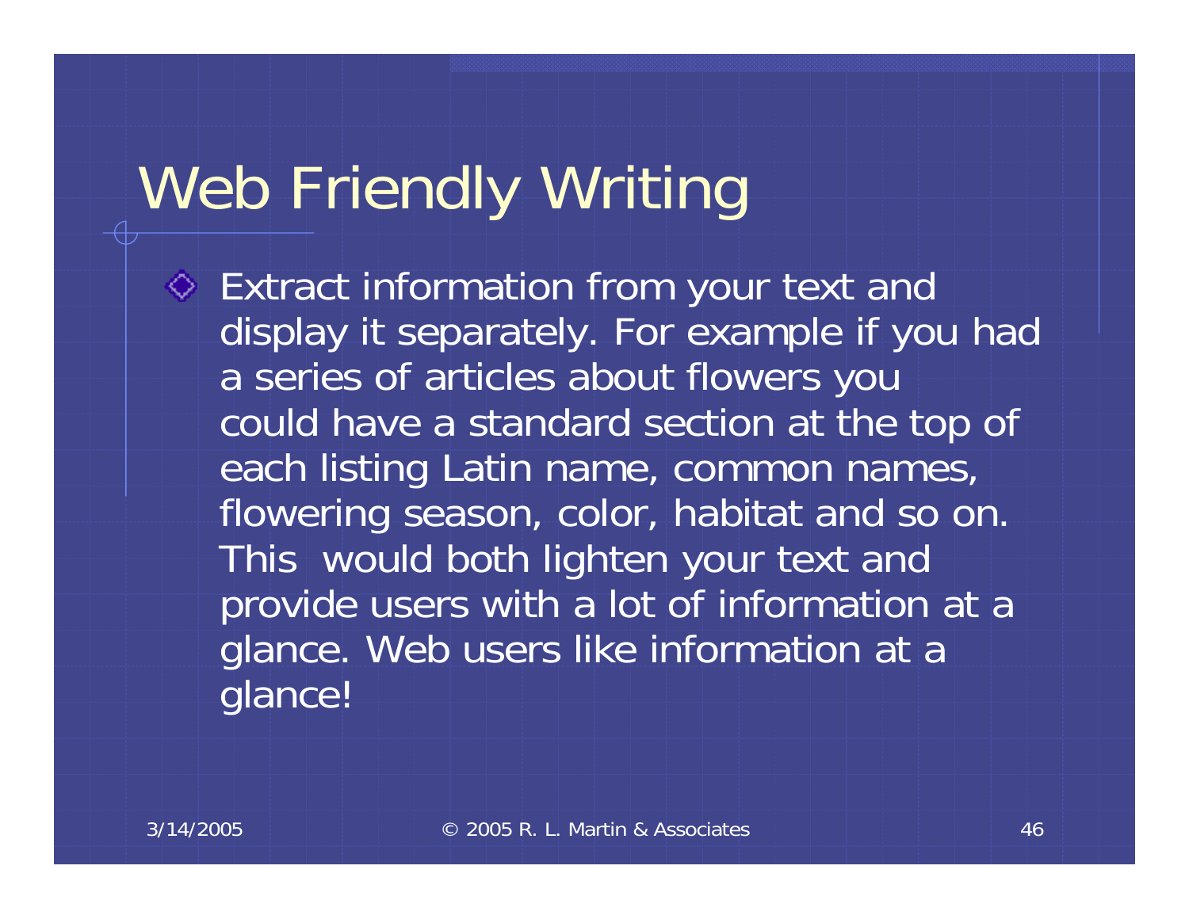# Web Friendly Writing

- Extract information from your text and display it separately. For example if you had a series of articles about flowers you could have a standard section at the top of each listing Latin name, common names, flowering season, color, habitat and so on. This would both lighten your text and provide users with a lot of information at a glance. Web users like information at a glance!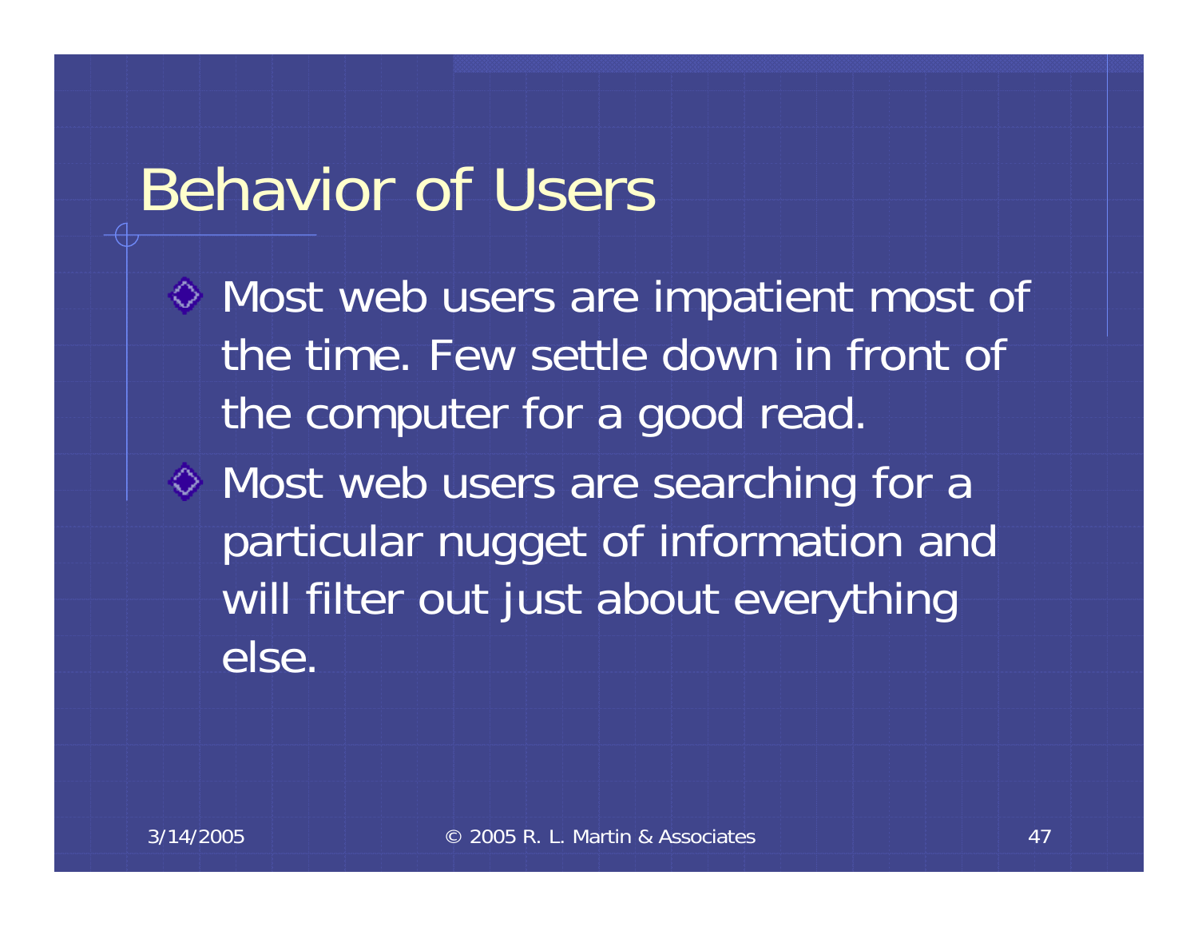# Behavior of Users

- Most web users are impatient most of the time. Few settle down in front of the computer for a good read.
- Most web users are searching for a particular nugget of information and will filter out just about everything else.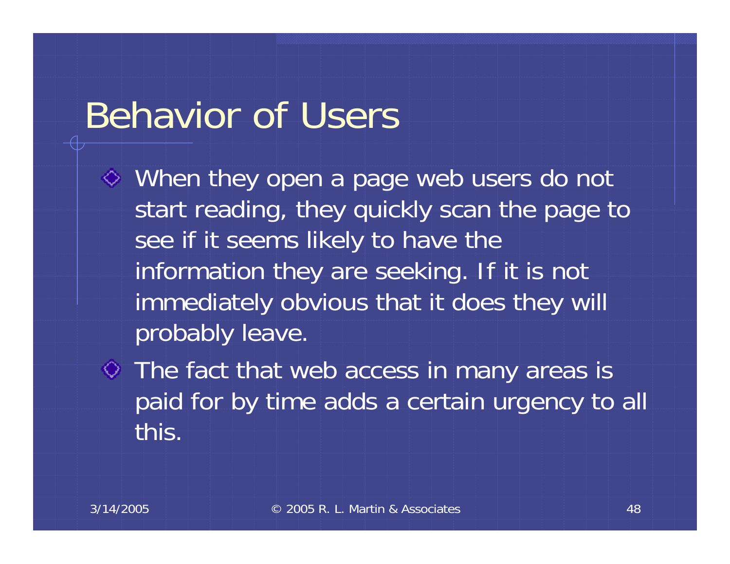# Behavior of Users

- When they open a page web users do not start reading, they quickly scan the page to see if it seems likely to have the information they are seeking. If it is not immediately obvious that it does they will probably leave.
- The fact that web access in many areas is paid for by time adds a certain urgency to all this.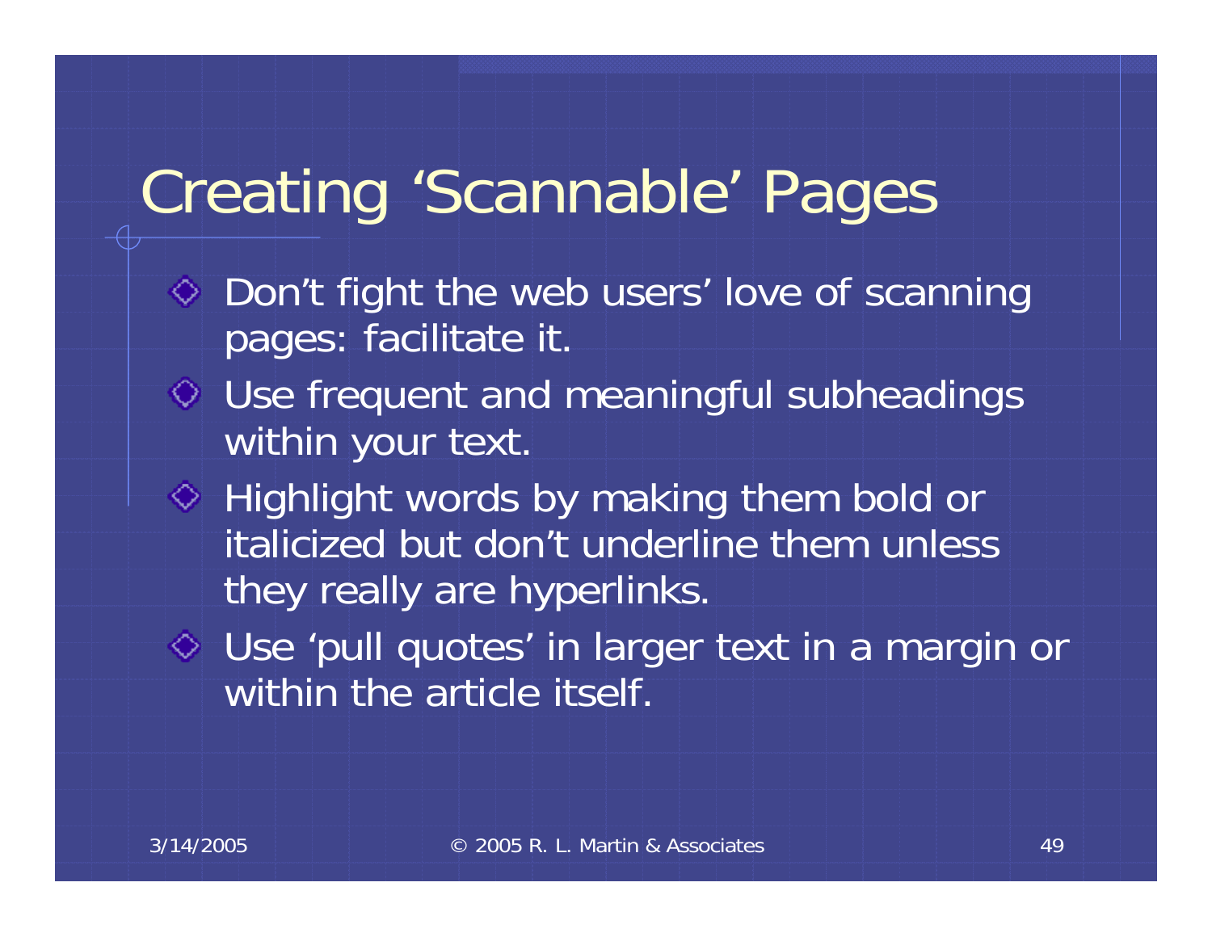# Creating 'Scannable' Pages

- Don't fight the web users' love of scanning pages: facilitate it.
- Use frequent and meaningful subheadings within your text.
- Highlight words by making them bold or italicized but don't underline them unless they really are hyperlinks.
- Use 'pull quotes' in larger text in a margin or within the article itself.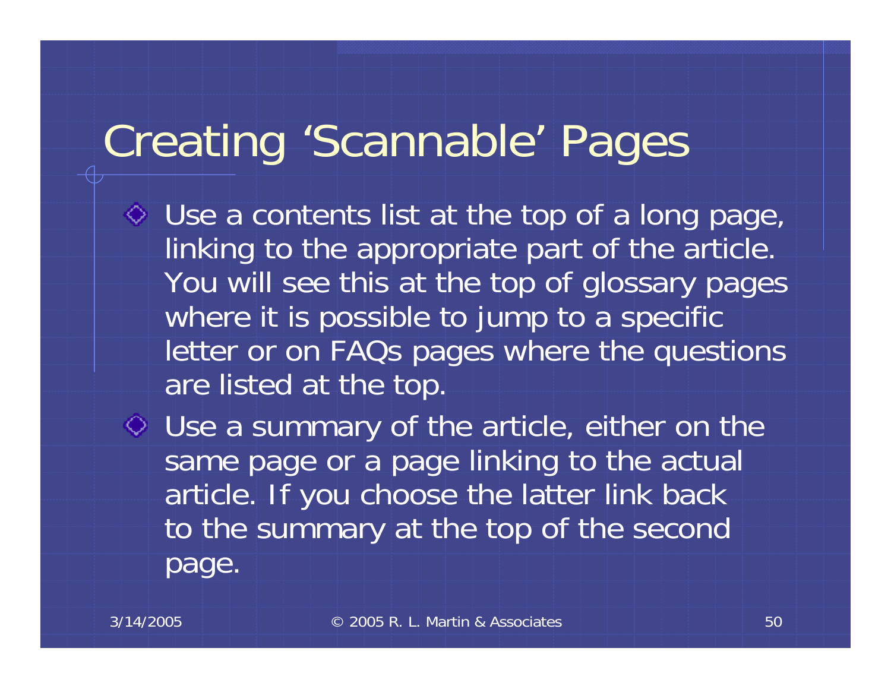# Creating 'Scannable' Pages

- Use a contents list at the top of a long page, linking to the appropriate part of the article. You will see this at the top of glossary pages where it is possible to jump to a specific letter or on FAQs pages where the questions are listed at the top.
- Use a summary of the article, either on the same page or a page linking to the actual article. If you choose the latter link back to the summary at the top of the second page.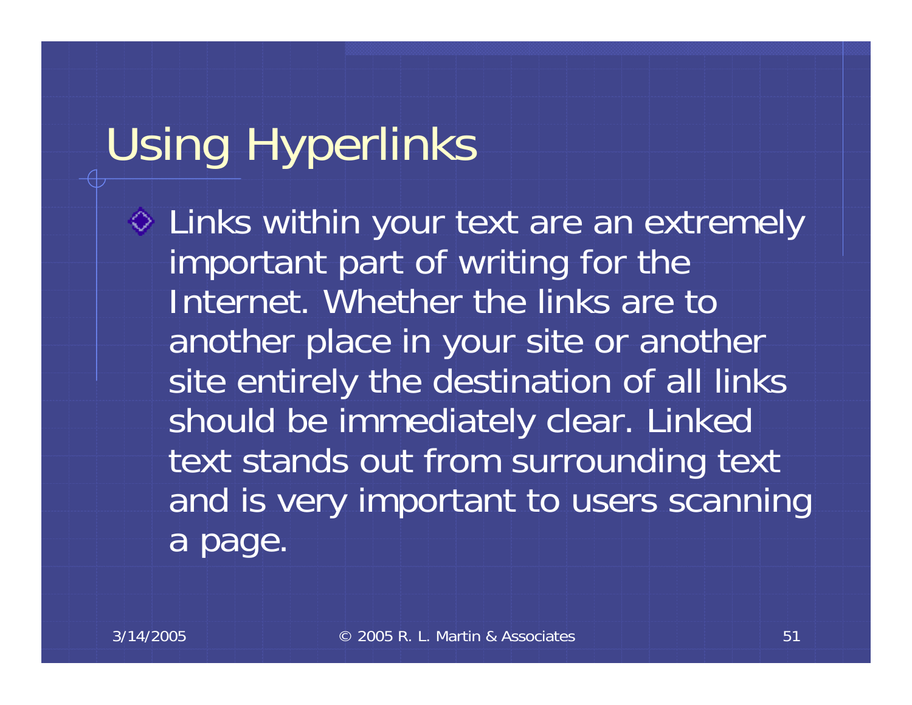# Using Hyperlinks

- Links within your text are an extremely important part of writing for the Internet. Whether the links are to another place in your site or another site entirely the destination of all links should be immediately clear. Linked text stands out from surrounding text and is very important to users scanning a page.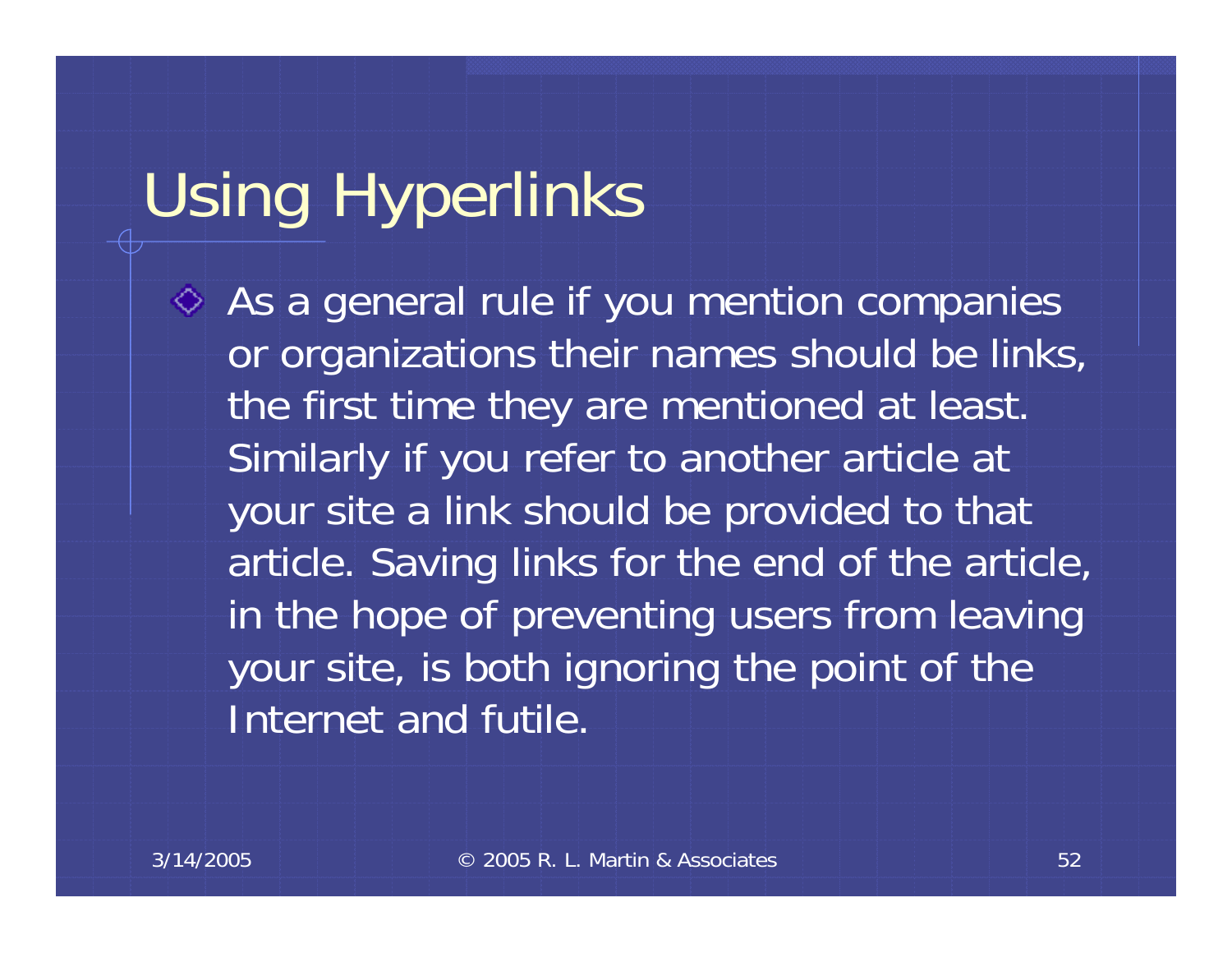# Using Hyperlinks

- As a general rule if you mention companies or organizations their names should be links, the first time they are mentioned at least. Similarly if you refer to another article at your site a link should be provided to that article. Saving links for the end of the article, in the hope of preventing users from leaving your site, is both ignoring the point of the Internet and futile.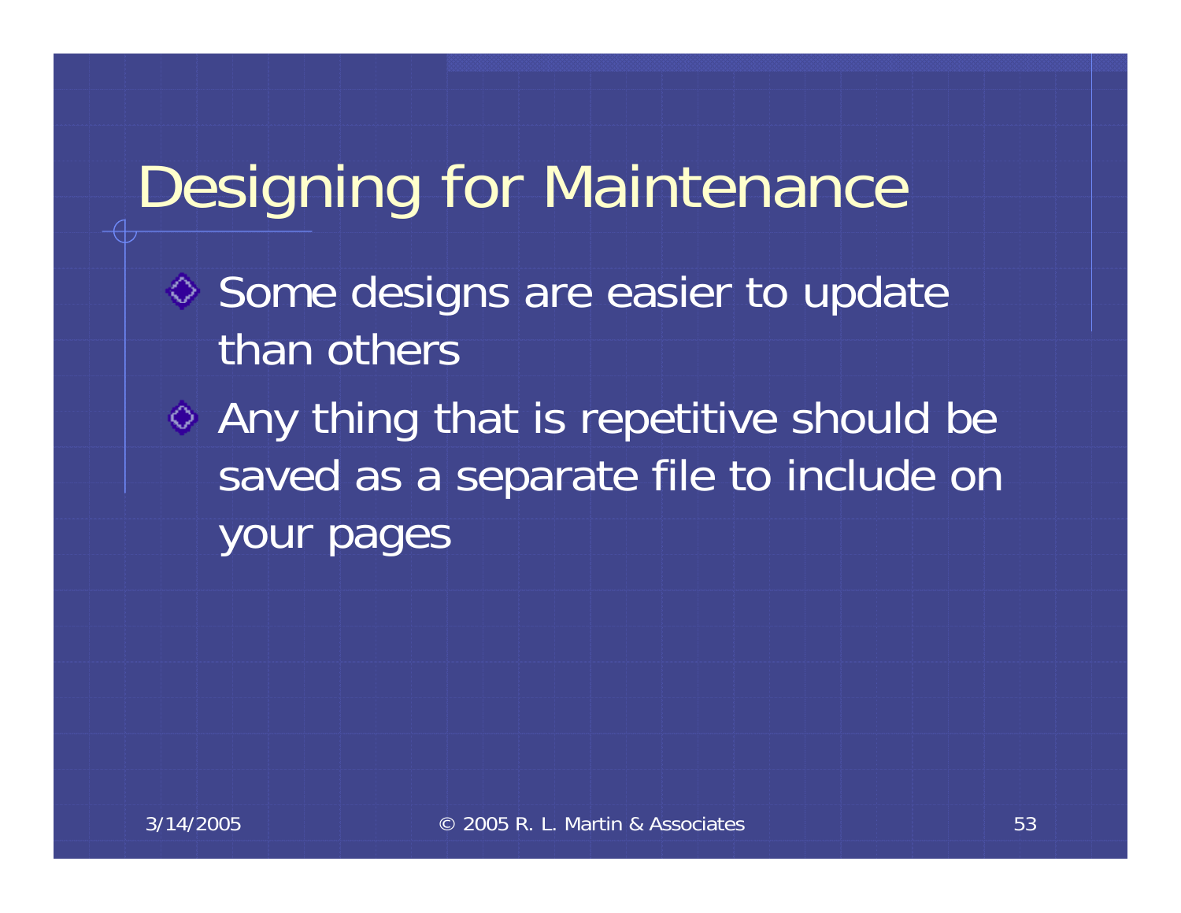# Designing for Maintenance

- Some designs are easier to update than others
- Any thing that is repetitive should be saved as a separate file to include on your pages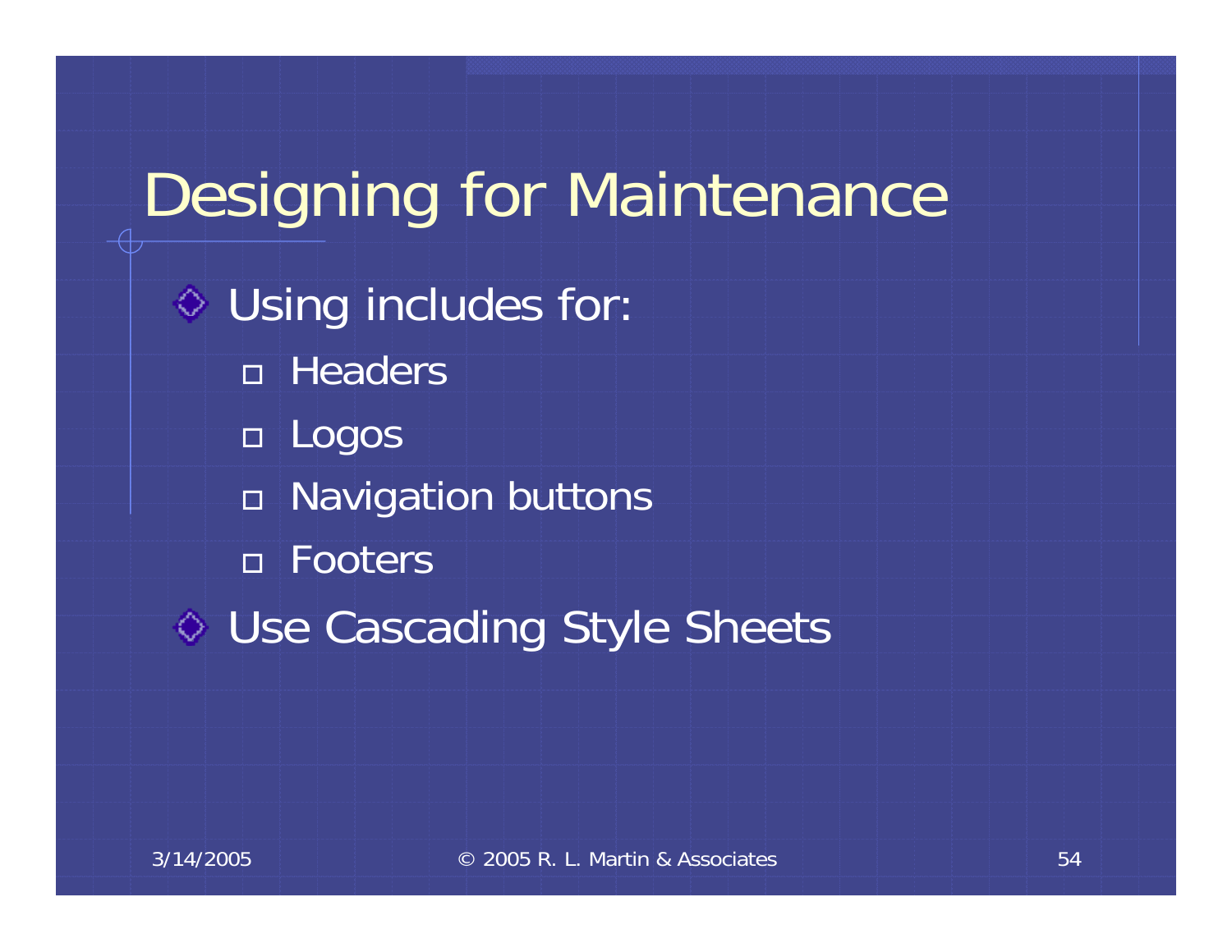# Designing for Maintenance

- Using includes for:
  - Headers
  - Logos
  - Navigation buttons
  - Footers
- Use Cascading Style Sheets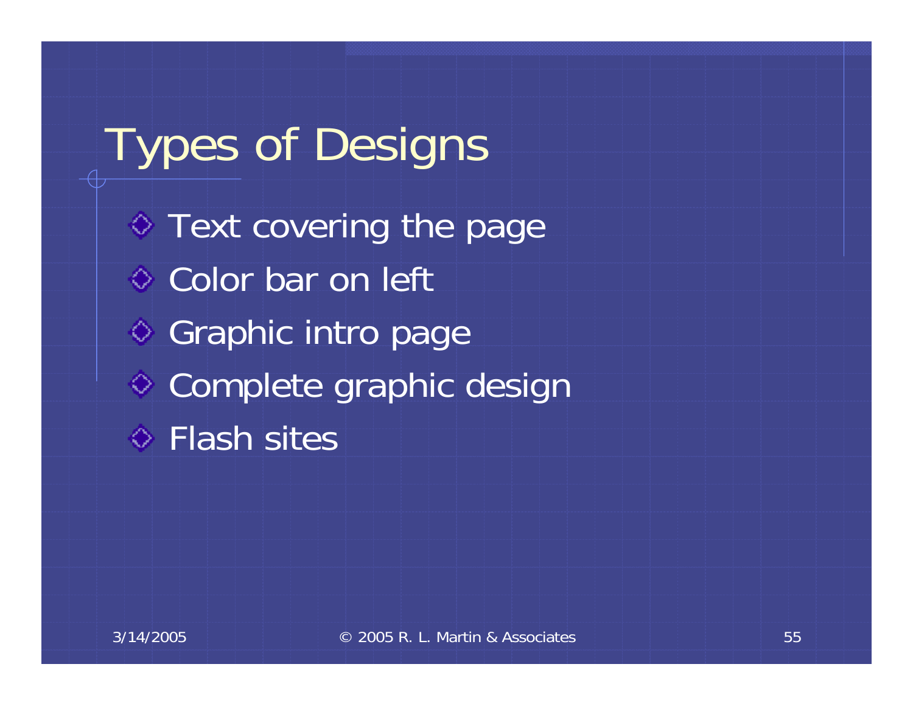# Types of Designs

- Text covering the page
- Color bar on left
- Graphic intro page
- Complete graphic design
- Flash sites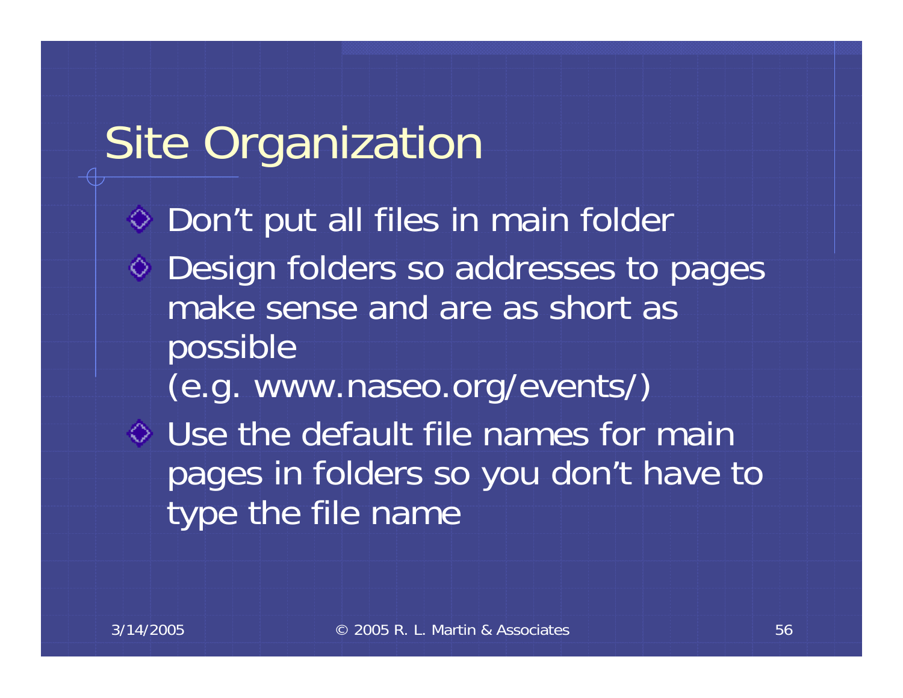# Site Organization

- Don't put all files in main folder
- Design folders so addresses to pages make sense and are as short as possible  
  (e.g. www.naseo.org/events/)
- Use the default file names for main pages in folders so you don't have to type the file name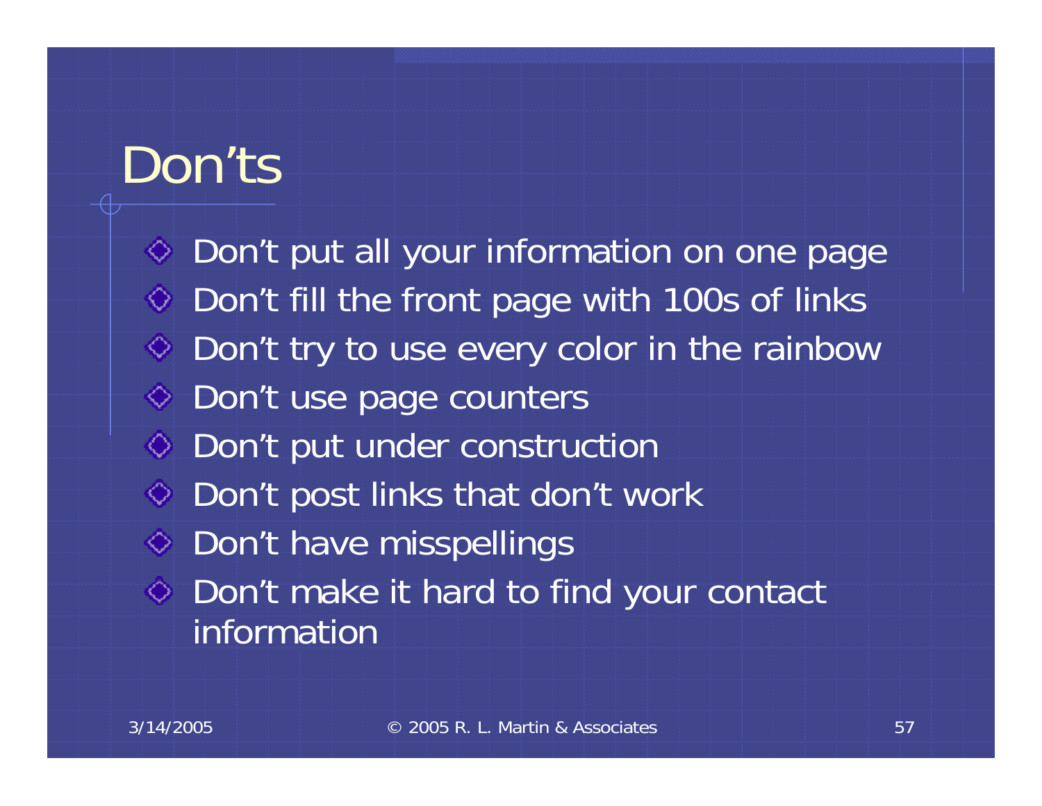# Don’ts

- Don’t put all your information on one page
- Don’t fill the front page with 100s of links
- Don’t try to use every color in the rainbow
- Don’t use page counters
- Don’t put under construction
- Don’t post links that don’t work
- Don’t have misspellings
- Don’t make it hard to find your contact information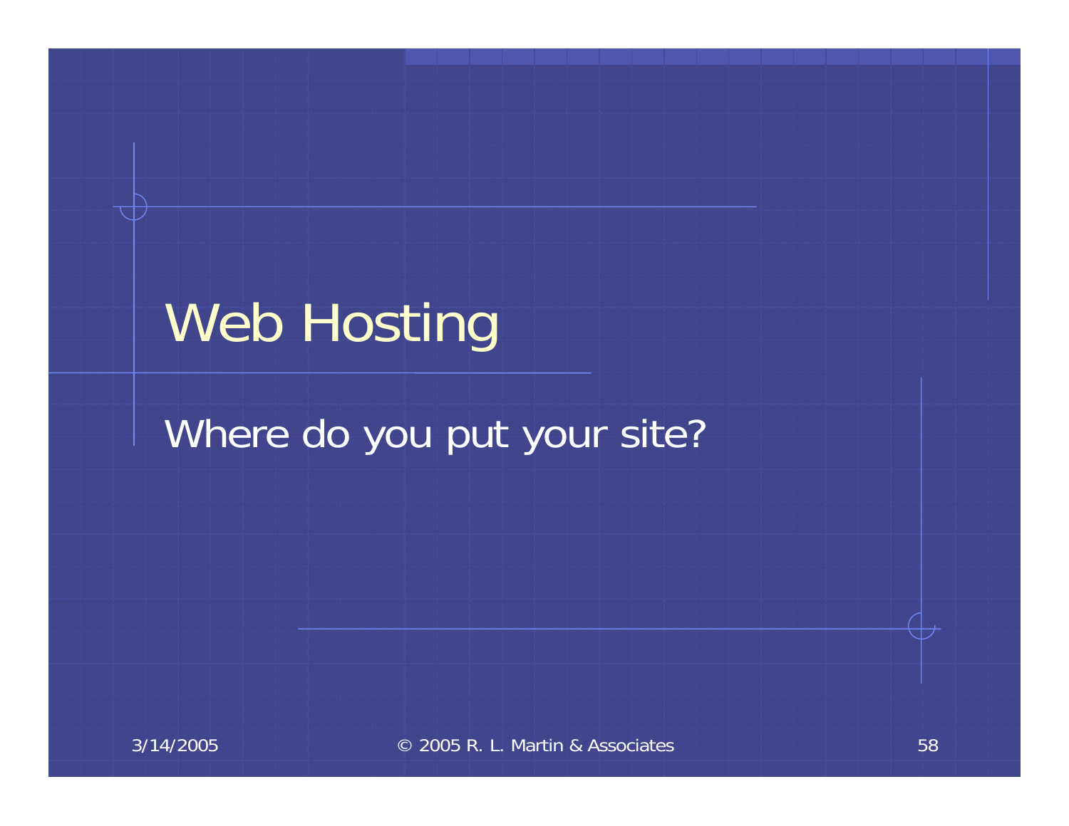# Web Hosting

Where do you put your site?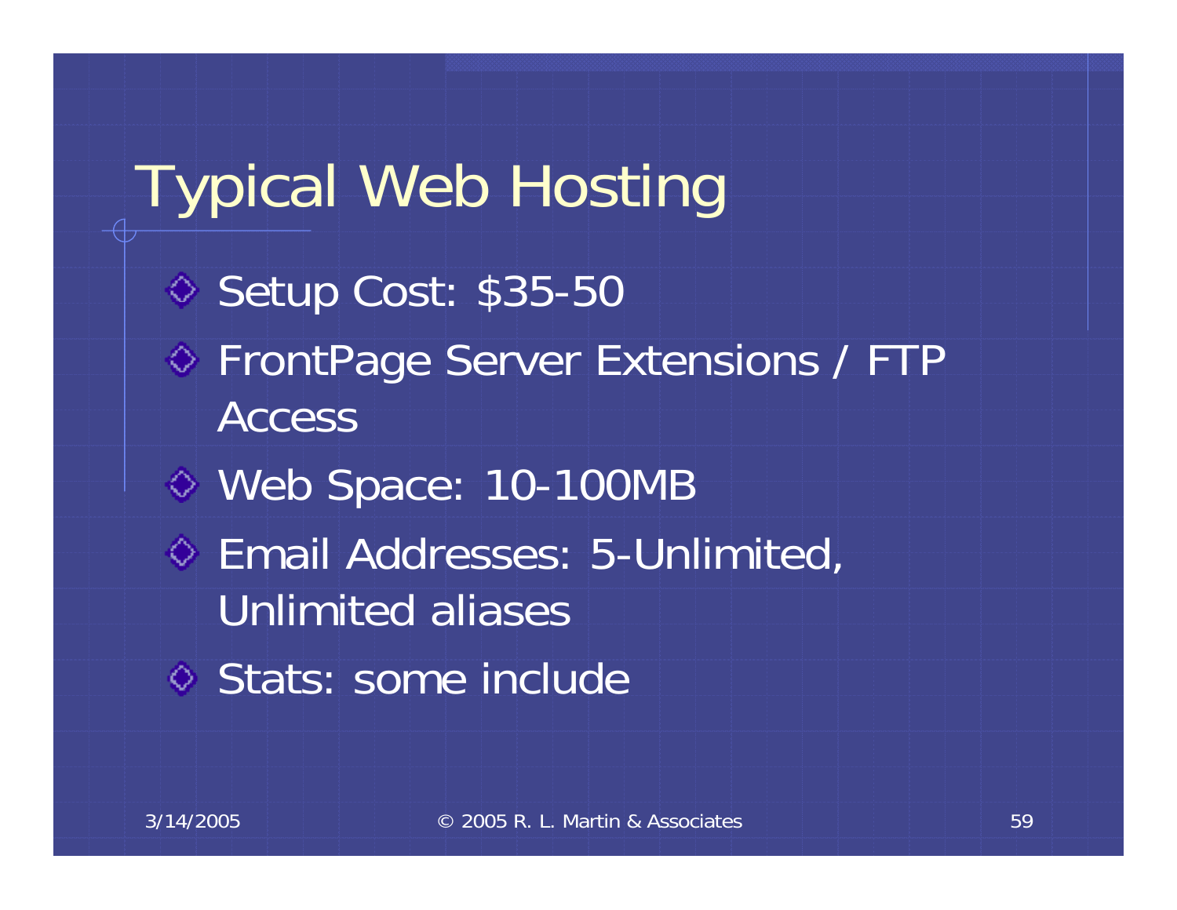# Typical Web Hosting

- Setup Cost: $35-50
- FrontPage Server Extensions / FTP Access
- Web Space: 10-100MB
- Email Addresses: 5-Unlimited, Unlimited aliases
- Stats: some include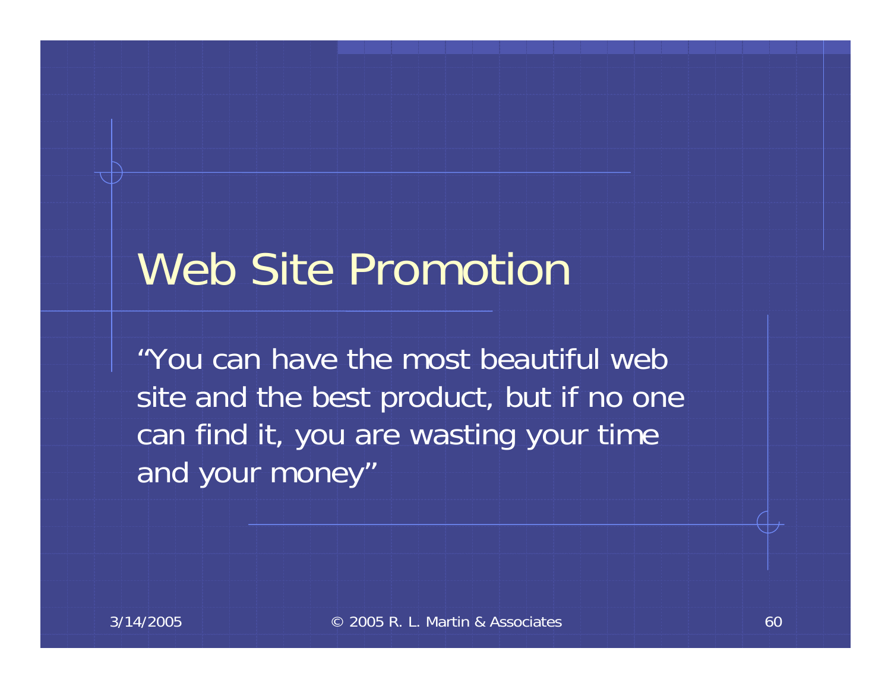# Web Site Promotion

"You can have the most beautiful web site and the best product, but if no one can find it, you are wasting your time and your money"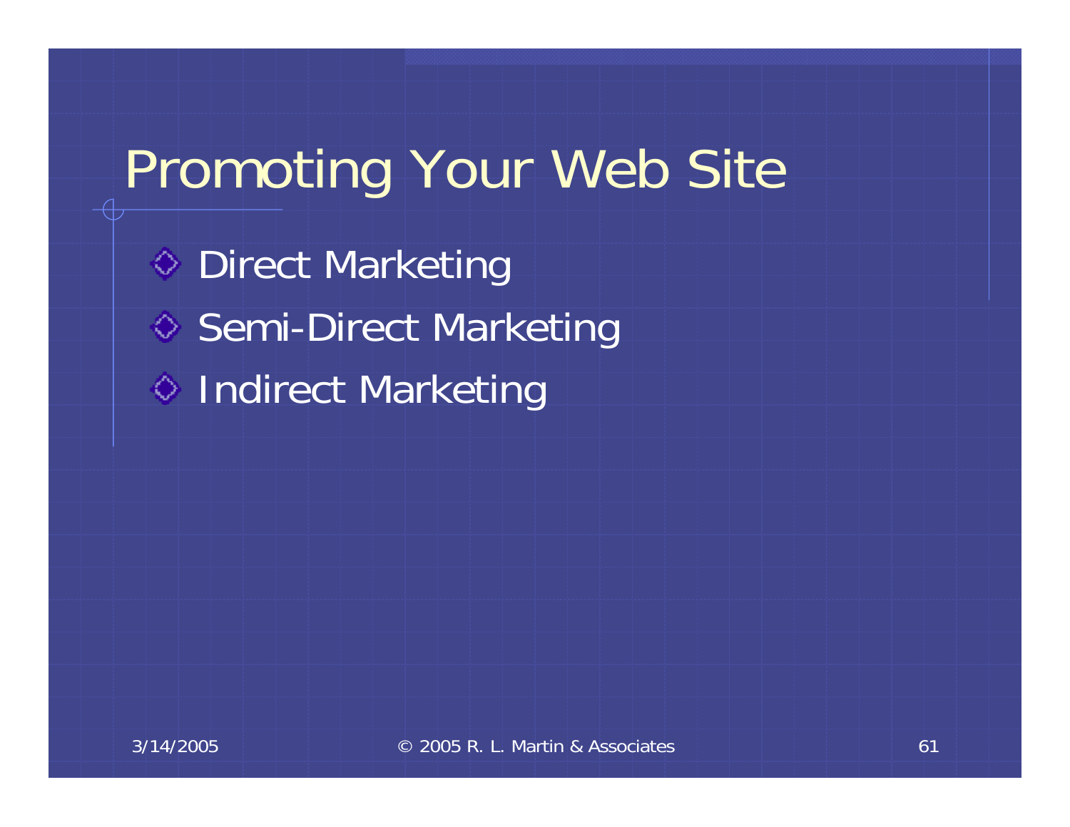# Promoting Your Web Site

- Direct Marketing
- Semi-Direct Marketing
- Indirect Marketing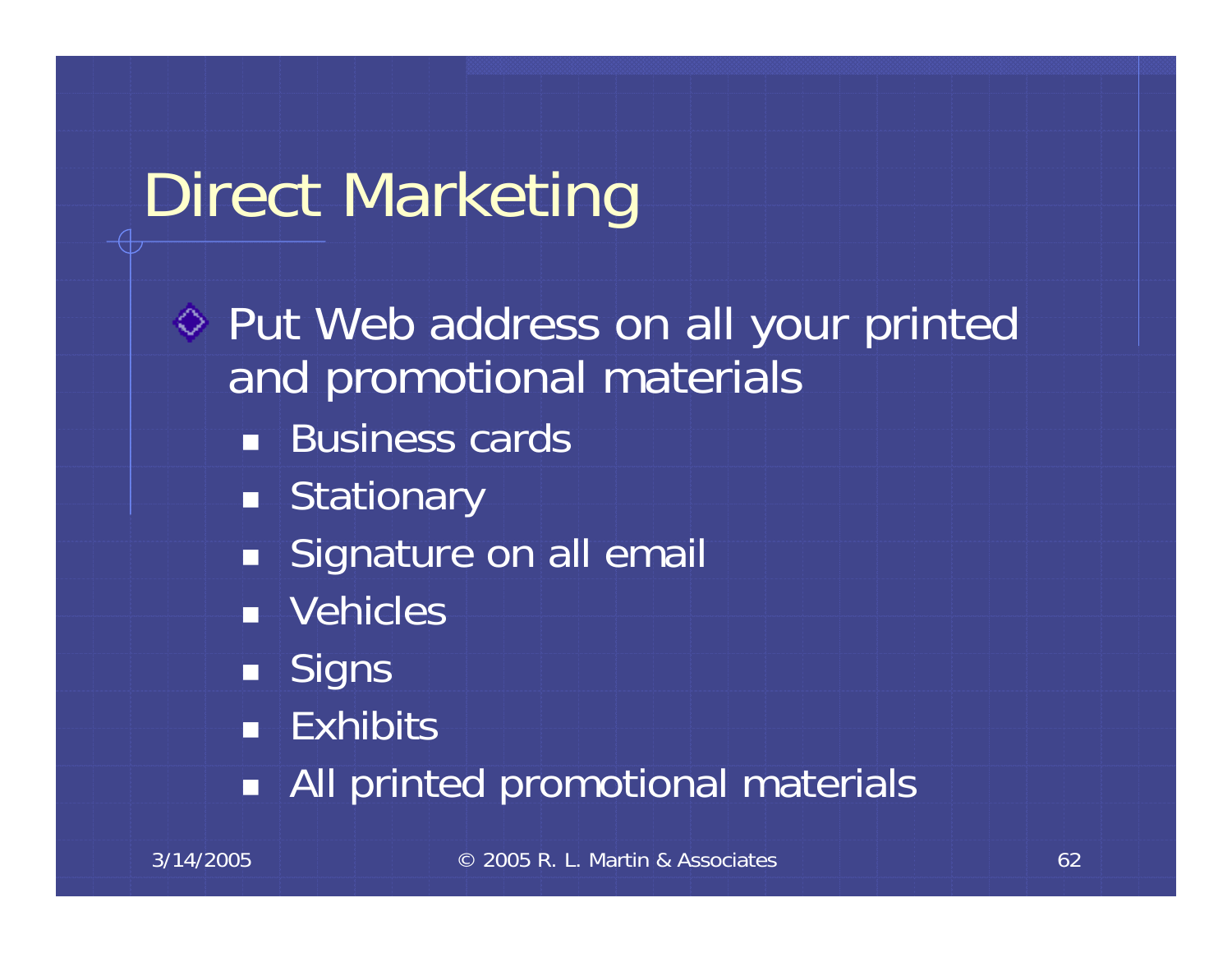# Direct Marketing

- Put Web address on all your printed and promotional materials
  - Business cards
  - Stationary
  - Signature on all email
  - Vehicles
  - Signs
  - Exhibits
  - All printed promotional materials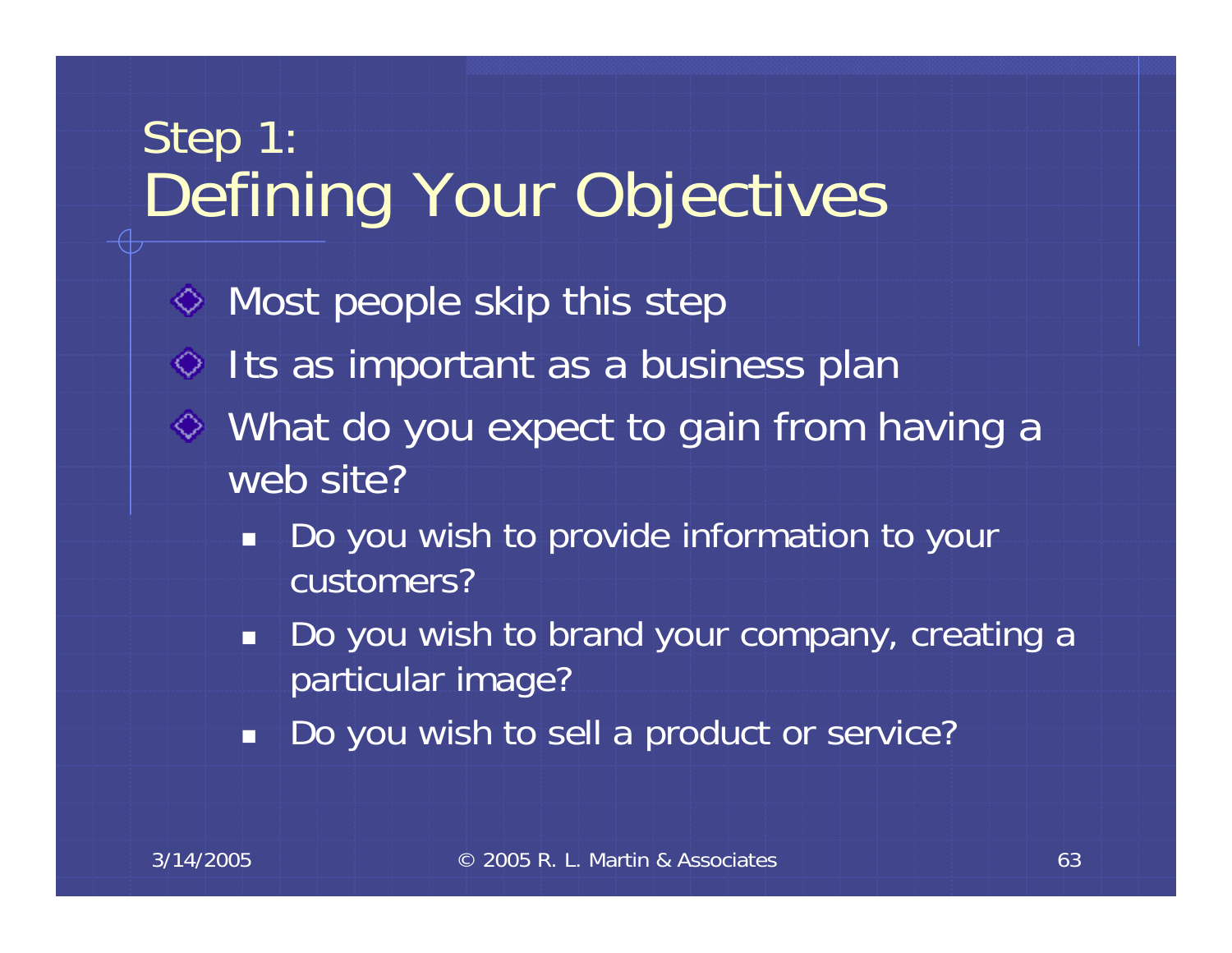# Step 1: Defining Your Objectives

- Most people skip this step
- Its as important as a business plan
- What do you expect to gain from having a web site?
  - Do you wish to provide information to your customers?
  - Do you wish to brand your company, creating a particular image?
  - Do you wish to sell a product or service?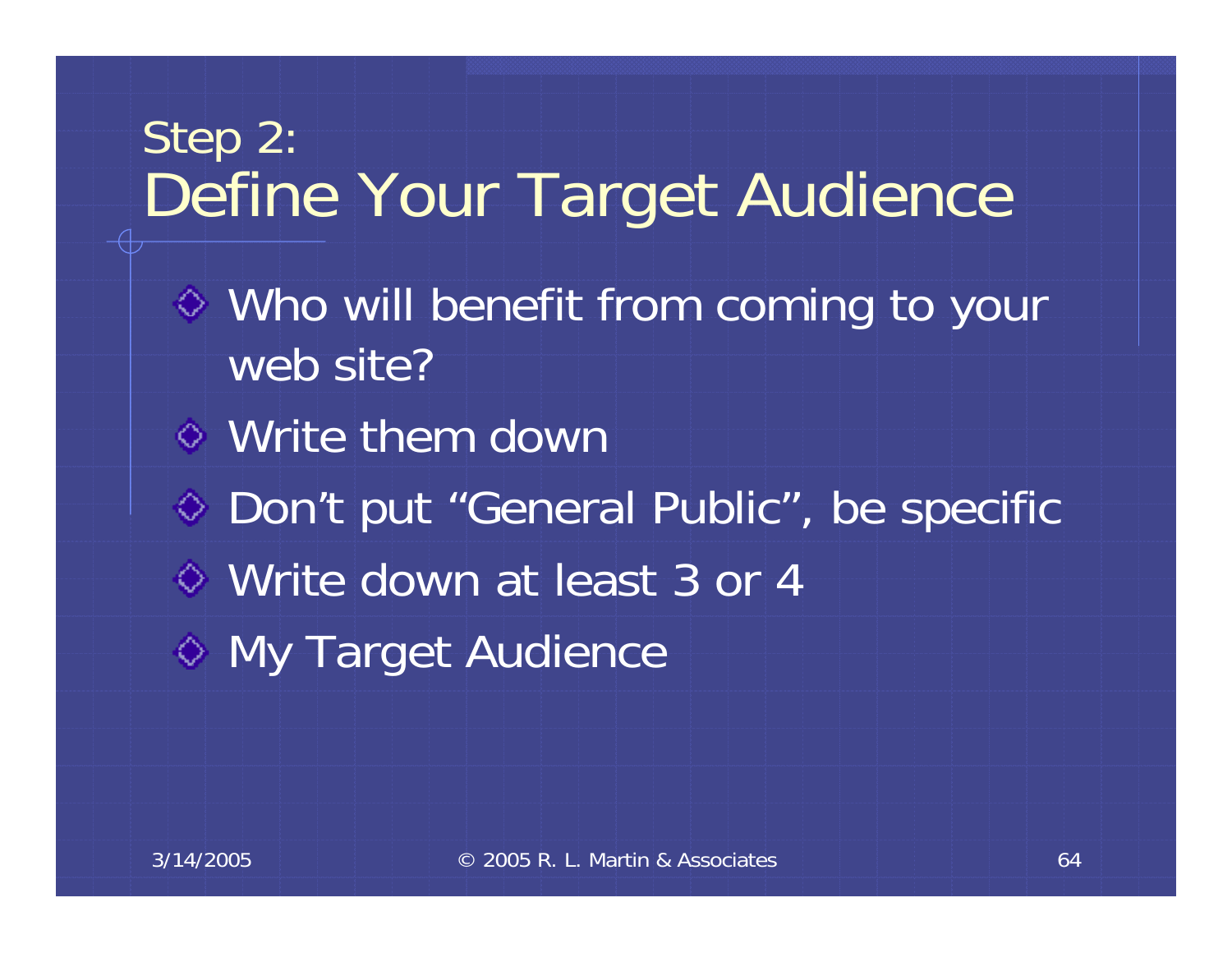# Step 2: Define Your Target Audience

- Who will benefit from coming to your web site?
- Write them down
- Don't put "General Public", be specific
- Write down at least 3 or 4
- My Target Audience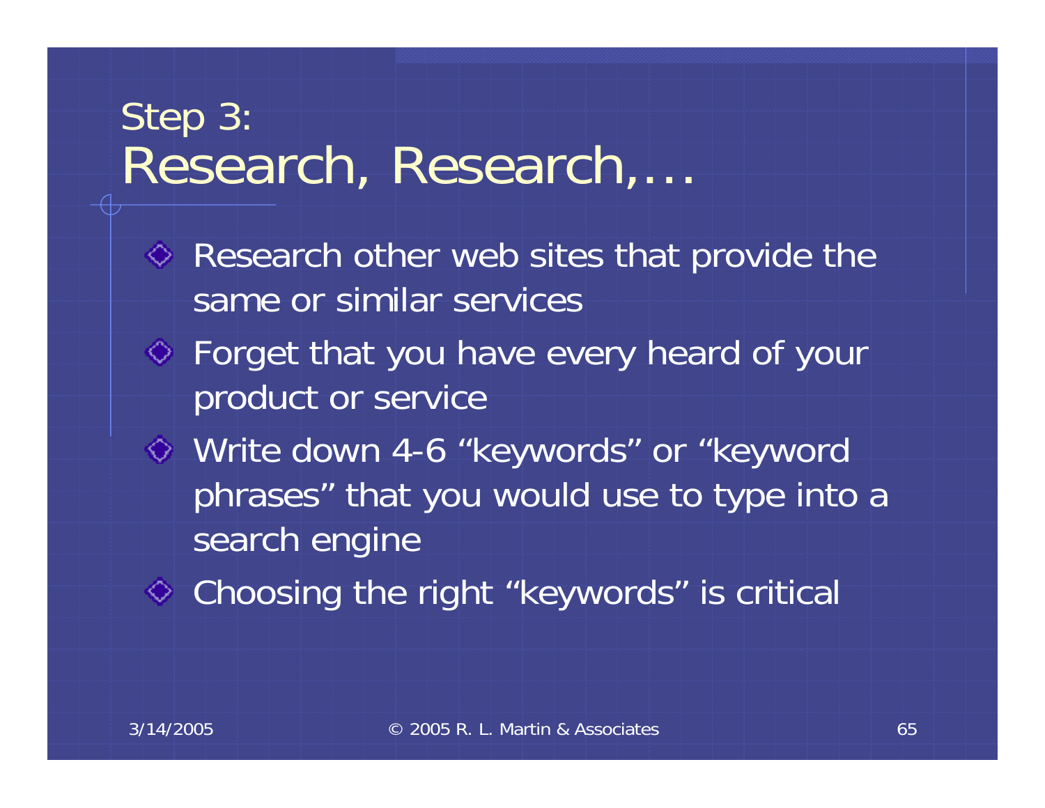# Step 3: Research, Research,…

- Research other web sites that provide the same or similar services
- Forget that you have every heard of your product or service
- Write down 4-6 “keywords” or “keyword phrases” that you would use to type into a search engine
- Choosing the right “keywords” is critical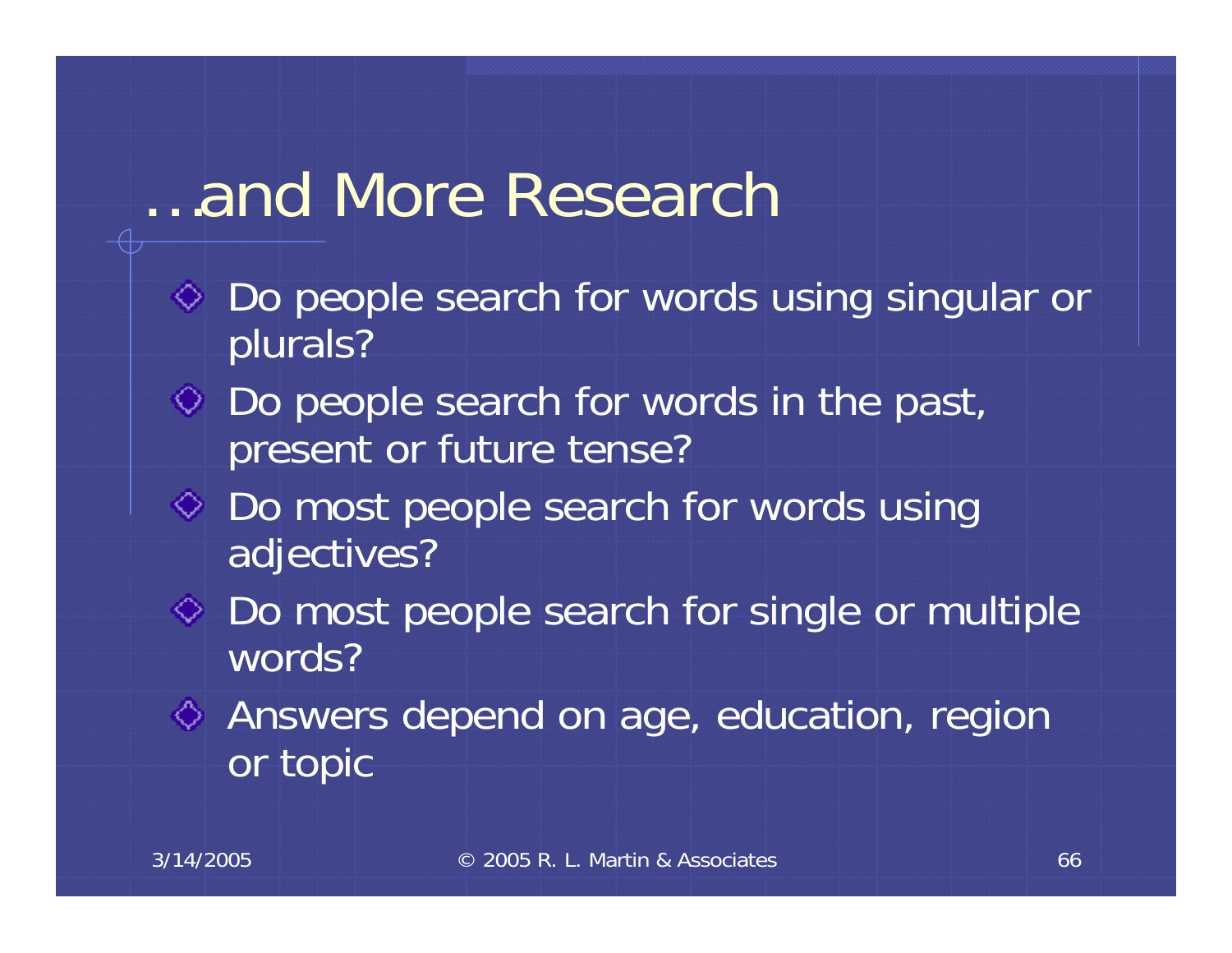# …and More Research

- Do people search for words using singular or plurals?
- Do people search for words in the past, present or future tense?
- Do most people search for words using adjectives?
- Do most people search for single or multiple words?
- Answers depend on age, education, region or topic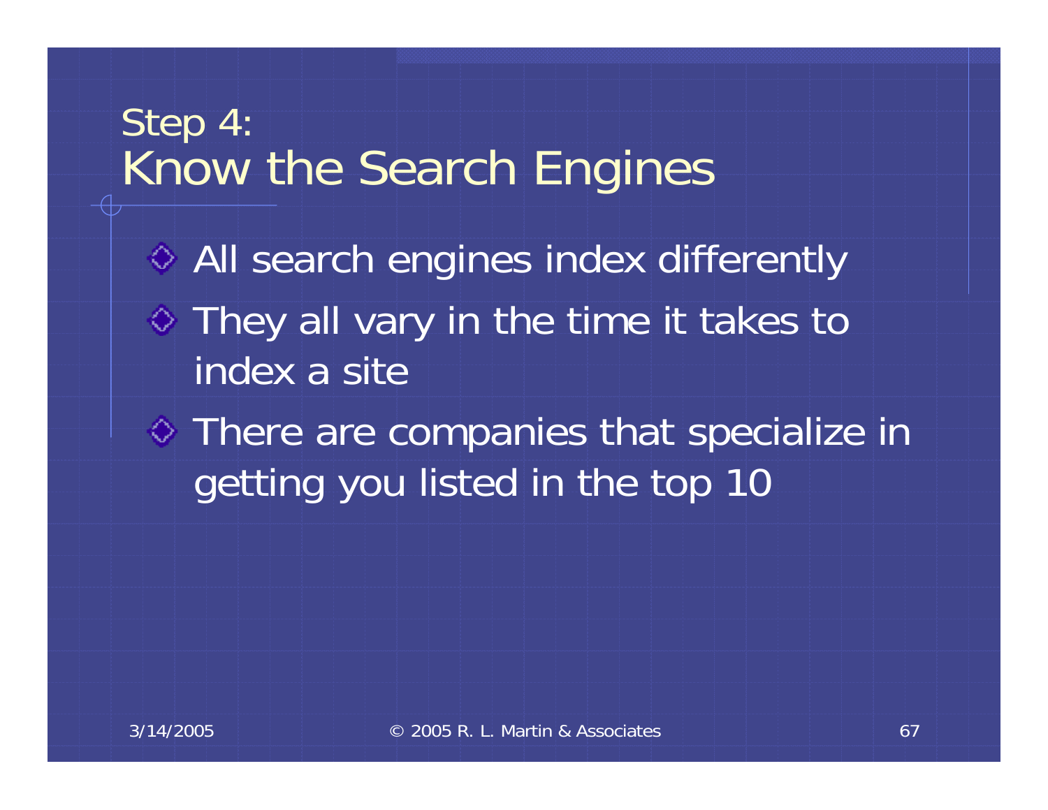# Step 4:
# Know the Search Engines

- All search engines index differently
- They all vary in the time it takes to index a site
- There are companies that specialize in getting you listed in the top 10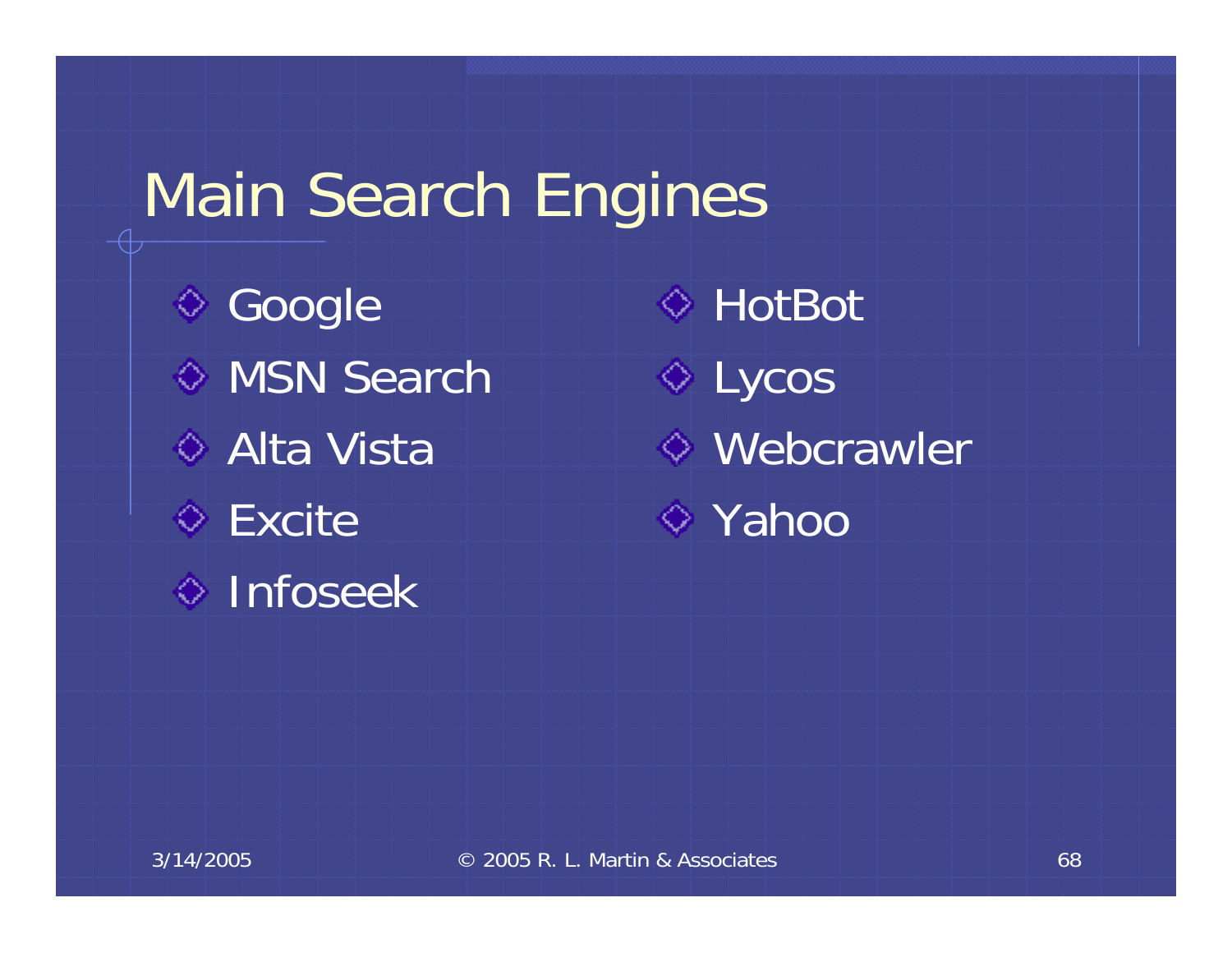# Main Search Engines

- Google
- MSN Search
- Alta Vista
- Excite
- Infoseek
- HotBot
- Lycos
- Webcrawler
- Yahoo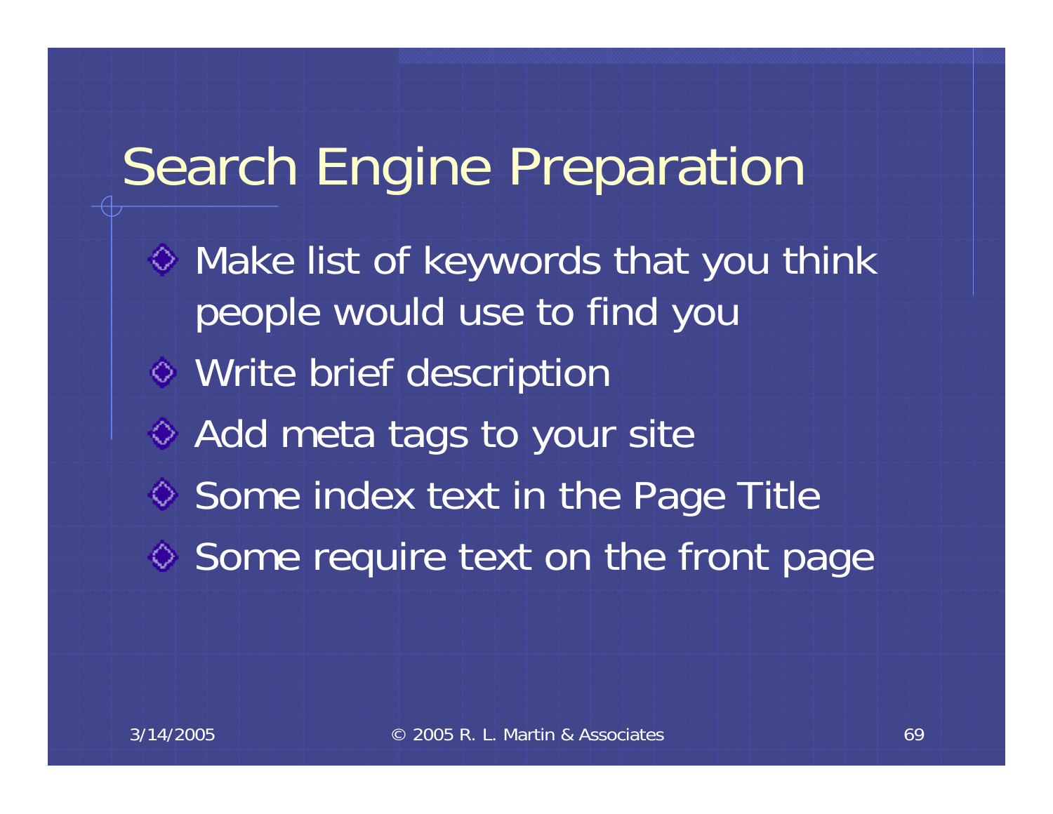# Search Engine Preparation

- Make list of keywords that you think people would use to find you
- Write brief description
- Add meta tags to your site
- Some index text in the Page Title
- Some require text on the front page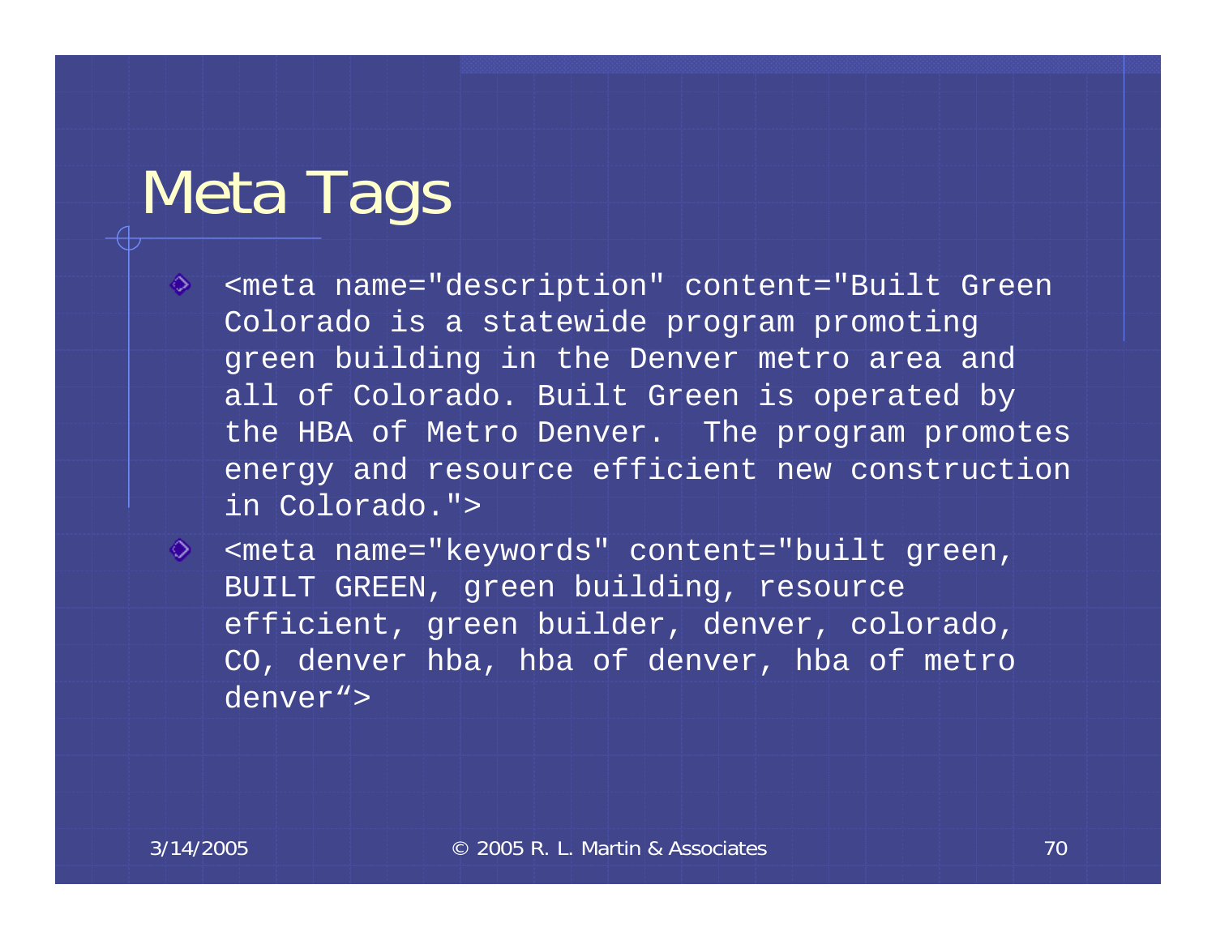# Meta Tags

- <meta name="description" content="Built Green Colorado is a statewide program promoting green building in the Denver metro area and all of Colorado. Built Green is operated by the HBA of Metro Denver.  The program promotes energy and resource efficient new construction in Colorado.">
- <meta name="keywords" content="built green, BUILT GREEN, green building, resource efficient, green builder, denver, colorado, CO, denver hba, hba of denver, hba of metro denver“>

3/14/2005 © 2005 R. L. Martin & Associates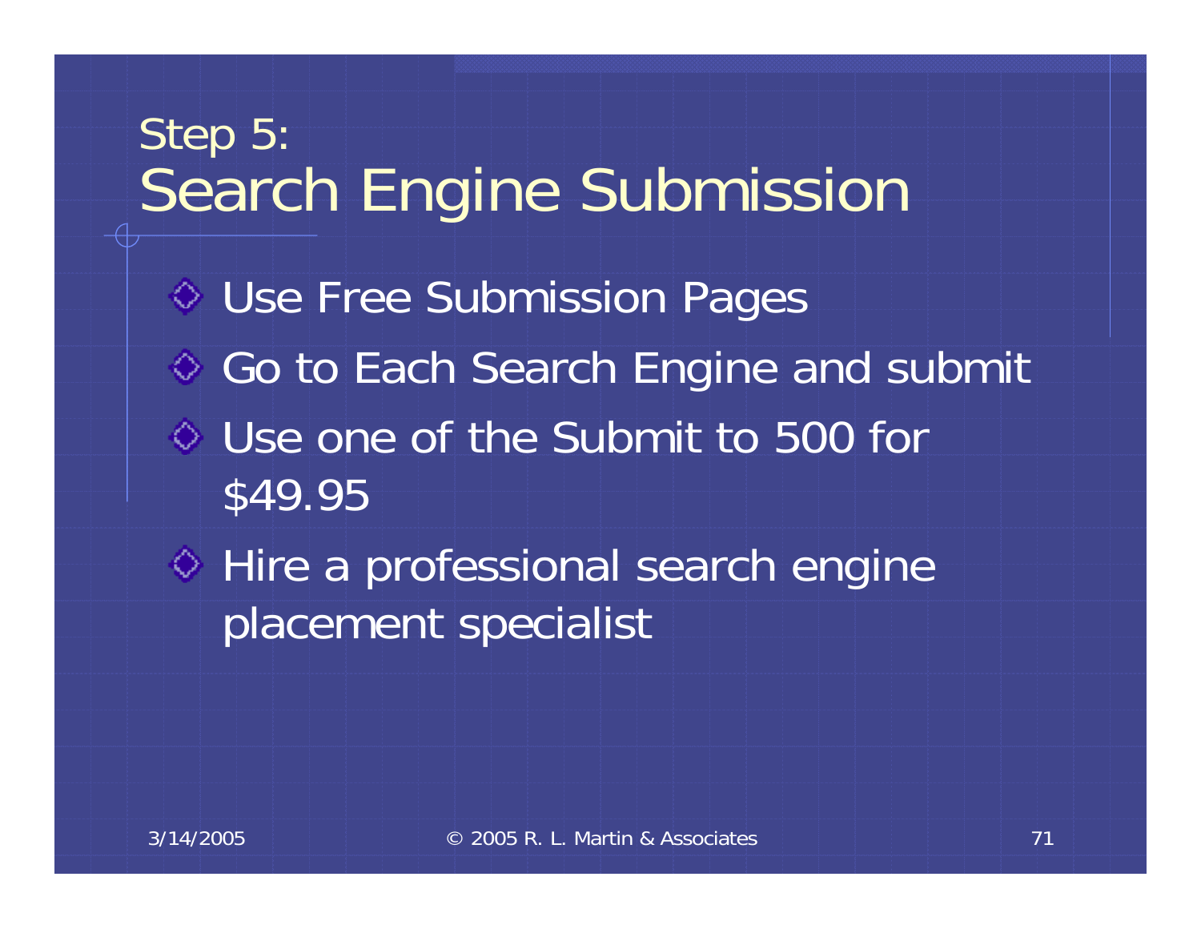# Step 5: Search Engine Submission

- Use Free Submission Pages
- Go to Each Search Engine and submit
- Use one of the Submit to 500 for $49.95
- Hire a professional search engine placement specialist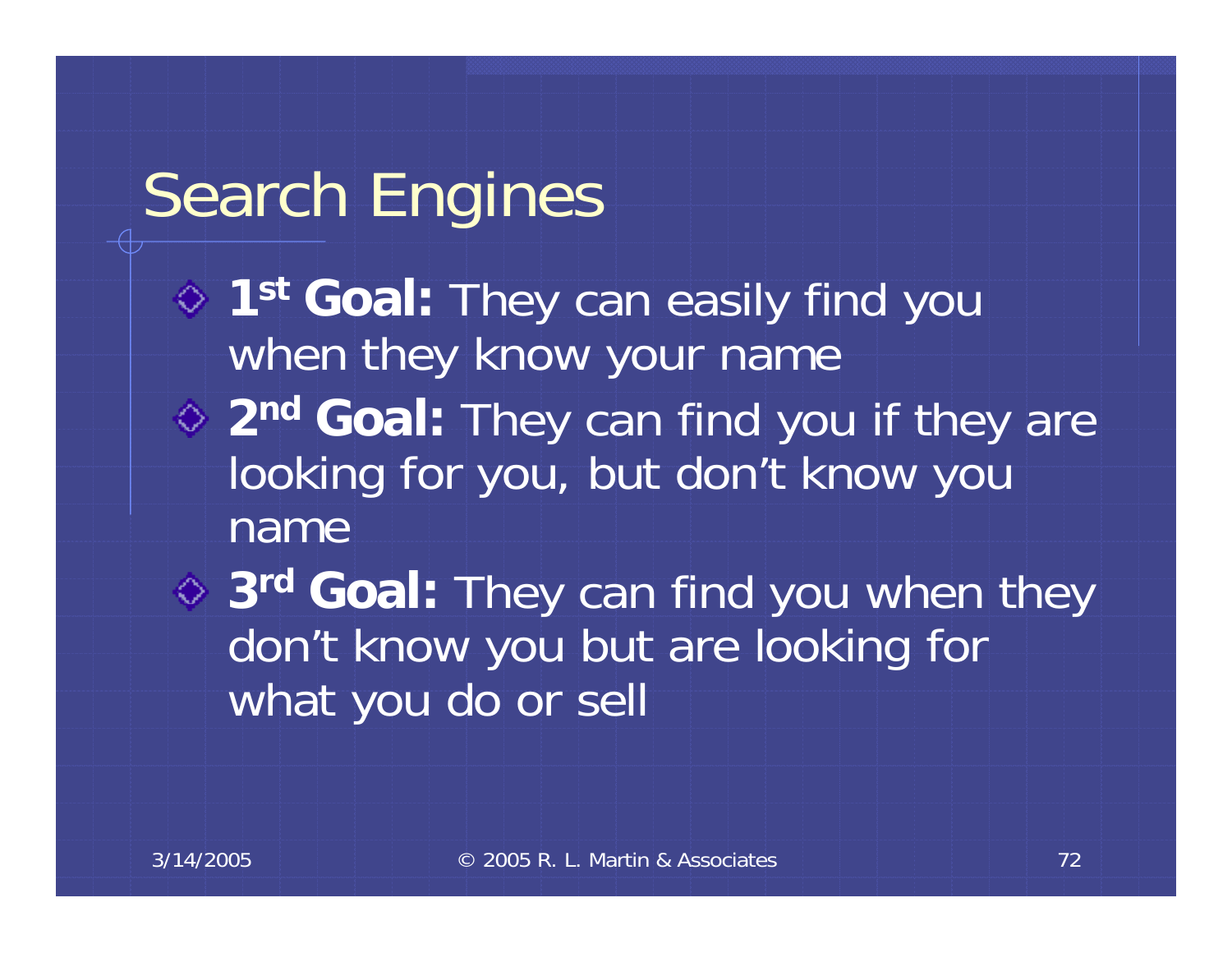# Search Engines

- **1st Goal:** They can easily find you when they know your name
- **2nd Goal:** They can find you if they are looking for you, but don't know you name
- **3rd Goal:** They can find you when they don't know you but are looking for what you do or sell

3/14/2005 © 2005 R. L. Martin & Associates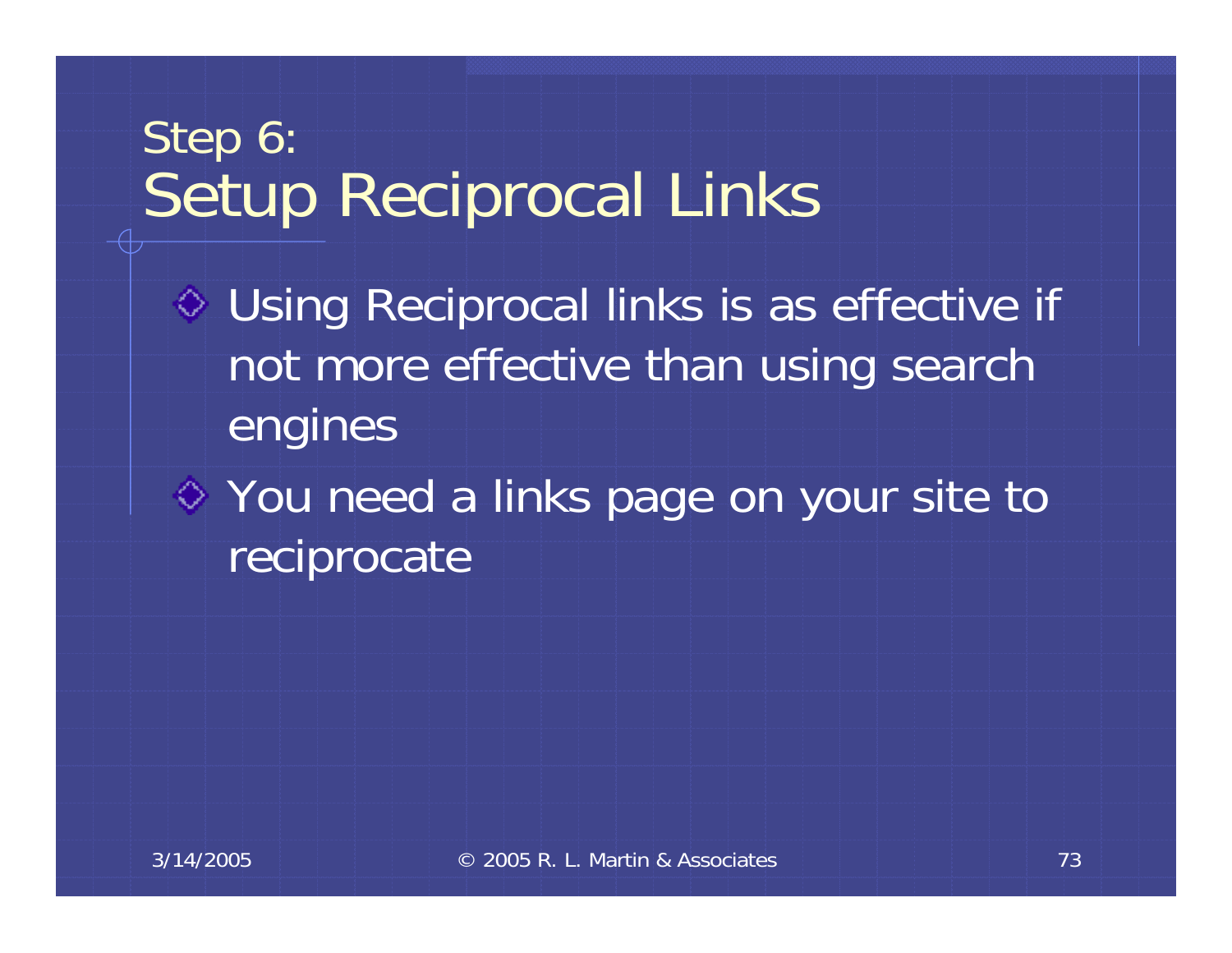# Step 6: Setup Reciprocal Links

- Using Reciprocal links is as effective if not more effective than using search engines
- You need a links page on your site to reciprocate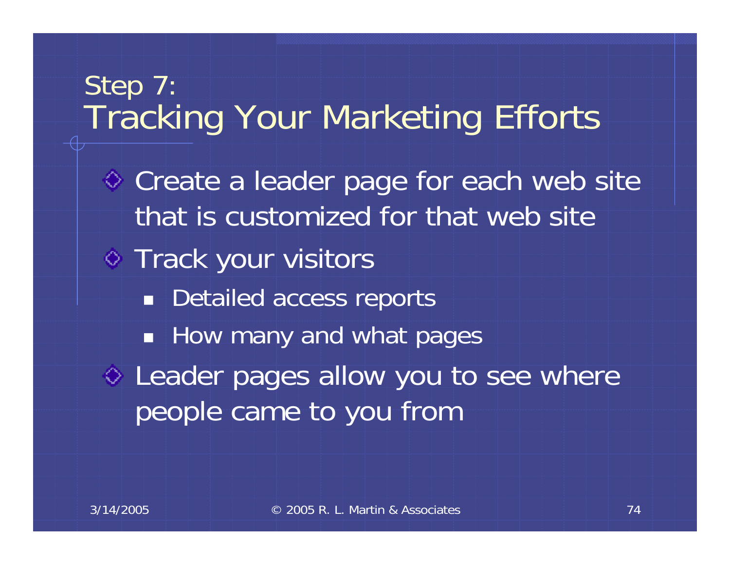# Step 7: Tracking Your Marketing Efforts

- Create a leader page for each web site that is customized for that web site
- Track your visitors
  - Detailed access reports
  - How many and what pages
- Leader pages allow you to see where people came to you from

3/14/2005 © 2005 R. L. Martin & Associates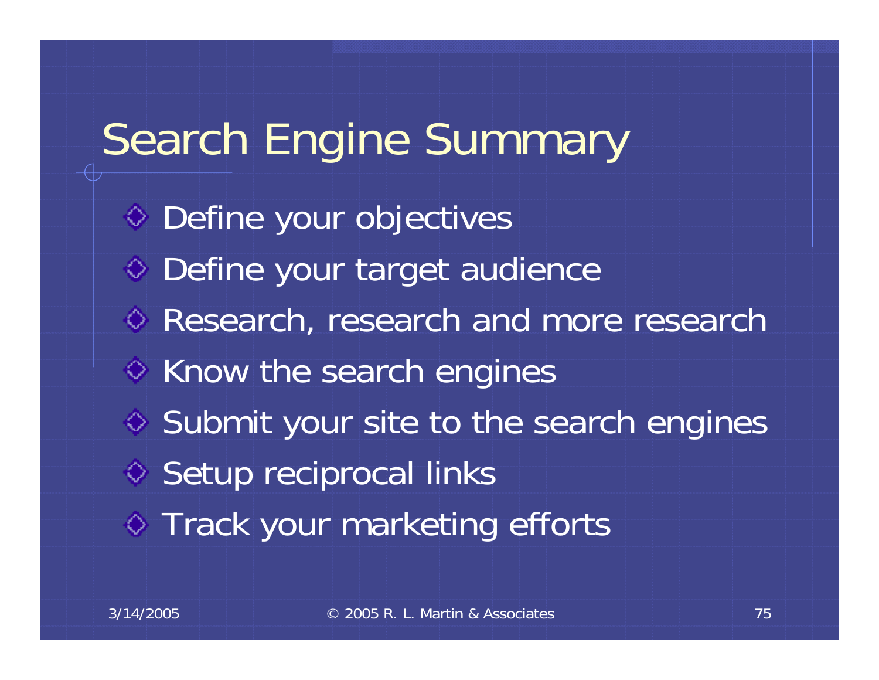# Search Engine Summary

- Define your objectives
- Define your target audience
- Research, research and more research
- Know the search engines
- Submit your site to the search engines
- Setup reciprocal links
- Track your marketing efforts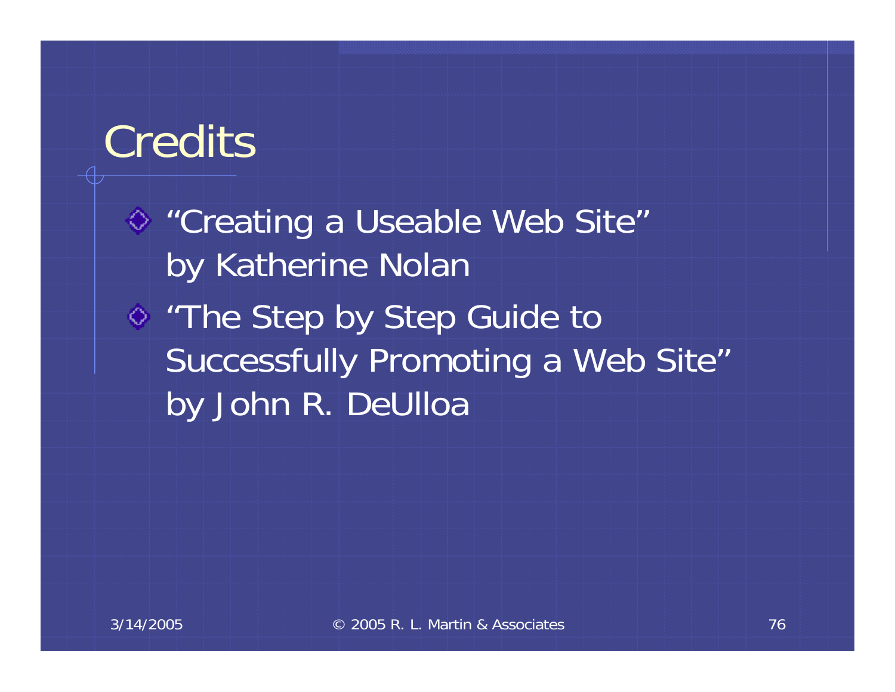# Credits

- "Creating a Useable Web Site" by Katherine Nolan
- "The Step by Step Guide to Successfully Promoting a Web Site" by John R. DeUlloa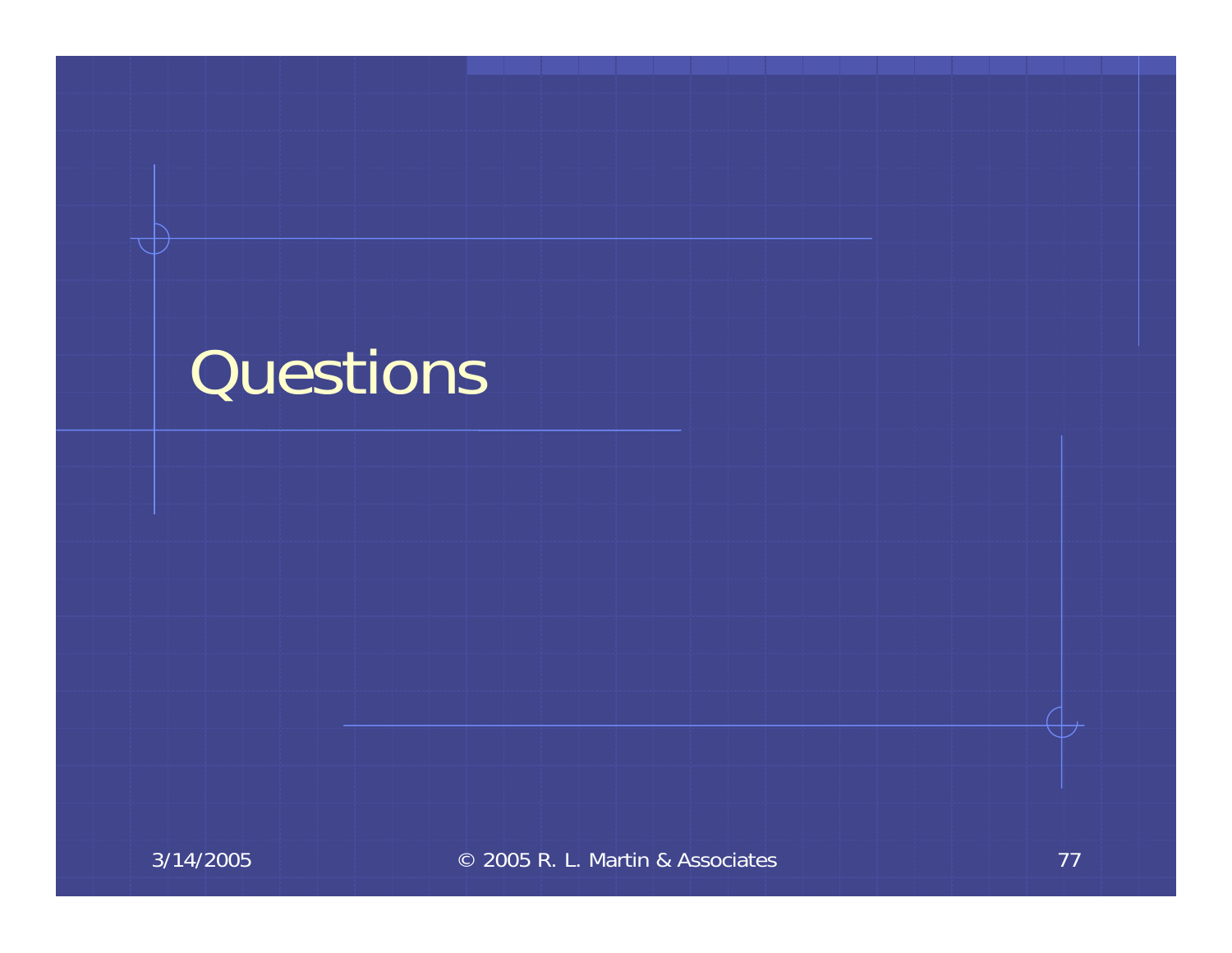# Questions